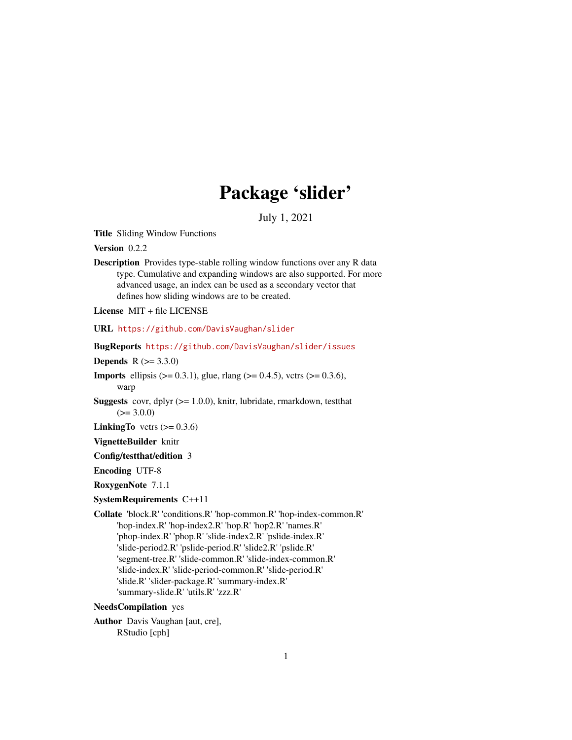# Package 'slider'

July 1, 2021

**Title** Sliding Window Functions

**Version** 0.2.2

**Description** Provides type-stable rolling window functions over any R data type. Cumulative and expanding windows are also supported. For more advanced usage, an index can be used as a secondary vector that defines how sliding windows are to be created.

**License** MIT + file LICENSE

**URL** https://github.com/DavisVaughan/slider

**BugReports** https://github.com/DavisVaughan/slider/issues

**Depends** R (>= 3.3.0)

**Imports** ellipsis (>= 0.3.1), glue, rlang (>= 0.4.5), vctrs (>= 0.3.6), warp

**Suggests** covr, dplyr (>= 1.0.0), knitr, lubridate, rmarkdown, testthat (>= 3.0.0)

**LinkingTo** vctrs (>= 0.3.6)

**VignetteBuilder** knitr

**Config/testthat/edition** 3

**Encoding** UTF-8

**RoxygenNote** 7.1.1

**SystemRequirements** C++11

**Collate** 'block.R' 'conditions.R' 'hop-common.R' 'hop-index-common.R' 'hop-index.R' 'hop-index2.R' 'hop.R' 'hop2.R' 'names.R' 'phop-index.R' 'phop.R' 'slide-index2.R' 'pslide-index.R' 'slide-period2.R' 'pslide-period.R' 'slide2.R' 'pslide.R' 'segment-tree.R' 'slide-common.R' 'slide-index-common.R' 'slide-index.R' 'slide-period-common.R' 'slide-period.R' 'slide.R' 'slider-package.R' 'summary-index.R' 'summary-slide.R' 'utils.R' 'zzz.R'

**NeedsCompilation** yes

**Author** Davis Vaughan [aut, cre], RStudio [cph]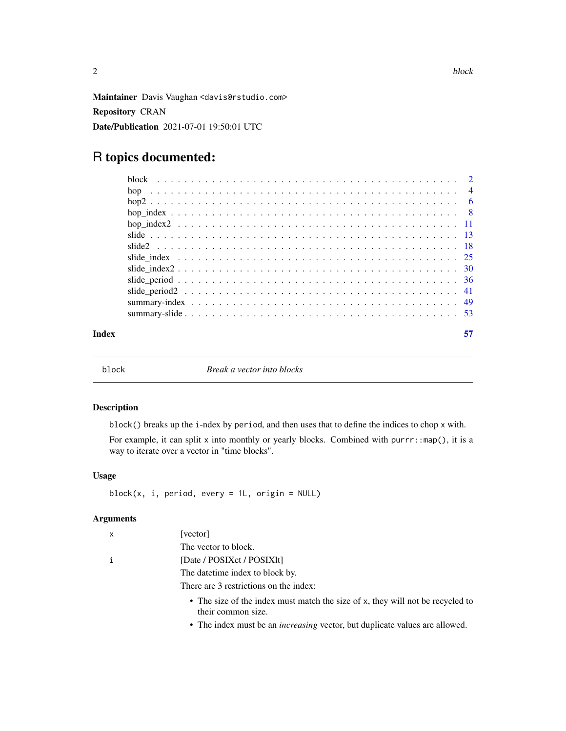**Maintainer** Davis Vaughan <davis@rstudio.com>

**Repository** CRAN

**Date/Publication** 2021-07-01 19:50:01 UTC

# R topics documented:

| | |
|---|---|
| block | 2 |
| hop | 4 |
| hop2 | 6 |
| hop_index | 8 |
| hop_index2 | 11 |
| slide | 13 |
| slide2 | 18 |
| slide_index | 25 |
| slide_index2 | 30 |
| slide_period | 36 |
| slide_period2 | 41 |
| summary-index | 49 |
| summary-slide | 53 |

**Index** **57**

---

block — *Break a vector into blocks*

---

## Description

`block()` breaks up the `i`-ndex by `period`, and then uses that to define the indices to chop `x` with.

For example, it can split `x` into monthly or yearly blocks. Combined with `purrr::map()`, it is a way to iterate over a vector in "time blocks".

## Usage

```
block(x, i, period, every = 1L, origin = NULL)
```

## Arguments

`x` [vector]

The vector to block.

`i` [Date / POSIXct / POSIXlt]

The datetime index to block by.

There are 3 restrictions on the index:

- The size of the index must match the size of `x`, they will not be recycled to their common size.
- The index must be an *increasing* vector, but duplicate values are allowed.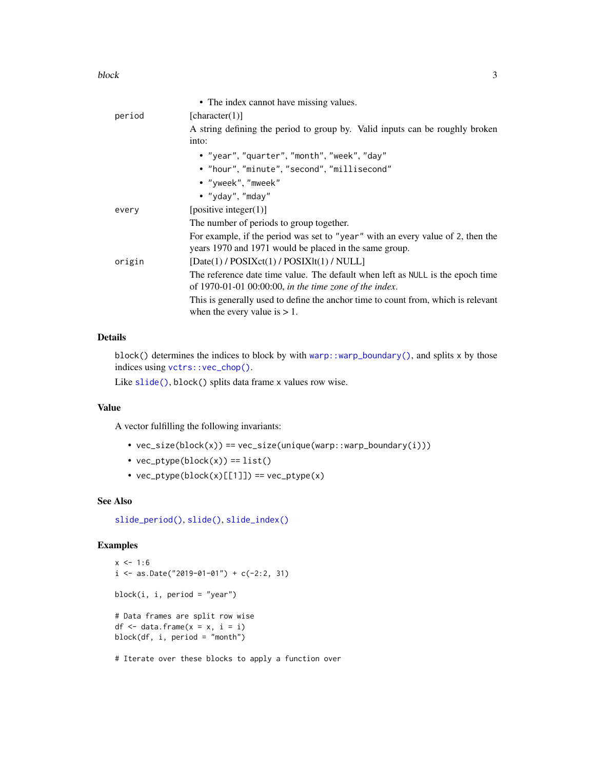- The index cannot have missing values.

`period`
[character(1)]

A string defining the period to group by. Valid inputs can be roughly broken into:

- `"year"`, `"quarter"`, `"month"`, `"week"`, `"day"`
- `"hour"`, `"minute"`, `"second"`, `"millisecond"`
- `"yweek"`, `"mweek"`
- `"yday"`, `"mday"`

`every`
[positive integer(1)]

The number of periods to group together.

For example, if the period was set to `"year"` with an every value of `2`, then the years 1970 and 1971 would be placed in the same group.

`origin`
[Date(1) / POSIXct(1) / POSIXlt(1) / NULL]

The reference date time value. The default when left as `NULL` is the epoch time of 1970-01-01 00:00:00, *in the time zone of the index*.

This is generally used to define the anchor time to count from, which is relevant when the every value is > 1.

## Details

`block()` determines the indices to block by with `warp::warp_boundary()`, and splits `x` by those indices using `vctrs::vec_chop()`.

Like `slide()`, `block()` splits data frame `x` values row wise.

## Value

A vector fulfilling the following invariants:

- `vec_size(block(x))` == `vec_size(unique(warp::warp_boundary(i)))`
- `vec_ptype(block(x))` == `list()`
- `vec_ptype(block(x)[[1]])` == `vec_ptype(x)`

## See Also

`slide_period()`, `slide()`, `slide_index()`

## Examples

```
x <- 1:6
i <- as.Date("2019-01-01") + c(-2:2, 31)

block(i, i, period = "year")

# Data frames are split row wise
df <- data.frame(x = x, i = i)
block(df, i, period = "month")

# Iterate over these blocks to apply a function over
```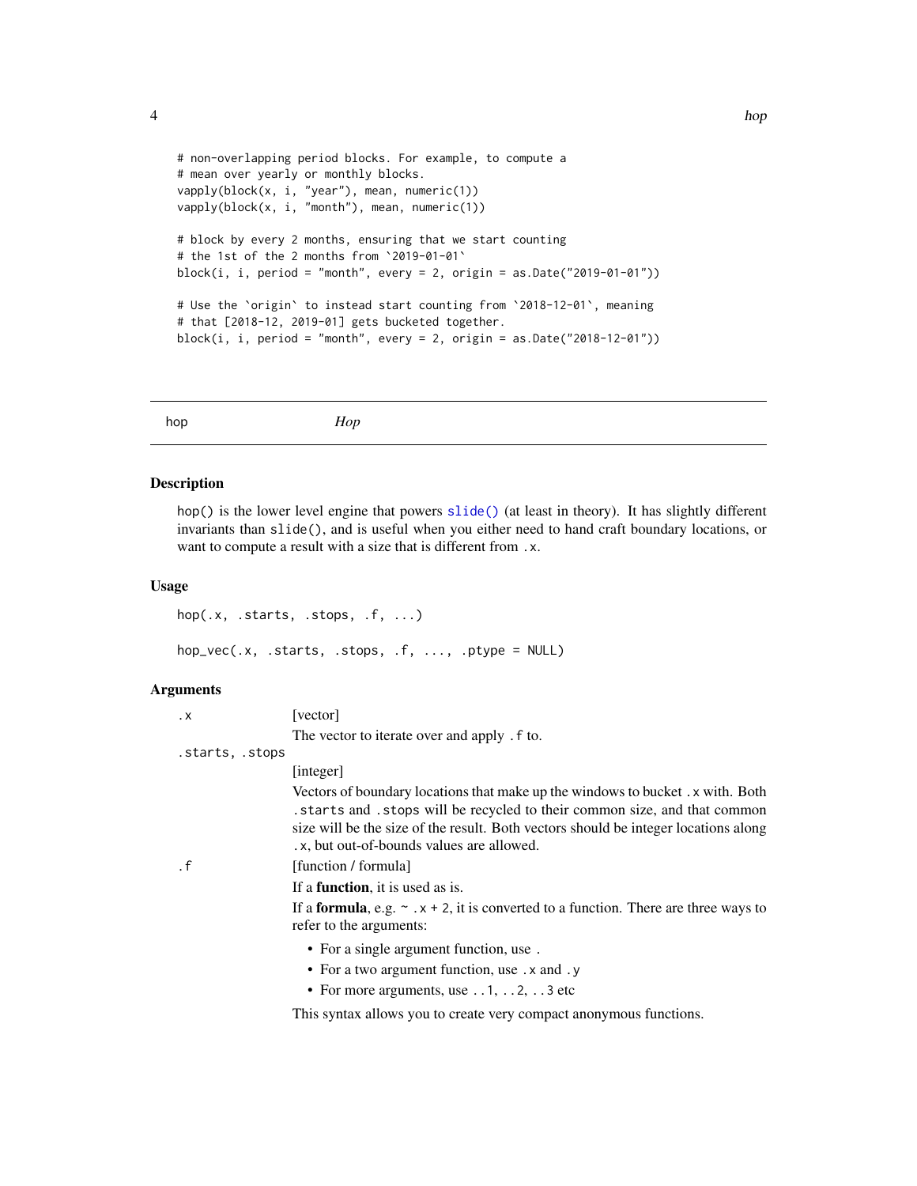```
# non-overlapping period blocks. For example, to compute a
# mean over yearly or monthly blocks.
vapply(block(x, i, "year"), mean, numeric(1))
vapply(block(x, i, "month"), mean, numeric(1))

# block by every 2 months, ensuring that we start counting
# the 1st of the 2 months from `2019-01-01`
block(i, i, period = "month", every = 2, origin = as.Date("2019-01-01"))

# Use the `origin` to instead start counting from `2018-12-01`, meaning
# that [2018-12, 2019-01] gets bucketed together.
block(i, i, period = "month", every = 2, origin = as.Date("2018-12-01"))
```

---

## hop — *Hop*

### Description

`hop()` is the lower level engine that powers `slide()` (at least in theory). It has slightly different invariants than `slide()`, and is useful when you either need to hand craft boundary locations, or want to compute a result with a size that is different from `.x`.

### Usage

```
hop(.x, .starts, .stops, .f, ...)

hop_vec(.x, .starts, .stops, .f, ..., .ptype = NULL)
```

### Arguments

`.x` — [vector]

The vector to iterate over and apply `.f` to.

`.starts, .stops` — [integer]

Vectors of boundary locations that make up the windows to bucket `.x` with. Both `.starts` and `.stops` will be recycled to their common size, and that common size will be the size of the result. Both vectors should be integer locations along `.x`, but out-of-bounds values are allowed.

`.f` — [function / formula]

If a **function**, it is used as is.

If a **formula**, e.g. `~ .x + 2`, it is converted to a function. There are three ways to refer to the arguments:

- For a single argument function, use `.`
- For a two argument function, use `.x` and `.y`
- For more arguments, use `..1`, `..2`, `..3` etc

This syntax allows you to create very compact anonymous functions.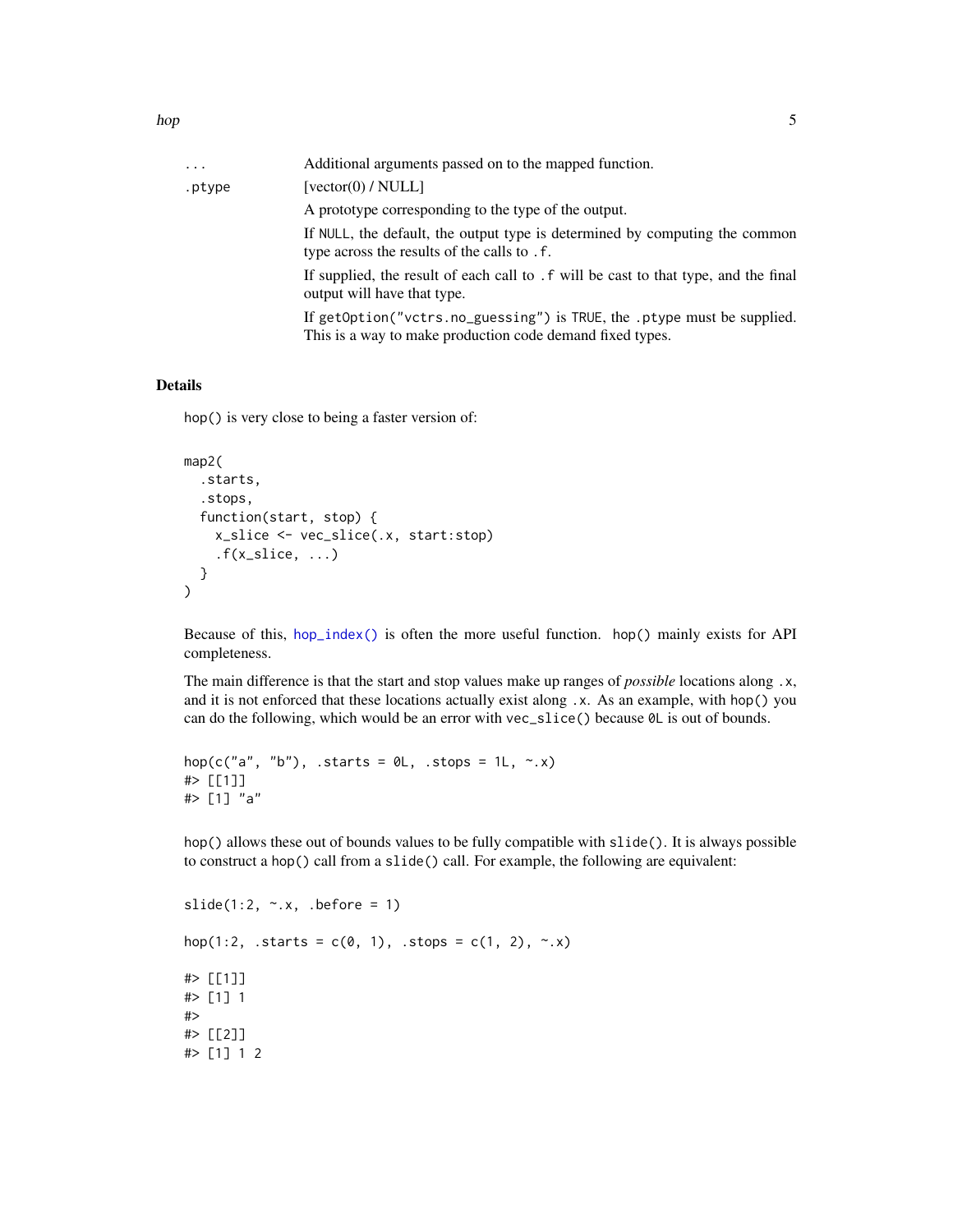| | |
|---|---|
| ... | Additional arguments passed on to the mapped function. |
| .ptype | [vector(0) / NULL]<br><br>A prototype corresponding to the type of the output.<br><br>If NULL, the default, the output type is determined by computing the common type across the results of the calls to .f.<br><br>If supplied, the result of each call to .f will be cast to that type, and the final output will have that type.<br><br>If getOption("vctrs.no_guessing") is TRUE, the .ptype must be supplied. This is a way to make production code demand fixed types. |

## Details

hop() is very close to being a faster version of:

```
map2(
  .starts,
  .stops,
  function(start, stop) {
    x_slice <- vec_slice(.x, start:stop)
    .f(x_slice, ...)
  }
)
```

Because of this, hop_index() is often the more useful function. hop() mainly exists for API completeness.

The main difference is that the start and stop values make up ranges of *possible* locations along .x, and it is not enforced that these locations actually exist along .x. As an example, with hop() you can do the following, which would be an error with vec_slice() because 0L is out of bounds.

```
hop(c("a", "b"), .starts = 0L, .stops = 1L, ~.x)
#> [[1]]
#> [1] "a"
```

hop() allows these out of bounds values to be fully compatible with slide(). It is always possible to construct a hop() call from a slide() call. For example, the following are equivalent:

```
slide(1:2, ~.x, .before = 1)

hop(1:2, .starts = c(0, 1), .stops = c(1, 2), ~.x)

#> [[1]]
#> [1] 1
#>
#> [[2]]
#> [1] 1 2
```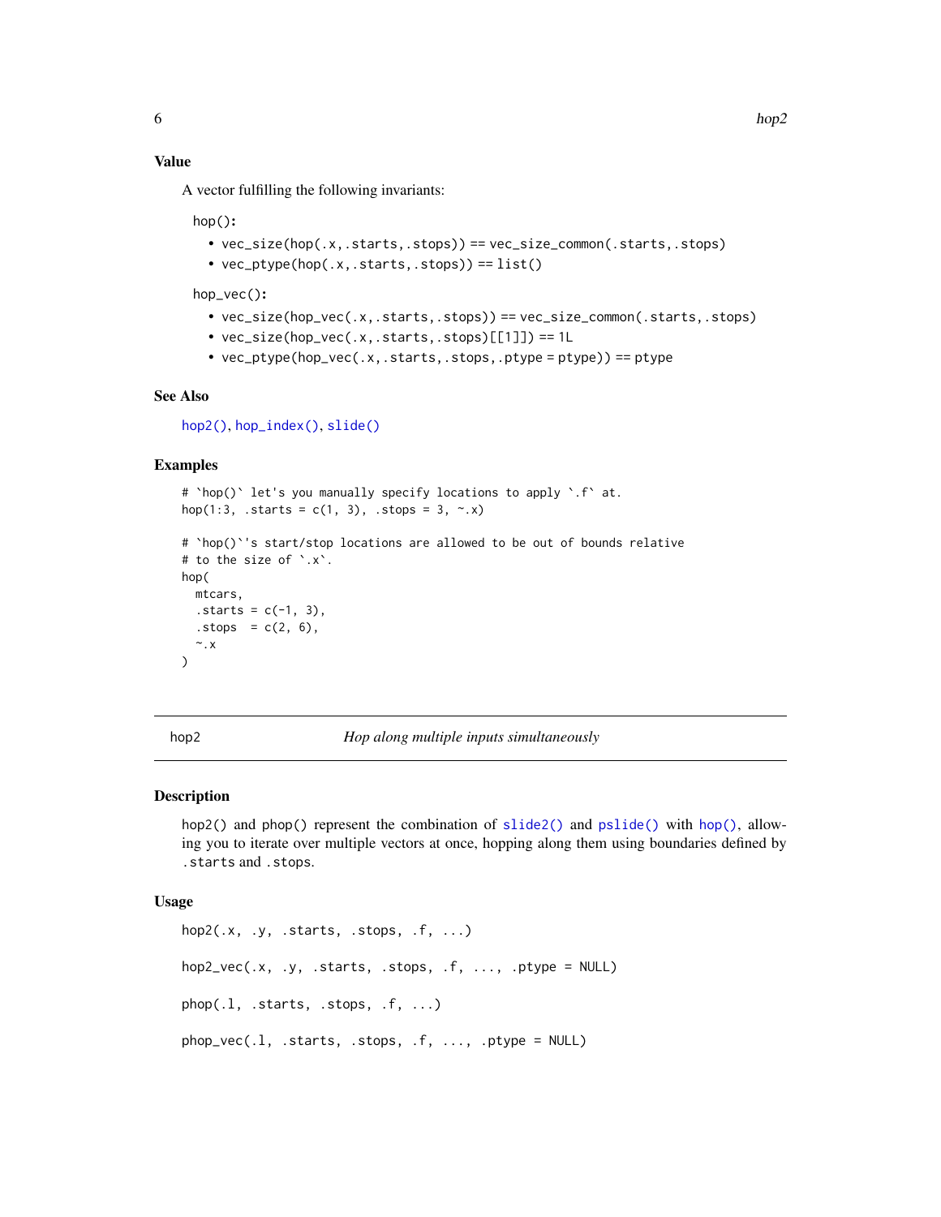### Value

A vector fulfilling the following invariants:

**hop():**

- `vec_size(hop(.x, .starts, .stops)) == vec_size_common(.starts, .stops)`
- `vec_ptype(hop(.x, .starts, .stops)) == list()`

**hop_vec():**

- `vec_size(hop_vec(.x, .starts, .stops)) == vec_size_common(.starts, .stops)`
- `vec_size(hop_vec(.x, .starts, .stops)[[1]]) == 1L`
- `vec_ptype(hop_vec(.x, .starts, .stops, .ptype = ptype)) == ptype`

### See Also

`hop2()`, `hop_index()`, `slide()`

### Examples

```
# `hop()` let's you manually specify locations to apply `.f` at.
hop(1:3, .starts = c(1, 3), .stops = 3, ~.x)

# `hop()`'s start/stop locations are allowed to be out of bounds relative
# to the size of `.x`.
hop(
  mtcars,
  .starts = c(-1, 3),
  .stops  = c(2, 6),
  ~.x
)
```

---

## hop2 — *Hop along multiple inputs simultaneously*

### Description

hop2() and phop() represent the combination of `slide2()` and `pslide()` with `hop()`, allowing you to iterate over multiple vectors at once, hopping along them using boundaries defined by `.starts` and `.stops`.

### Usage

```
hop2(.x, .y, .starts, .stops, .f, ...)

hop2_vec(.x, .y, .starts, .stops, .f, ..., .ptype = NULL)

phop(.l, .starts, .stops, .f, ...)

phop_vec(.l, .starts, .stops, .f, ..., .ptype = NULL)
```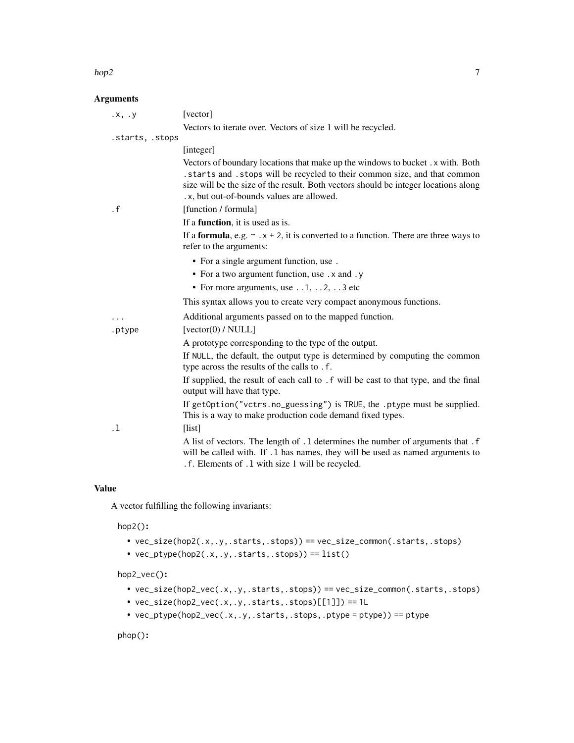## Arguments

| Argument | Description |
| --- | --- |
| `.x, .y` | [vector]<br>Vectors to iterate over. Vectors of size 1 will be recycled. |
| `.starts, .stops` | [integer]<br>Vectors of boundary locations that make up the windows to bucket `.x` with. Both `.starts` and `.stops` will be recycled to their common size, and that common size will be the size of the result. Both vectors should be integer locations along `.x`, but out-of-bounds values are allowed. |
| `.f` | [function / formula]<br>If a **function**, it is used as is.<br>If a **formula**, e.g. `~ .x + 2`, it is converted to a function. There are three ways to refer to the arguments:<br>• For a single argument function, use `.`<br>• For a two argument function, use `.x` and `.y`<br>• For more arguments, use `..1`, `..2`, `..3` etc<br>This syntax allows you to create very compact anonymous functions. |
| `...` | Additional arguments passed on to the mapped function. |
| `.ptype` | [vector(0) / NULL]<br>A prototype corresponding to the type of the output.<br>If `NULL`, the default, the output type is determined by computing the common type across the results of the calls to `.f`.<br>If supplied, the result of each call to `.f` will be cast to that type, and the final output will have that type.<br>If `getOption("vctrs.no_guessing")` is `TRUE`, the `.ptype` must be supplied. This is a way to make production code demand fixed types. |
| `.l` | [list]<br>A list of vectors. The length of `.l` determines the number of arguments that `.f` will be called with. If `.l` has names, they will be used as named arguments to `.f`. Elements of `.l` with size 1 will be recycled. |

## Value

A vector fulfilling the following invariants:

**`hop2()`:**

- `vec_size(hop2(.x,.y,.starts,.stops)) == vec_size_common(.starts,.stops)`
- `vec_ptype(hop2(.x,.y,.starts,.stops)) == list()`

**`hop2_vec()`:**

- `vec_size(hop2_vec(.x,.y,.starts,.stops)) == vec_size_common(.starts,.stops)`
- `vec_size(hop2_vec(.x,.y,.starts,.stops)[[1]]) == 1L`
- `vec_ptype(hop2_vec(.x,.y,.starts,.stops,.ptype = ptype)) == ptype`

**`phop()`:**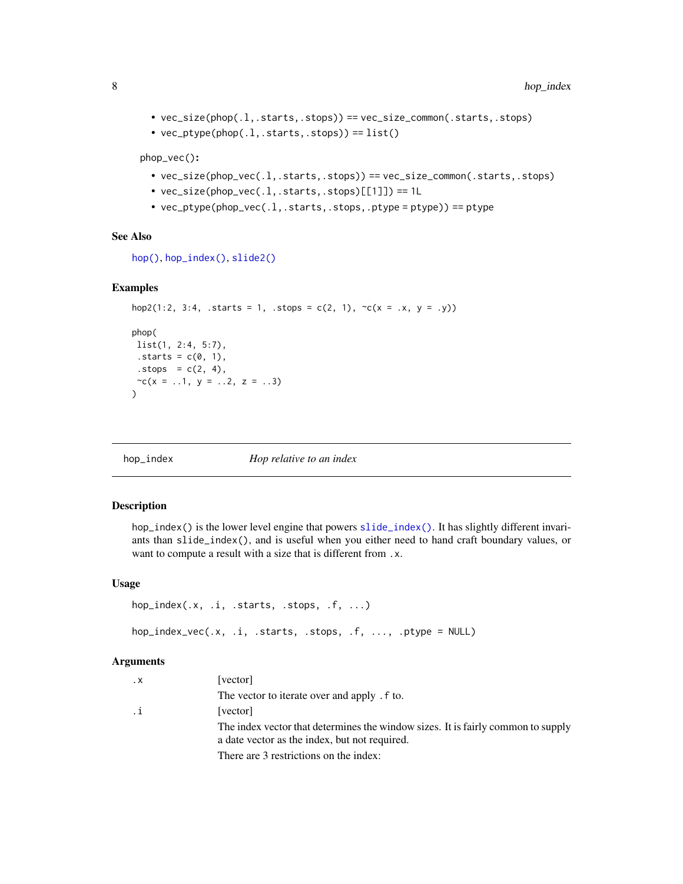- vec_size(phop(.l,.starts,.stops)) == vec_size_common(.starts,.stops)
- vec_ptype(phop(.l,.starts,.stops)) == list()

phop_vec():

- vec_size(phop_vec(.l,.starts,.stops)) == vec_size_common(.starts,.stops)
- vec_size(phop_vec(.l,.starts,.stops)[[1]]) == 1L
- vec_ptype(phop_vec(.l,.starts,.stops,.ptype = ptype)) == ptype

### See Also

hop(), hop_index(), slide2()

### Examples

```
hop2(1:2, 3:4, .starts = 1, .stops = c(2, 1), ~c(x = .x, y = .y))

phop(
 list(1, 2:4, 5:7),
 .starts = c(0, 1),
 .stops  = c(2, 4),
 ~c(x = ..1, y = ..2, z = ..3)
)
```

---

## hop_index — *Hop relative to an index*

### Description

hop_index() is the lower level engine that powers slide_index(). It has slightly different invariants than slide_index(), and is useful when you either need to hand craft boundary values, or want to compute a result with a size that is different from .x.

### Usage

```
hop_index(.x, .i, .starts, .stops, .f, ...)

hop_index_vec(.x, .i, .starts, .stops, .f, ..., .ptype = NULL)
```

### Arguments

| | |
|---|---|
| .x | [vector]<br>The vector to iterate over and apply .f to. |
| .i | [vector]<br>The index vector that determines the window sizes. It is fairly common to supply a date vector as the index, but not required.<br>There are 3 restrictions on the index: |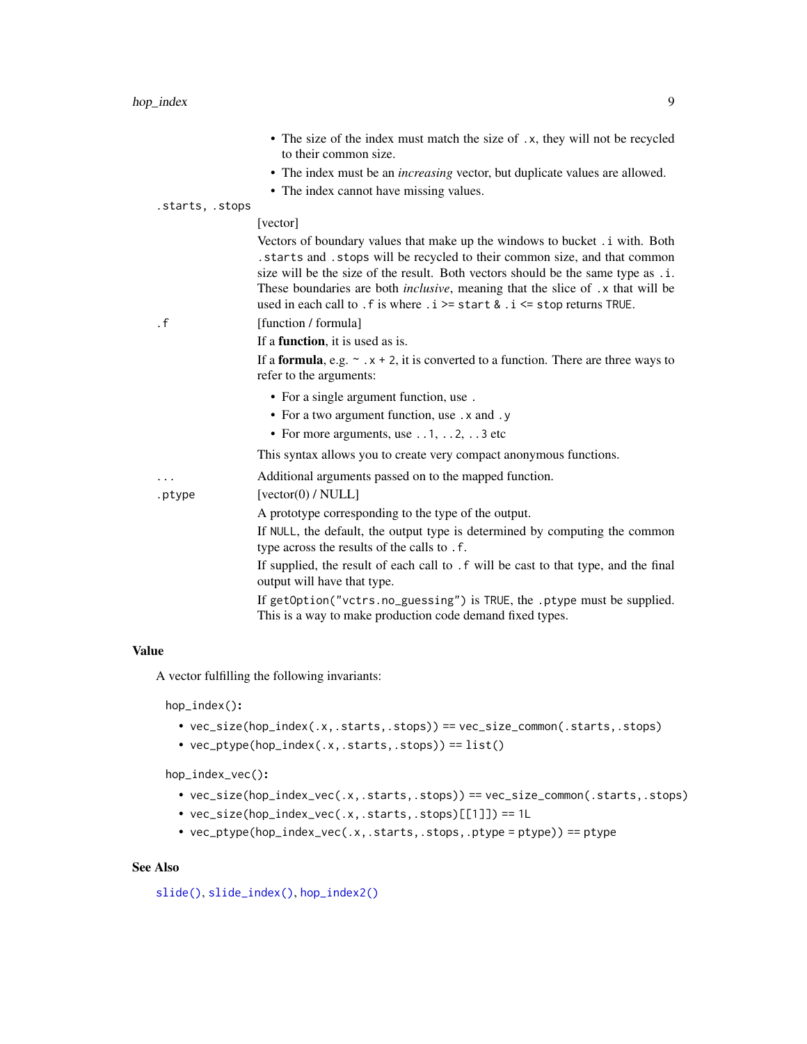- The size of the index must match the size of `.x`, they will not be recycled to their common size.
- The index must be an *increasing* vector, but duplicate values are allowed.
- The index cannot have missing values.

`.starts, .stops`
: [vector]

  Vectors of boundary values that make up the windows to bucket `.i` with. Both `.starts` and `.stops` will be recycled to their common size, and that common size will be the size of the result. Both vectors should be the same type as `.i`. These boundaries are both *inclusive*, meaning that the slice of `.x` that will be used in each call to `.f` is where `.i >= start & .i <= stop` returns `TRUE`.

`.f`
: [function / formula]

  If a **function**, it is used as is.

  If a **formula**, e.g. `~ .x + 2`, it is converted to a function. There are three ways to refer to the arguments:

  - For a single argument function, use `.`
  - For a two argument function, use `.x` and `.y`
  - For more arguments, use `..1`, `..2`, `..3` etc

  This syntax allows you to create very compact anonymous functions.

`...`
: Additional arguments passed on to the mapped function.

`.ptype`
: [vector(0) / NULL]

  A prototype corresponding to the type of the output.

  If `NULL`, the default, the output type is determined by computing the common type across the results of the calls to `.f`.

  If supplied, the result of each call to `.f` will be cast to that type, and the final output will have that type.

  If `getOption("vctrs.no_guessing")` is `TRUE`, the `.ptype` must be supplied. This is a way to make production code demand fixed types.

## Value

A vector fulfilling the following invariants:

**`hop_index()`:**

- `vec_size(hop_index(.x, .starts, .stops)) == vec_size_common(.starts, .stops)`
- `vec_ptype(hop_index(.x, .starts, .stops)) == list()`

**`hop_index_vec()`:**

- `vec_size(hop_index_vec(.x, .starts, .stops)) == vec_size_common(.starts, .stops)`
- `vec_size(hop_index_vec(.x, .starts, .stops)[[1]]) == 1L`
- `vec_ptype(hop_index_vec(.x, .starts, .stops, .ptype = ptype)) == ptype`

## See Also

`slide()`, `slide_index()`, `hop_index2()`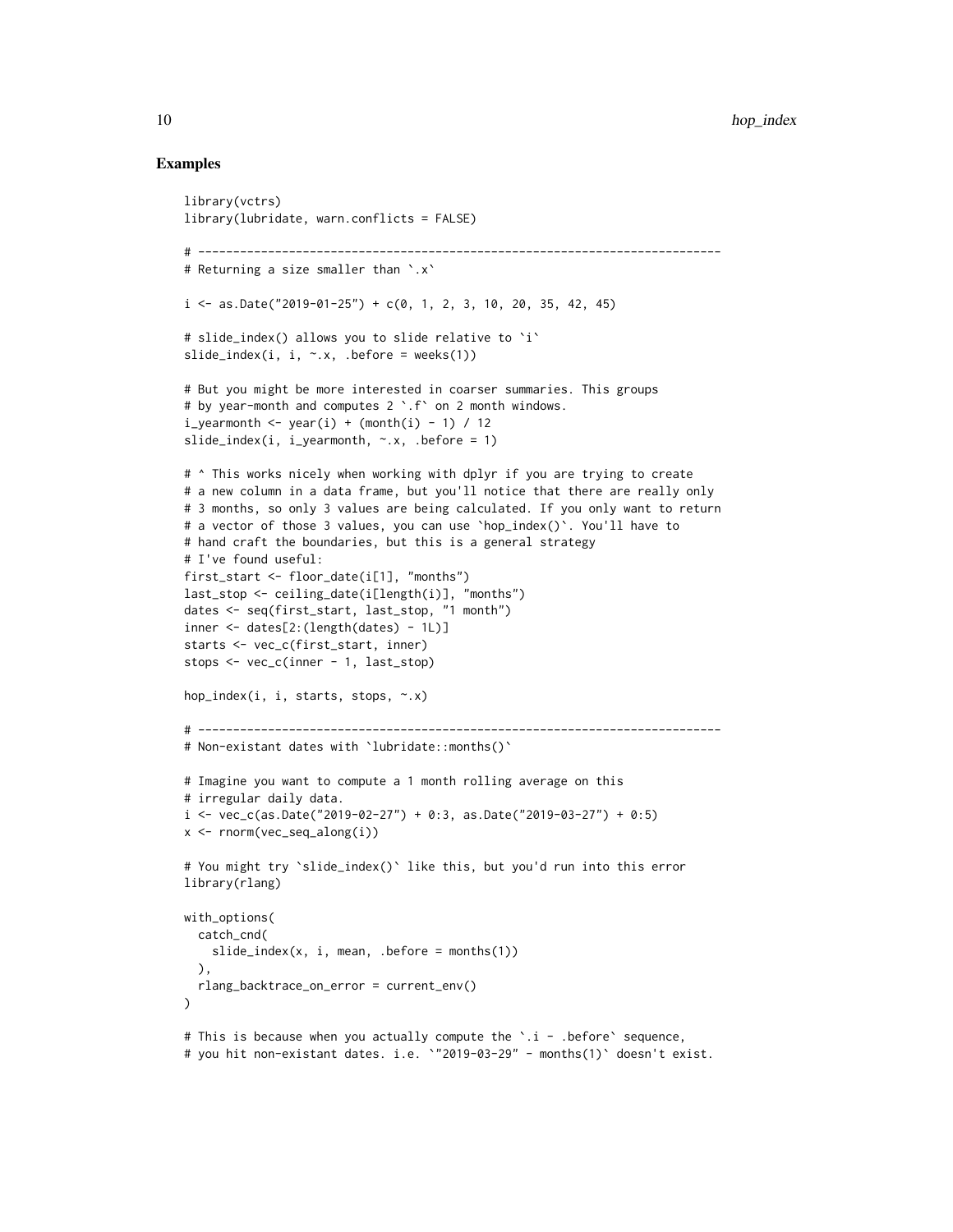## Examples

```
library(vctrs)
library(lubridate, warn.conflicts = FALSE)

# ---------------------------------------------------------------------------
# Returning a size smaller than `.x`

i <- as.Date("2019-01-25") + c(0, 1, 2, 3, 10, 20, 35, 42, 45)

# slide_index() allows you to slide relative to `i`
slide_index(i, i, ~.x, .before = weeks(1))

# But you might be more interested in coarser summaries. This groups
# by year-month and computes 2 `.f` on 2 month windows.
i_yearmonth <- year(i) + (month(i) - 1) / 12
slide_index(i, i_yearmonth, ~.x, .before = 1)

# ^ This works nicely when working with dplyr if you are trying to create
# a new column in a data frame, but you'll notice that there are really only
# 3 months, so only 3 values are being calculated. If you only want to return
# a vector of those 3 values, you can use `hop_index()`. You'll have to
# hand craft the boundaries, but this is a general strategy
# I've found useful:
first_start <- floor_date(i[1], "months")
last_stop <- ceiling_date(i[length(i)], "months")
dates <- seq(first_start, last_stop, "1 month")
inner <- dates[2:(length(dates) - 1L)]
starts <- vec_c(first_start, inner)
stops <- vec_c(inner - 1, last_stop)

hop_index(i, i, starts, stops, ~.x)

# ---------------------------------------------------------------------------
# Non-existant dates with `lubridate::months()`

# Imagine you want to compute a 1 month rolling average on this
# irregular daily data.
i <- vec_c(as.Date("2019-02-27") + 0:3, as.Date("2019-03-27") + 0:5)
x <- rnorm(vec_seq_along(i))

# You might try `slide_index()` like this, but you'd run into this error
library(rlang)

with_options(
  catch_cnd(
    slide_index(x, i, mean, .before = months(1))
  ),
  rlang_backtrace_on_error = current_env()
)

# This is because when you actually compute the `.i - .before` sequence,
# you hit non-existant dates. i.e. `"2019-03-29" - months(1)` doesn't exist.
```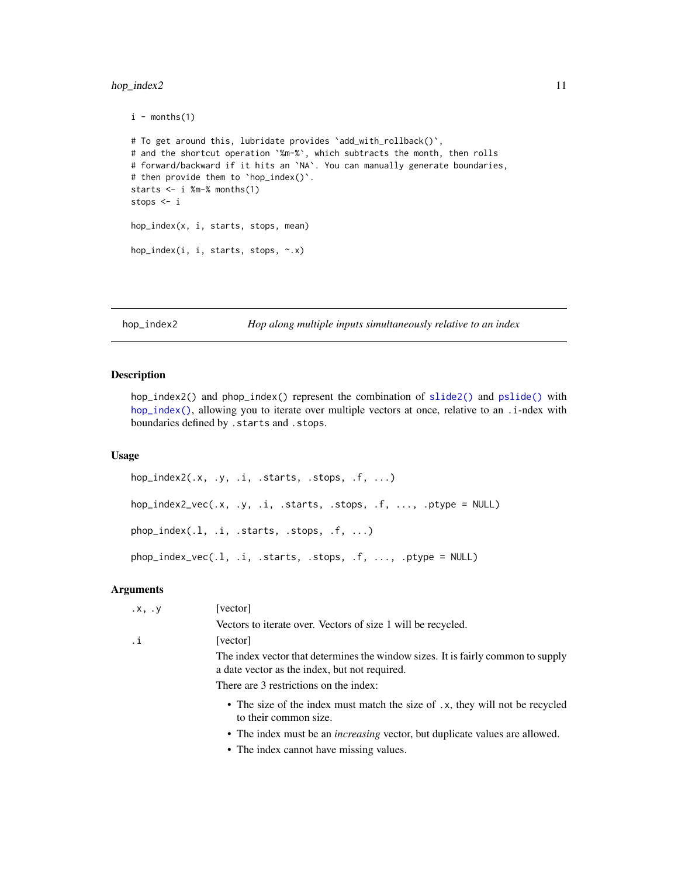```r
i - months(1)

# To get around this, lubridate provides `add_with_rollback()`,
# and the shortcut operation `%m-%`, which subtracts the month, then rolls
# forward/backward if it hits an `NA`. You can manually generate boundaries,
# then provide them to `hop_index()`.
starts <- i %m-% months(1)
stops <- i

hop_index(x, i, starts, stops, mean)

hop_index(i, i, starts, stops, ~.x)
```

---

`hop_index2` — *Hop along multiple inputs simultaneously relative to an index*

---

## Description

hop_index2() and phop_index() represent the combination of slide2() and pslide() with hop_index(), allowing you to iterate over multiple vectors at once, relative to an .i-ndex with boundaries defined by .starts and .stops.

## Usage

```r
hop_index2(.x, .y, .i, .starts, .stops, .f, ...)

hop_index2_vec(.x, .y, .i, .starts, .stops, .f, ..., .ptype = NULL)

phop_index(.l, .i, .starts, .stops, .f, ...)

phop_index_vec(.l, .i, .starts, .stops, .f, ..., .ptype = NULL)
```

## Arguments

`.x, .y` [vector]

Vectors to iterate over. Vectors of size 1 will be recycled.

`.i` [vector]

The index vector that determines the window sizes. It is fairly common to supply a date vector as the index, but not required.

There are 3 restrictions on the index:

- The size of the index must match the size of .x, they will not be recycled to their common size.
- The index must be an *increasing* vector, but duplicate values are allowed.
- The index cannot have missing values.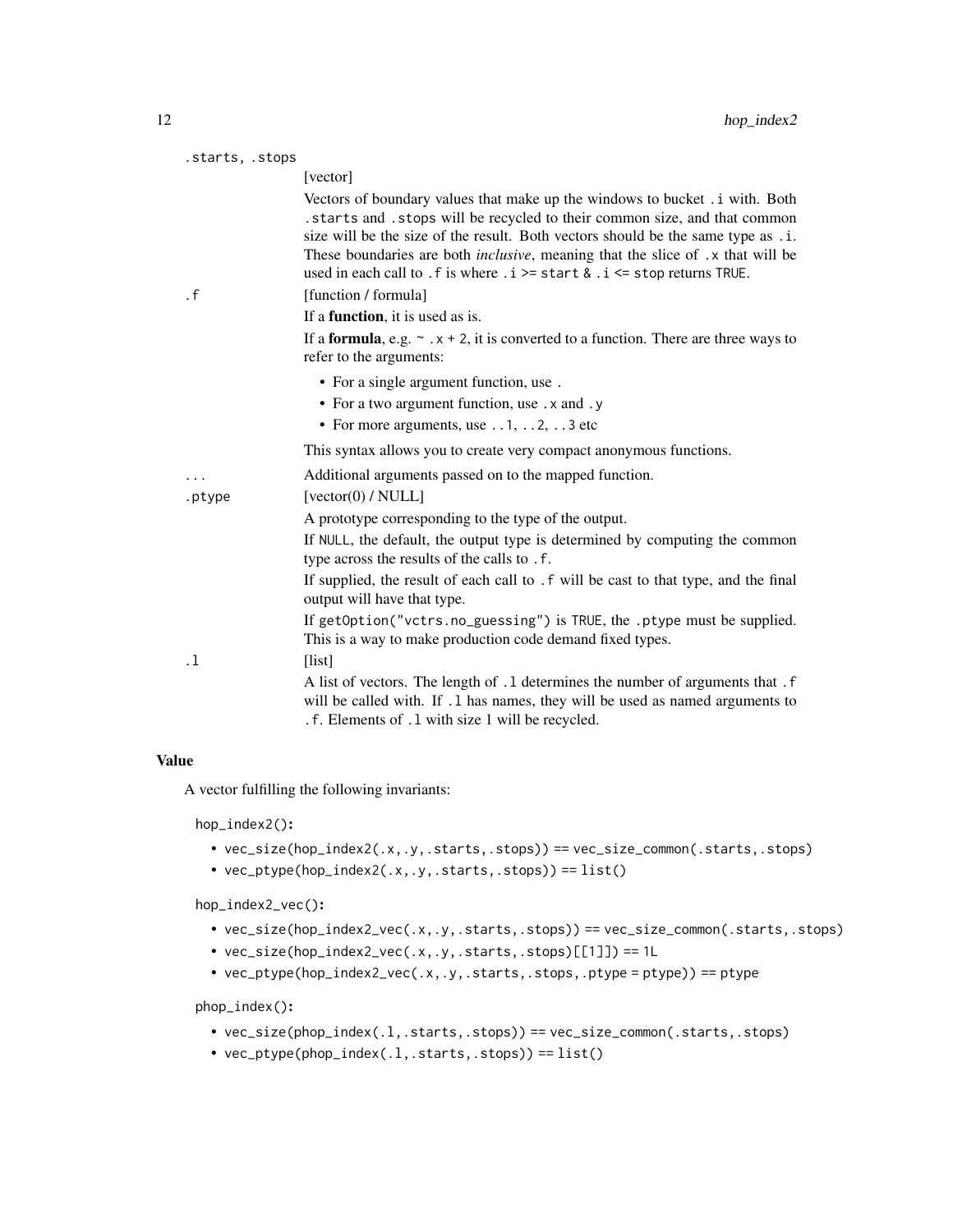`.starts, .stops`
: [vector]

  Vectors of boundary values that make up the windows to bucket `.i` with. Both `.starts` and `.stops` will be recycled to their common size, and that common size will be the size of the result. Both vectors should be the same type as `.i`. These boundaries are both *inclusive*, meaning that the slice of `.x` that will be used in each call to `.f` is where `.i >= start & .i <= stop` returns `TRUE`.

`.f`
: [function / formula]

  If a **function**, it is used as is.

  If a **formula**, e.g. `~ .x + 2`, it is converted to a function. There are three ways to refer to the arguments:

  - For a single argument function, use `.`
  - For a two argument function, use `.x` and `.y`
  - For more arguments, use `..1`, `..2`, `..3` etc

  This syntax allows you to create very compact anonymous functions.

`...`
: Additional arguments passed on to the mapped function.

`.ptype`
: [vector(0) / NULL]

  A prototype corresponding to the type of the output.

  If `NULL`, the default, the output type is determined by computing the common type across the results of the calls to `.f`.

  If supplied, the result of each call to `.f` will be cast to that type, and the final output will have that type.

  If `getOption("vctrs.no_guessing")` is `TRUE`, the `.ptype` must be supplied. This is a way to make production code demand fixed types.

`.l`
: [list]

  A list of vectors. The length of `.l` determines the number of arguments that `.f` will be called with. If `.l` has names, they will be used as named arguments to `.f`. Elements of `.l` with size 1 will be recycled.

## Value

A vector fulfilling the following invariants:

`hop_index2()`:

- `vec_size(hop_index2(.x, .y, .starts, .stops)) == vec_size_common(.starts, .stops)`
- `vec_ptype(hop_index2(.x, .y, .starts, .stops)) == list()`

`hop_index2_vec()`:

- `vec_size(hop_index2_vec(.x, .y, .starts, .stops)) == vec_size_common(.starts, .stops)`
- `vec_size(hop_index2_vec(.x, .y, .starts, .stops)[[1]]) == 1L`
- `vec_ptype(hop_index2_vec(.x, .y, .starts, .stops, .ptype = ptype)) == ptype`

`phop_index()`:

- `vec_size(phop_index(.l, .starts, .stops)) == vec_size_common(.starts, .stops)`
- `vec_ptype(phop_index(.l, .starts, .stops)) == list()`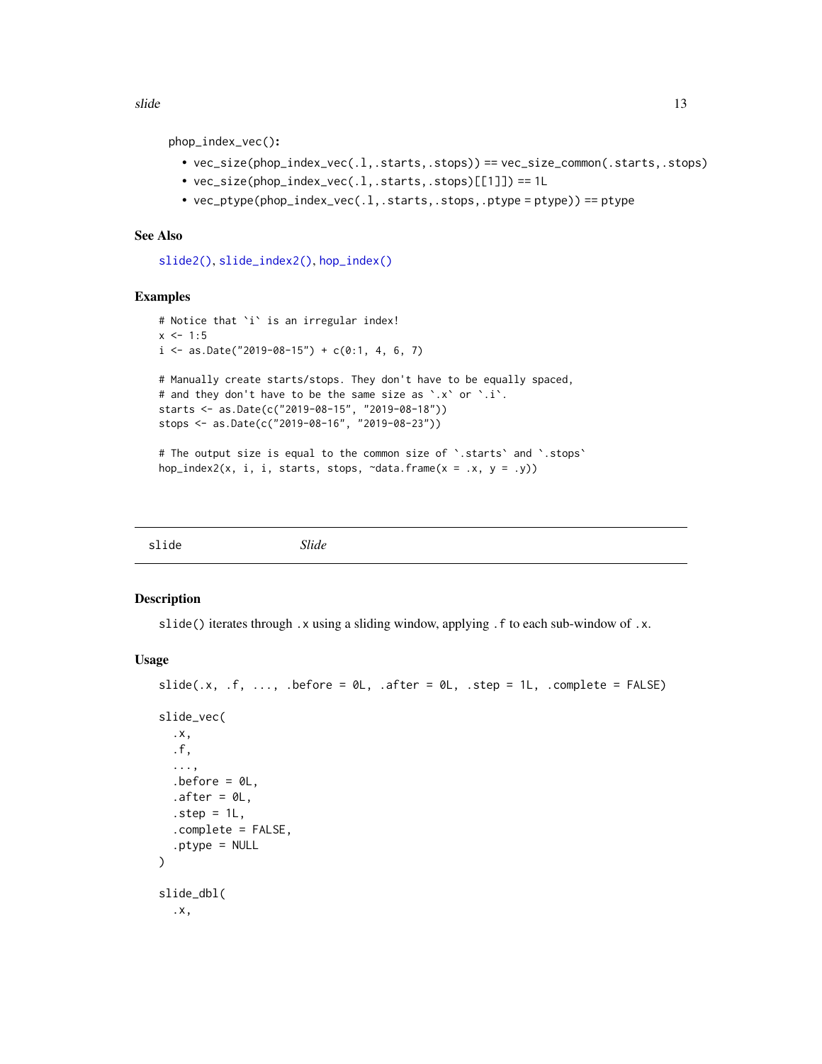phop_index_vec():

- vec_size(phop_index_vec(.l,.starts,.stops)) == vec_size_common(.starts,.stops)
- vec_size(phop_index_vec(.l,.starts,.stops)[[1]]) == 1L
- vec_ptype(phop_index_vec(.l,.starts,.stops,.ptype = ptype)) == ptype

## See Also

slide2(), slide_index2(), hop_index()

## Examples

```
# Notice that `i` is an irregular index!
x <- 1:5
i <- as.Date("2019-08-15") + c(0:1, 4, 6, 7)

# Manually create starts/stops. They don't have to be equally spaced,
# and they don't have to be the same size as `.x` or `.i`.
starts <- as.Date(c("2019-08-15", "2019-08-18"))
stops <- as.Date(c("2019-08-16", "2019-08-23"))

# The output size is equal to the common size of `.starts` and `.stops`
hop_index2(x, i, i, starts, stops, ~data.frame(x = .x, y = .y))
```

---

# slide *Slide*

## Description

slide() iterates through .x using a sliding window, applying .f to each sub-window of .x.

## Usage

```
slide(.x, .f, ..., .before = 0L, .after = 0L, .step = 1L, .complete = FALSE)

slide_vec(
  .x,
  .f,
  ...,
  .before = 0L,
  .after = 0L,
  .step = 1L,
  .complete = FALSE,
  .ptype = NULL
)

slide_dbl(
  .x,
```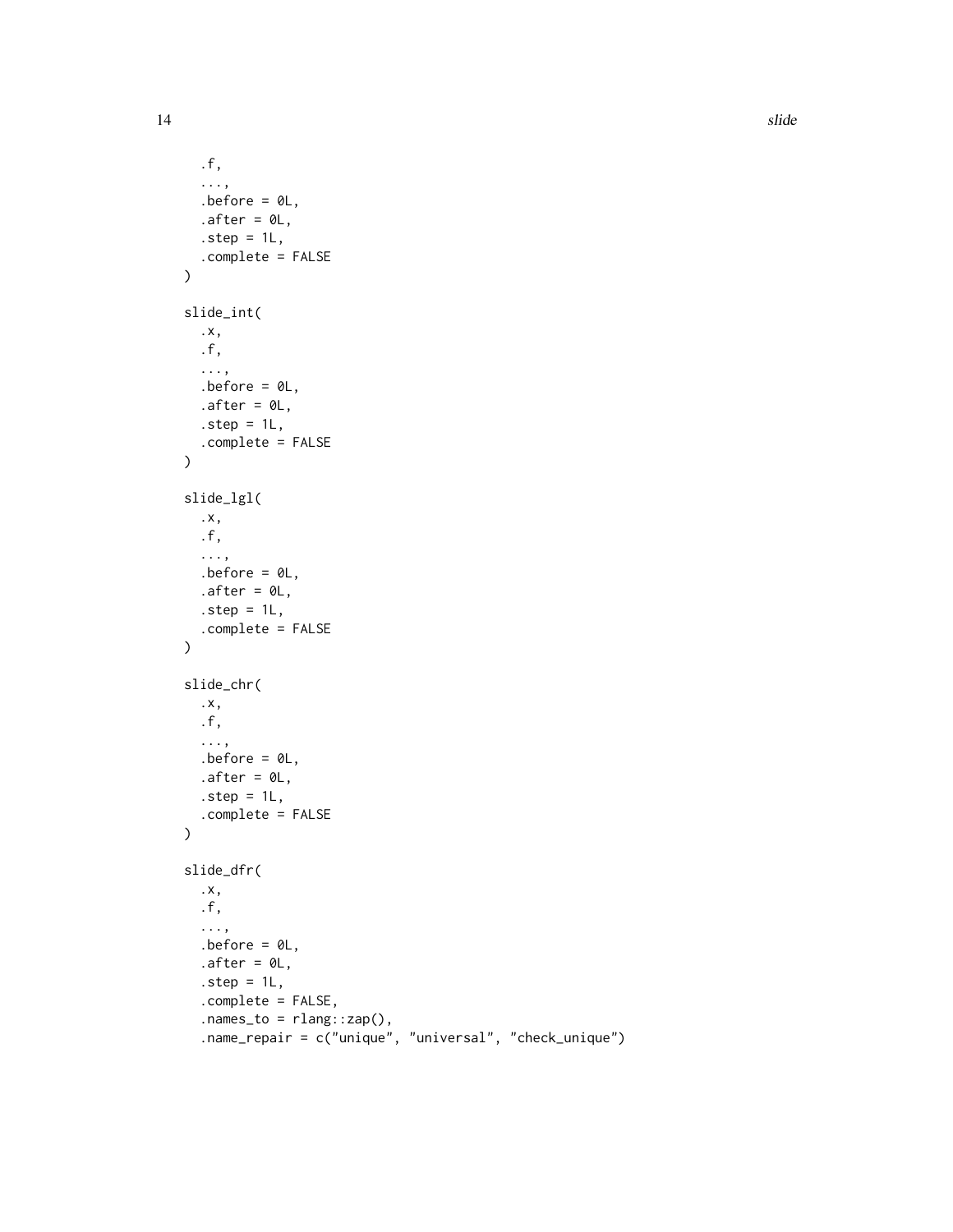```
  .f,
  ...,
  .before = 0L,
  .after = 0L,
  .step = 1L,
  .complete = FALSE
)

slide_int(
  .x,
  .f,
  ...,
  .before = 0L,
  .after = 0L,
  .step = 1L,
  .complete = FALSE
)

slide_lgl(
  .x,
  .f,
  ...,
  .before = 0L,
  .after = 0L,
  .step = 1L,
  .complete = FALSE
)

slide_chr(
  .x,
  .f,
  ...,
  .before = 0L,
  .after = 0L,
  .step = 1L,
  .complete = FALSE
)

slide_dfr(
  .x,
  .f,
  ...,
  .before = 0L,
  .after = 0L,
  .step = 1L,
  .complete = FALSE,
  .names_to = rlang::zap(),
  .name_repair = c("unique", "universal", "check_unique")
```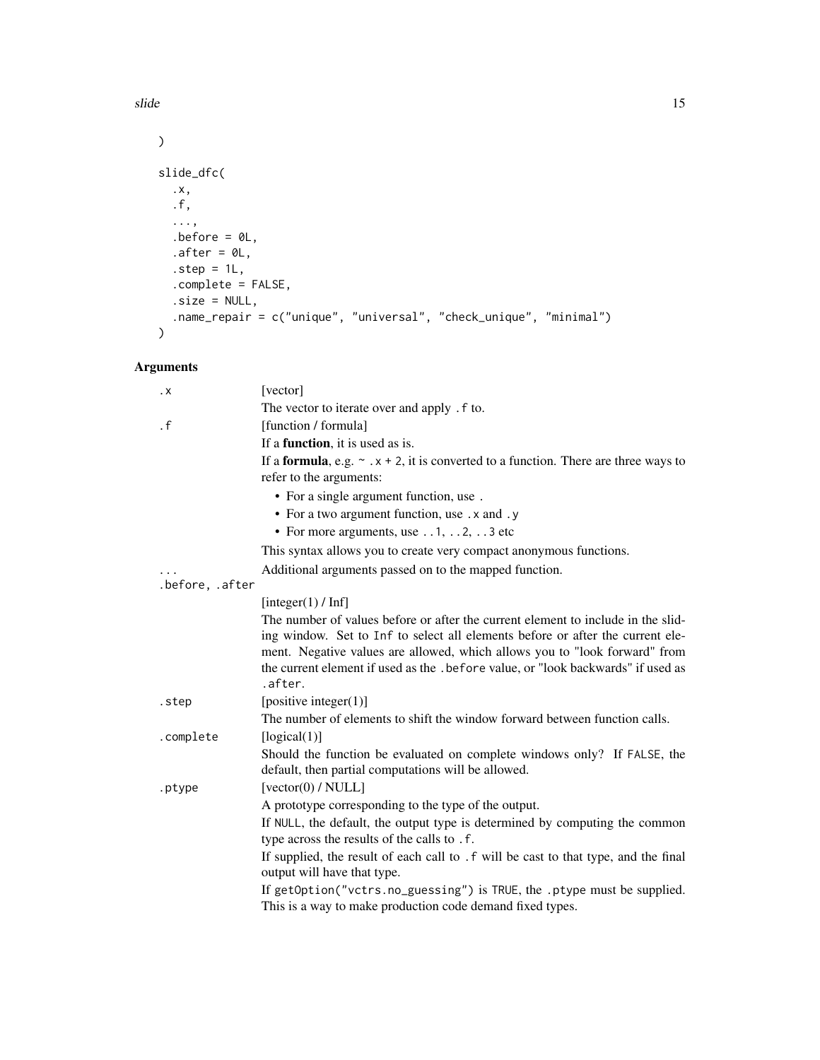```
)

slide_dfc(
  .x,
  .f,
  ...,
  .before = 0L,
  .after = 0L,
  .step = 1L,
  .complete = FALSE,
  .size = NULL,
  .name_repair = c("unique", "universal", "check_unique", "minimal")
)
```

### Arguments

`.x` [vector]

The vector to iterate over and apply `.f` to.

`.f` [function / formula]

If a **function**, it is used as is.

If a **formula**, e.g. `~ .x + 2`, it is converted to a function. There are three ways to refer to the arguments:

- For a single argument function, use `.`
- For a two argument function, use `.x` and `.y`
- For more arguments, use `..1`, `..2`, `..3` etc

This syntax allows you to create very compact anonymous functions.

`...` Additional arguments passed on to the mapped function.

`.before, .after`

[integer(1) / Inf]

The number of values before or after the current element to include in the sliding window. Set to `Inf` to select all elements before or after the current element. Negative values are allowed, which allows you to "look forward" from the current element if used as the `.before` value, or "look backwards" if used as `.after`.

`.step` [positive integer(1)]

The number of elements to shift the window forward between function calls.

`.complete` [logical(1)]

Should the function be evaluated on complete windows only? If `FALSE`, the default, then partial computations will be allowed.

`.ptype` [vector(0) / NULL]

A prototype corresponding to the type of the output.

If `NULL`, the default, the output type is determined by computing the common type across the results of the calls to `.f`.

If supplied, the result of each call to `.f` will be cast to that type, and the final output will have that type.

If `getOption("vctrs.no_guessing")` is `TRUE`, the `.ptype` must be supplied. This is a way to make production code demand fixed types.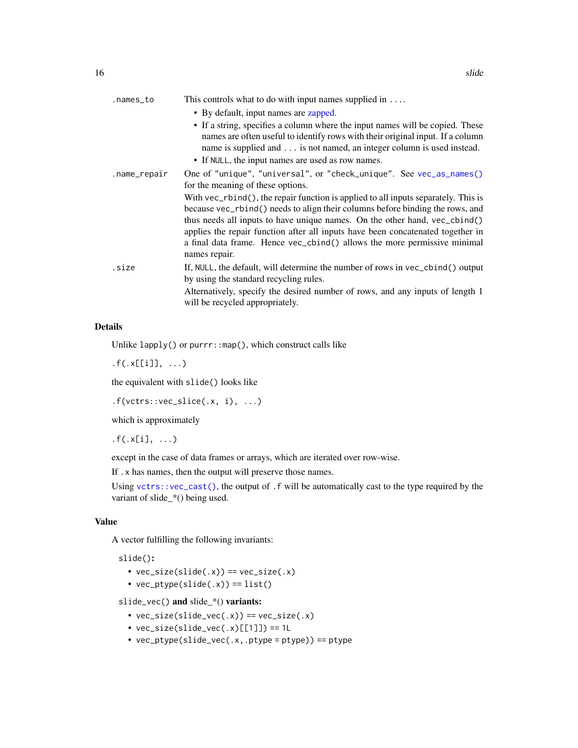`.names_to` This controls what to do with input names supplied in `...`.

- By default, input names are zapped.
- If a string, specifies a column where the input names will be copied. These names are often useful to identify rows with their original input. If a column name is supplied and `...` is not named, an integer column is used instead.
- If `NULL`, the input names are used as row names.

`.name_repair` One of `"unique"`, `"universal"`, or `"check_unique"`. See `vec_as_names()` for the meaning of these options.

With `vec_rbind()`, the repair function is applied to all inputs separately. This is because `vec_rbind()` needs to align their columns before binding the rows, and thus needs all inputs to have unique names. On the other hand, `vec_cbind()` applies the repair function after all inputs have been concatenated together in a final data frame. Hence `vec_cbind()` allows the more permissive minimal names repair.

`.size` If, `NULL`, the default, will determine the number of rows in `vec_cbind()` output by using the standard recycling rules.

Alternatively, specify the desired number of rows, and any inputs of length 1 will be recycled appropriately.

## Details

Unlike `lapply()` or `purrr::map()`, which construct calls like

```
.f(.x[[i]], ...)
```

the equivalent with `slide()` looks like

```
.f(vctrs::vec_slice(.x, i), ...)
```

which is approximately

```
.f(.x[i], ...)
```

except in the case of data frames or arrays, which are iterated over row-wise.

If `.x` has names, then the output will preserve those names.

Using `vctrs::vec_cast()`, the output of `.f` will be automatically cast to the type required by the variant of slide_*() being used.

## Value

A vector fulfilling the following invariants:

**`slide()`:**

- `vec_size(slide(.x)) == vec_size(.x)`
- `vec_ptype(slide(.x)) == list()`

**`slide_vec()` and slide_*() variants:**

- `vec_size(slide_vec(.x)) == vec_size(.x)`
- `vec_size(slide_vec(.x)[[1]]) == 1L`
- `vec_ptype(slide_vec(.x, .ptype = ptype)) == ptype`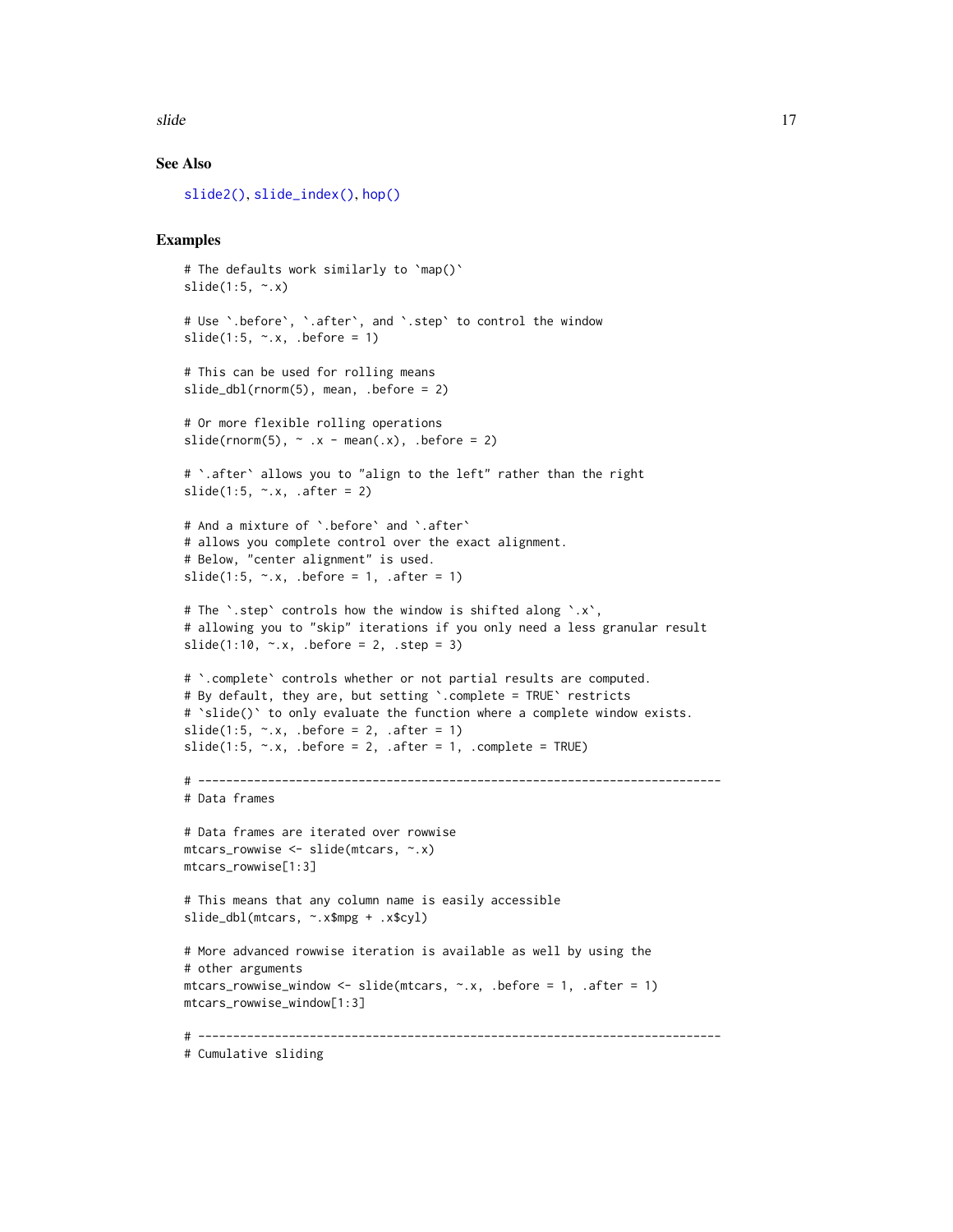### See Also

slide2(), slide_index(), hop()

### Examples

```
# The defaults work similarly to `map()`
slide(1:5, ~.x)

# Use `.before`, `.after`, and `.step` to control the window
slide(1:5, ~.x, .before = 1)

# This can be used for rolling means
slide_dbl(rnorm(5), mean, .before = 2)

# Or more flexible rolling operations
slide(rnorm(5), ~ .x - mean(.x), .before = 2)

# `.after` allows you to "align to the left" rather than the right
slide(1:5, ~.x, .after = 2)

# And a mixture of `.before` and `.after`
# allows you complete control over the exact alignment.
# Below, "center alignment" is used.
slide(1:5, ~.x, .before = 1, .after = 1)

# The `.step` controls how the window is shifted along `.x`,
# allowing you to "skip" iterations if you only need a less granular result
slide(1:10, ~.x, .before = 2, .step = 3)

# `.complete` controls whether or not partial results are computed.
# By default, they are, but setting `.complete = TRUE` restricts
# `slide()` to only evaluate the function where a complete window exists.
slide(1:5, ~.x, .before = 2, .after = 1)
slide(1:5, ~.x, .before = 2, .after = 1, .complete = TRUE)

# ---------------------------------------------------------------------------
# Data frames

# Data frames are iterated over rowwise
mtcars_rowwise <- slide(mtcars, ~.x)
mtcars_rowwise[1:3]

# This means that any column name is easily accessible
slide_dbl(mtcars, ~.x$mpg + .x$cyl)

# More advanced rowwise iteration is available as well by using the
# other arguments
mtcars_rowwise_window <- slide(mtcars, ~.x, .before = 1, .after = 1)
mtcars_rowwise_window[1:3]

# ---------------------------------------------------------------------------
# Cumulative sliding
```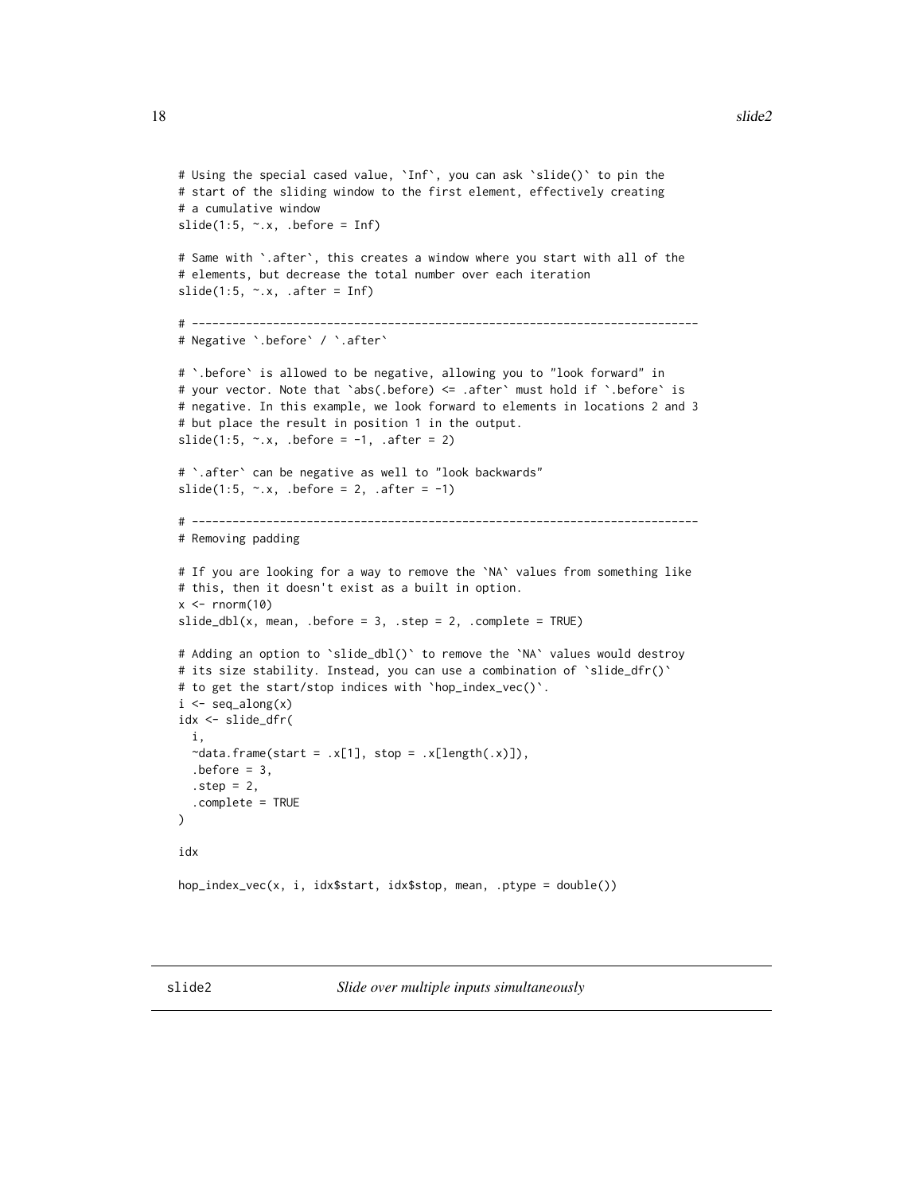```
# Using the special cased value, `Inf`, you can ask `slide()` to pin the
# start of the sliding window to the first element, effectively creating
# a cumulative window
slide(1:5, ~.x, .before = Inf)

# Same with `.after`, this creates a window where you start with all of the
# elements, but decrease the total number over each iteration
slide(1:5, ~.x, .after = Inf)

# ---------------------------------------------------------------------------
# Negative `.before` / `.after`

# `.before` is allowed to be negative, allowing you to "look forward" in
# your vector. Note that `abs(.before) <= .after` must hold if `.before` is
# negative. In this example, we look forward to elements in locations 2 and 3
# but place the result in position 1 in the output.
slide(1:5, ~.x, .before = -1, .after = 2)

# `.after` can be negative as well to "look backwards"
slide(1:5, ~.x, .before = 2, .after = -1)

# ---------------------------------------------------------------------------
# Removing padding

# If you are looking for a way to remove the `NA` values from something like
# this, then it doesn't exist as a built in option.
x <- rnorm(10)
slide_dbl(x, mean, .before = 3, .step = 2, .complete = TRUE)

# Adding an option to `slide_dbl()` to remove the `NA` values would destroy
# its size stability. Instead, you can use a combination of `slide_dfr()`
# to get the start/stop indices with `hop_index_vec()`.
i <- seq_along(x)
idx <- slide_dfr(
  i,
  ~data.frame(start = .x[1], stop = .x[length(.x)]),
  .before = 3,
  .step = 2,
  .complete = TRUE
)

idx

hop_index_vec(x, i, idx$start, idx$stop, mean, .ptype = double())
```

---

## slide2 — *Slide over multiple inputs simultaneously*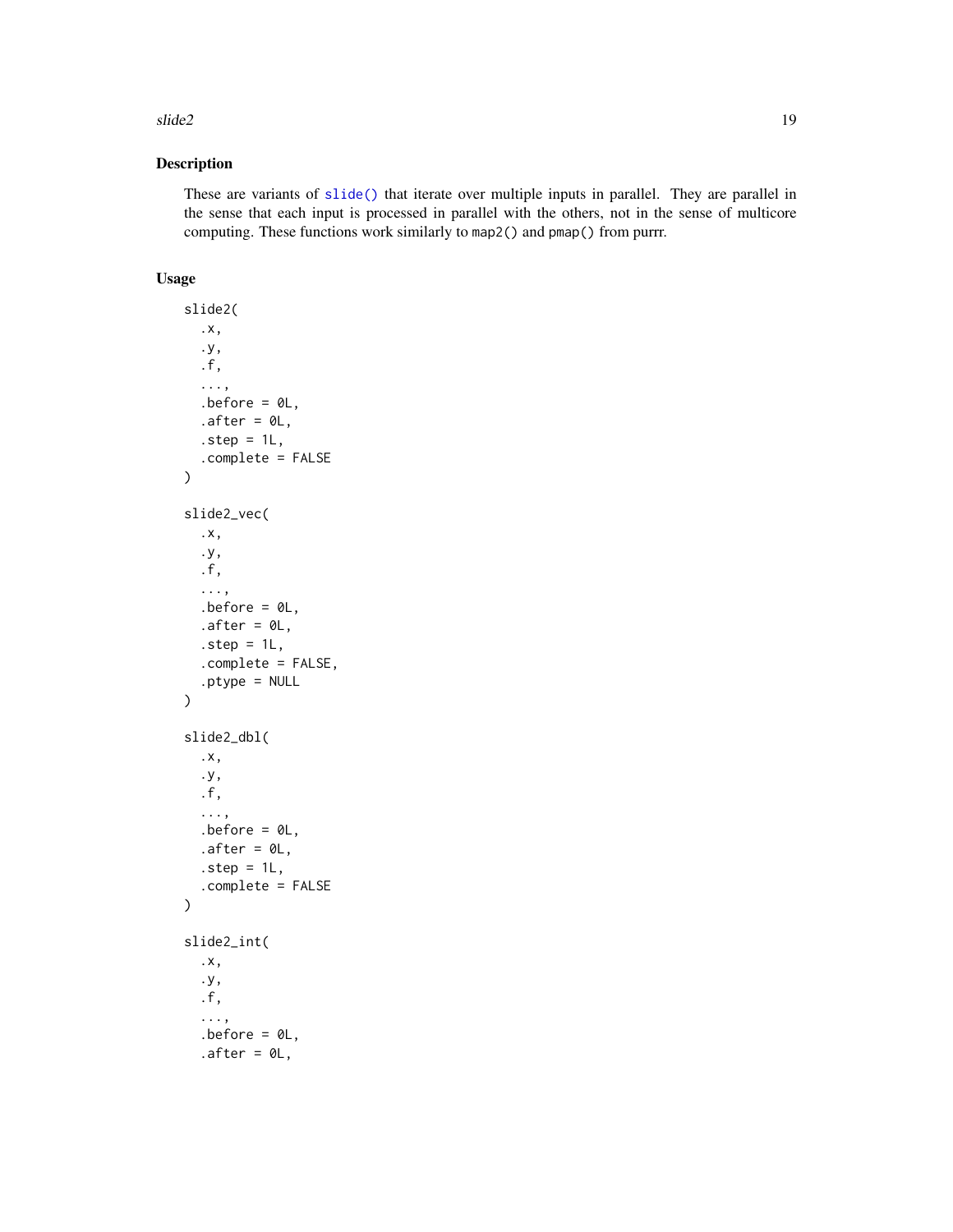## Description

These are variants of `slide()` that iterate over multiple inputs in parallel. They are parallel in the sense that each input is processed in parallel with the others, not in the sense of multicore computing. These functions work similarly to `map2()` and `pmap()` from purrr.

## Usage

```
slide2(
  .x,
  .y,
  .f,
  ...,
  .before = 0L,
  .after = 0L,
  .step = 1L,
  .complete = FALSE
)

slide2_vec(
  .x,
  .y,
  .f,
  ...,
  .before = 0L,
  .after = 0L,
  .step = 1L,
  .complete = FALSE,
  .ptype = NULL
)

slide2_dbl(
  .x,
  .y,
  .f,
  ...,
  .before = 0L,
  .after = 0L,
  .step = 1L,
  .complete = FALSE
)

slide2_int(
  .x,
  .y,
  .f,
  ...,
  .before = 0L,
  .after = 0L,
```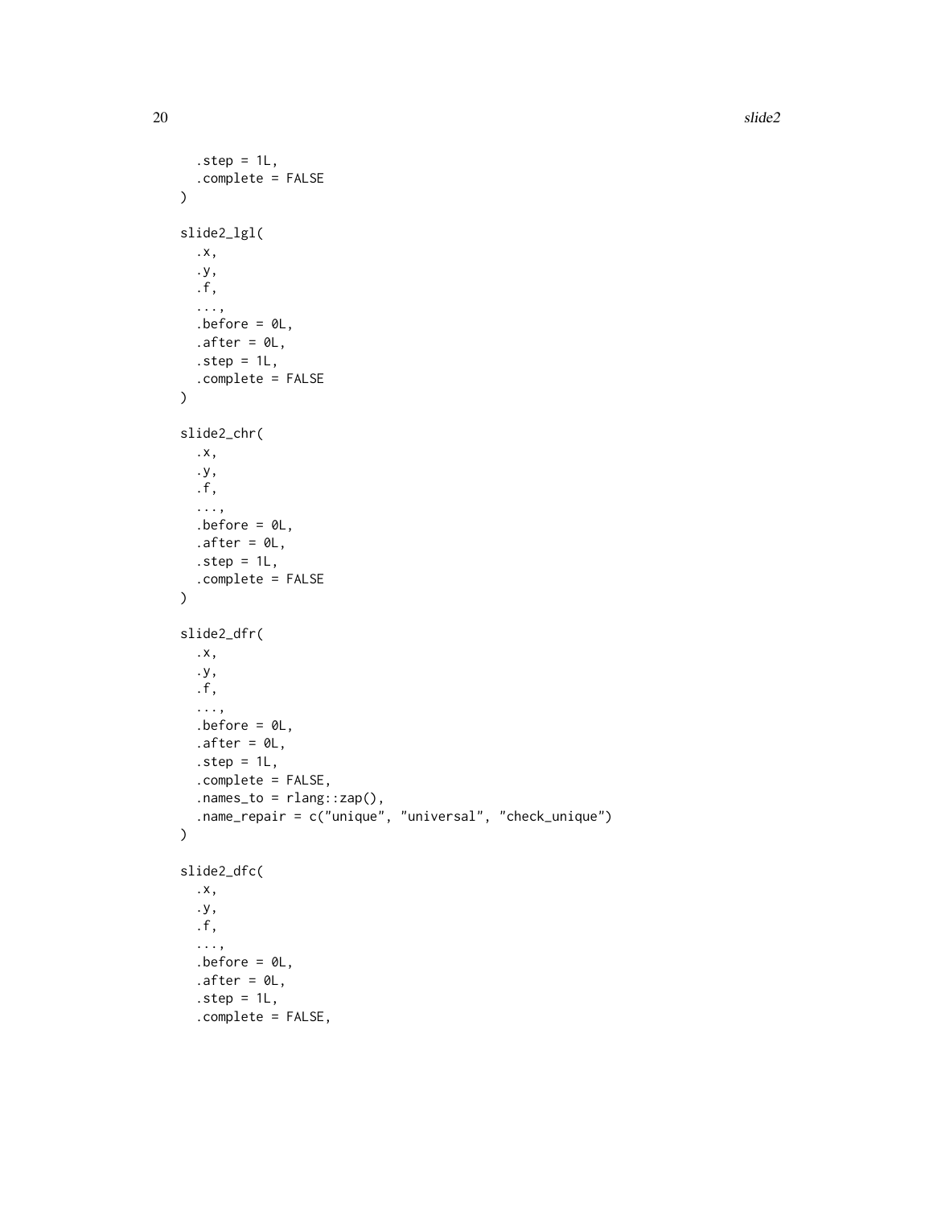```
  .step = 1L,
  .complete = FALSE
)

slide2_lgl(
  .x,
  .y,
  .f,
  ...,
  .before = 0L,
  .after = 0L,
  .step = 1L,
  .complete = FALSE
)

slide2_chr(
  .x,
  .y,
  .f,
  ...,
  .before = 0L,
  .after = 0L,
  .step = 1L,
  .complete = FALSE
)

slide2_dfr(
  .x,
  .y,
  .f,
  ...,
  .before = 0L,
  .after = 0L,
  .step = 1L,
  .complete = FALSE,
  .names_to = rlang::zap(),
  .name_repair = c("unique", "universal", "check_unique")
)

slide2_dfc(
  .x,
  .y,
  .f,
  ...,
  .before = 0L,
  .after = 0L,
  .step = 1L,
  .complete = FALSE,
```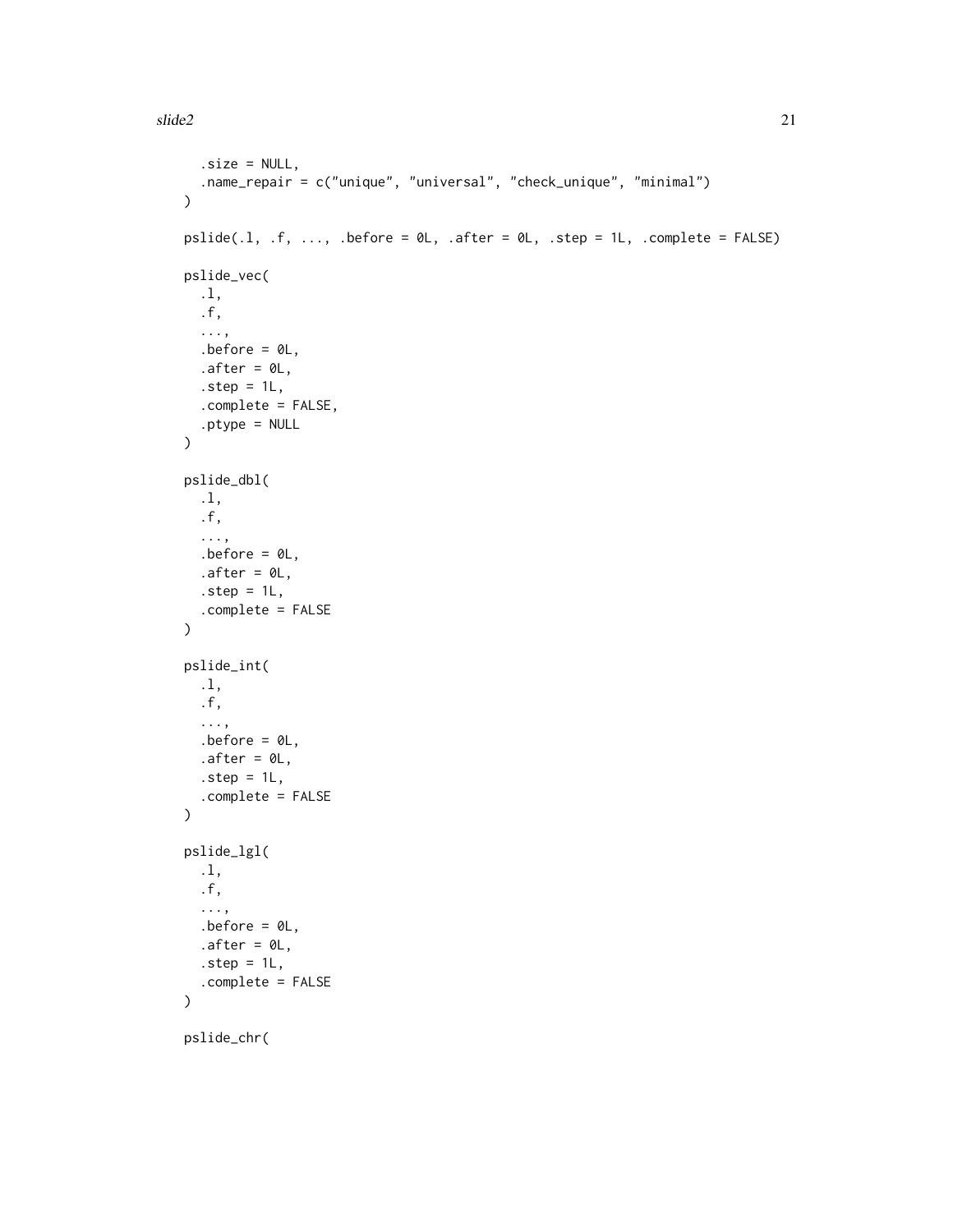```
  .size = NULL,
  .name_repair = c("unique", "universal", "check_unique", "minimal")
)

pslide(.l, .f, ..., .before = 0L, .after = 0L, .step = 1L, .complete = FALSE)

pslide_vec(
  .l,
  .f,
  ...,
  .before = 0L,
  .after = 0L,
  .step = 1L,
  .complete = FALSE,
  .ptype = NULL
)

pslide_dbl(
  .l,
  .f,
  ...,
  .before = 0L,
  .after = 0L,
  .step = 1L,
  .complete = FALSE
)

pslide_int(
  .l,
  .f,
  ...,
  .before = 0L,
  .after = 0L,
  .step = 1L,
  .complete = FALSE
)

pslide_lgl(
  .l,
  .f,
  ...,
  .before = 0L,
  .after = 0L,
  .step = 1L,
  .complete = FALSE
)

pslide_chr(
```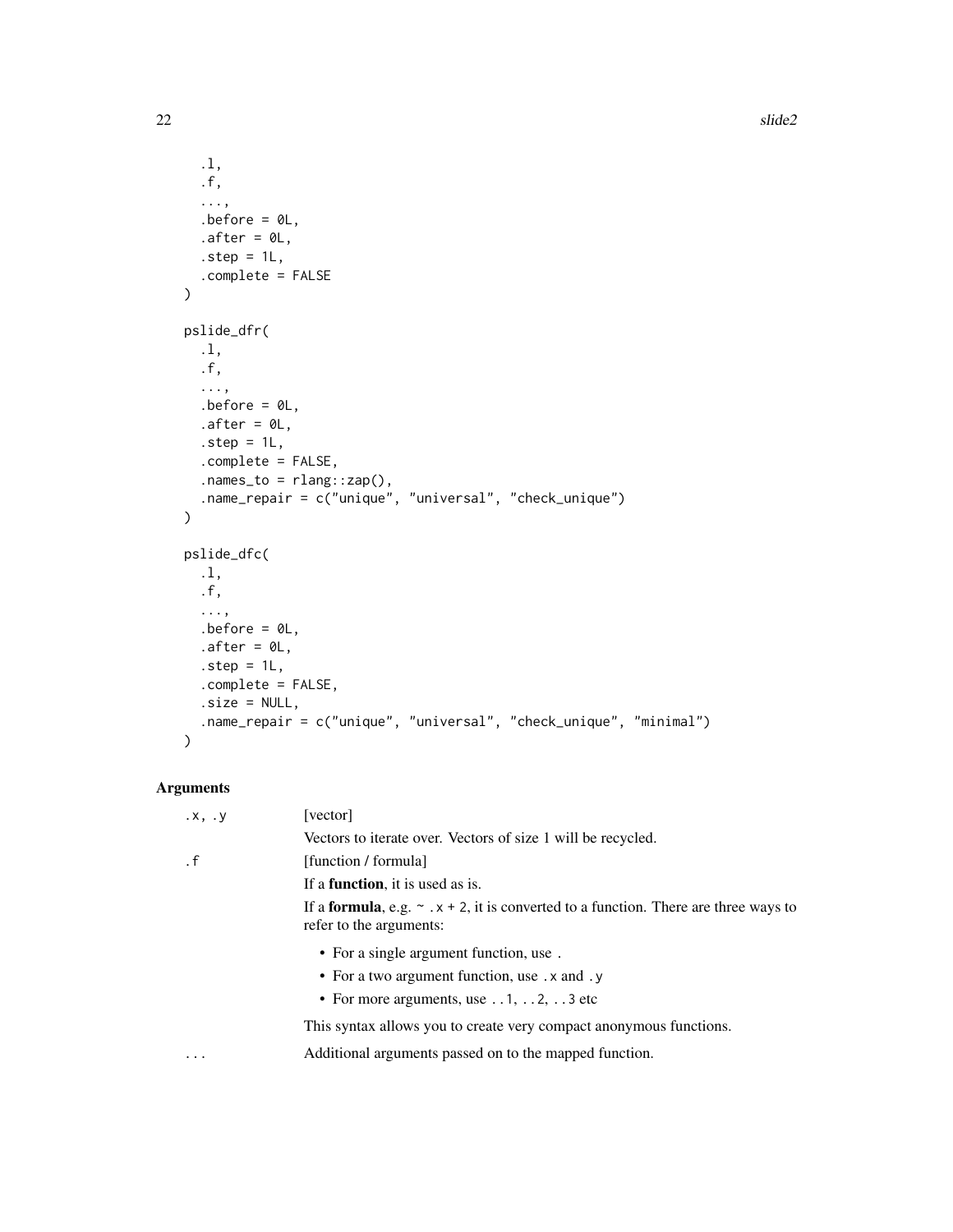```
  .l,
  .f,
  ...,
  .before = 0L,
  .after = 0L,
  .step = 1L,
  .complete = FALSE
)

pslide_dfr(
  .l,
  .f,
  ...,
  .before = 0L,
  .after = 0L,
  .step = 1L,
  .complete = FALSE,
  .names_to = rlang::zap(),
  .name_repair = c("unique", "universal", "check_unique")
)

pslide_dfc(
  .l,
  .f,
  ...,
  .before = 0L,
  .after = 0L,
  .step = 1L,
  .complete = FALSE,
  .size = NULL,
  .name_repair = c("unique", "universal", "check_unique", "minimal")
)
```

## Arguments

`.x, .y`
: [vector]

  Vectors to iterate over. Vectors of size 1 will be recycled.

`.f`
: [function / formula]

  If a **function**, it is used as is.

  If a **formula**, e.g. `~ .x + 2`, it is converted to a function. There are three ways to refer to the arguments:

  - For a single argument function, use `.`
  - For a two argument function, use `.x` and `.y`
  - For more arguments, use `..1`, `..2`, `..3` etc

  This syntax allows you to create very compact anonymous functions.

`...`
: Additional arguments passed on to the mapped function.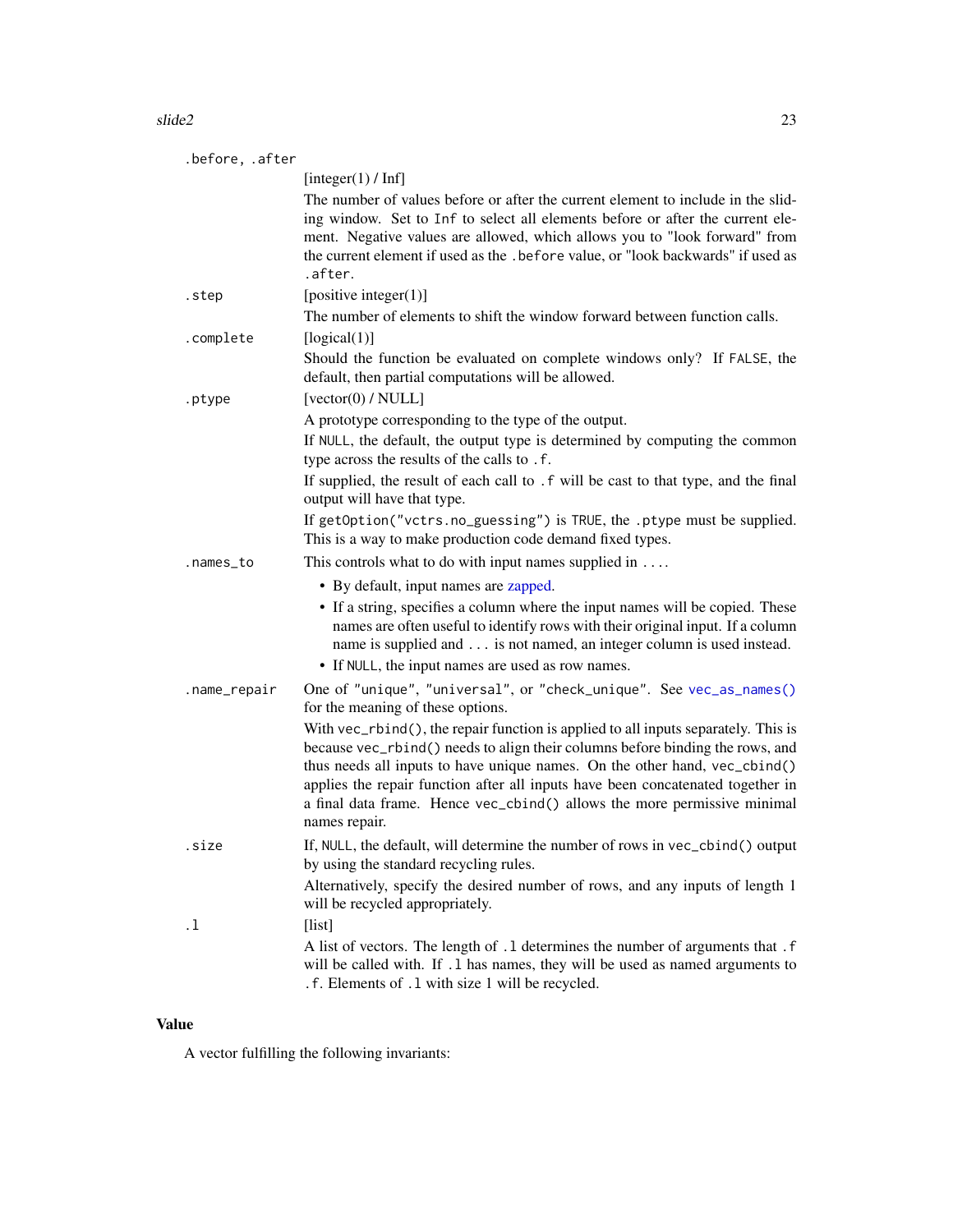`.before, .after`
: [integer(1) / Inf]

  The number of values before or after the current element to include in the sliding window. Set to `Inf` to select all elements before or after the current element. Negative values are allowed, which allows you to "look forward" from the current element if used as the `.before` value, or "look backwards" if used as `.after`.

`.step`
: [positive integer(1)]

  The number of elements to shift the window forward between function calls.

`.complete`
: [logical(1)]

  Should the function be evaluated on complete windows only? If `FALSE`, the default, then partial computations will be allowed.

`.ptype`
: [vector(0) / NULL]

  A prototype corresponding to the type of the output.

  If `NULL`, the default, the output type is determined by computing the common type across the results of the calls to `.f`.

  If supplied, the result of each call to `.f` will be cast to that type, and the final output will have that type.

  If `getOption("vctrs.no_guessing")` is `TRUE`, the `.ptype` must be supplied. This is a way to make production code demand fixed types.

`.names_to`
: This controls what to do with input names supplied in `...`.

  - By default, input names are zapped.
  - If a string, specifies a column where the input names will be copied. These names are often useful to identify rows with their original input. If a column name is supplied and `...` is not named, an integer column is used instead.
  - If `NULL`, the input names are used as row names.

`.name_repair`
: One of `"unique"`, `"universal"`, or `"check_unique"`. See `vec_as_names()` for the meaning of these options.

  With `vec_rbind()`, the repair function is applied to all inputs separately. This is because `vec_rbind()` needs to align their columns before binding the rows, and thus needs all inputs to have unique names. On the other hand, `vec_cbind()` applies the repair function after all inputs have been concatenated together in a final data frame. Hence `vec_cbind()` allows the more permissive minimal names repair.

`.size`
: If, `NULL`, the default, will determine the number of rows in `vec_cbind()` output by using the standard recycling rules.

  Alternatively, specify the desired number of rows, and any inputs of length 1 will be recycled appropriately.

`.l`
: [list]

  A list of vectors. The length of `.l` determines the number of arguments that `.f` will be called with. If `.l` has names, they will be used as named arguments to `.f`. Elements of `.l` with size 1 will be recycled.

## Value

A vector fulfilling the following invariants: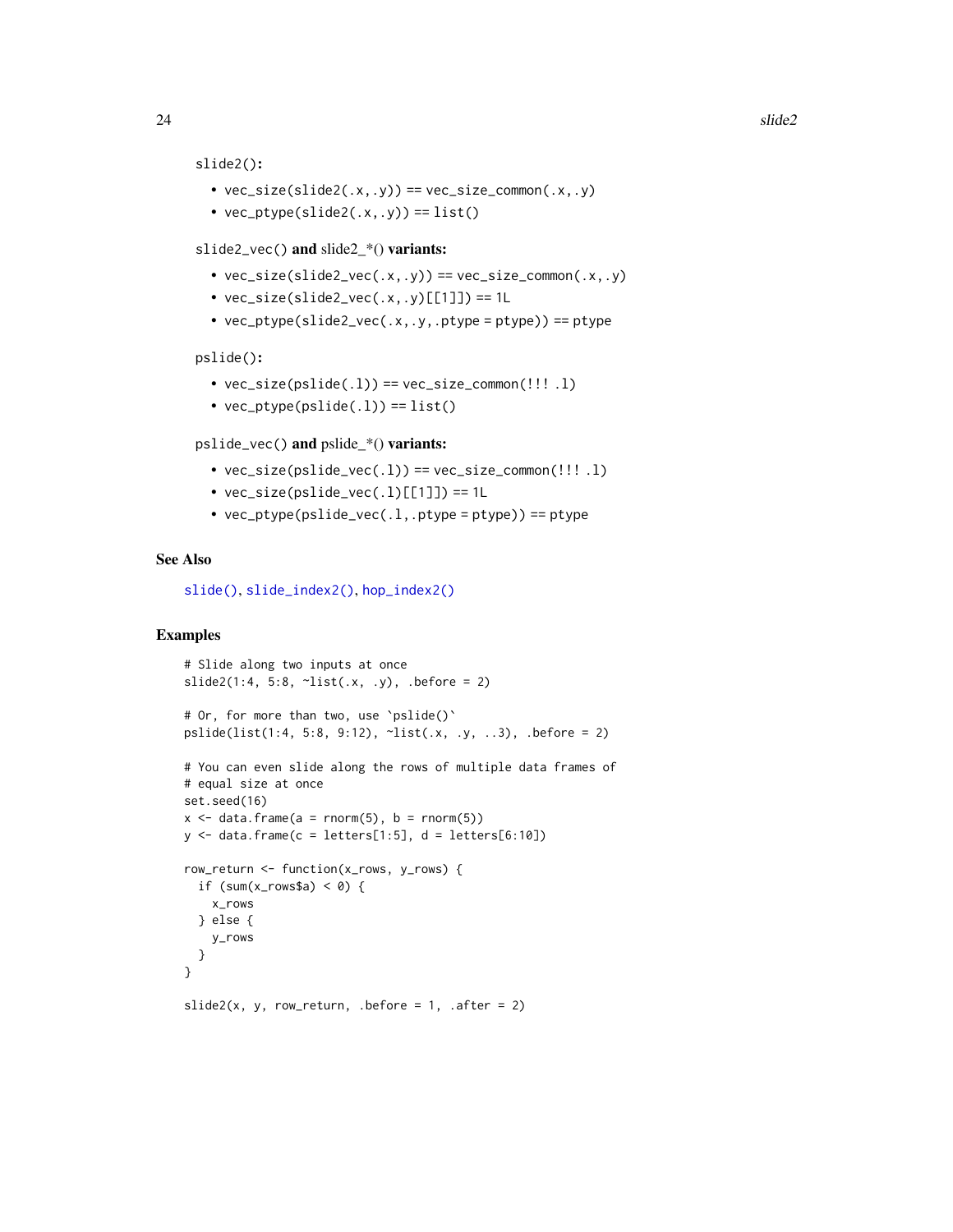`slide2()`:

- `vec_size(slide2(.x, .y)) == vec_size_common(.x, .y)`
- `vec_ptype(slide2(.x, .y)) == list()`

**`slide2_vec()` and slide2_*() variants:**

- `vec_size(slide2_vec(.x, .y)) == vec_size_common(.x, .y)`
- `vec_size(slide2_vec(.x, .y)[[1]]) == 1L`
- `vec_ptype(slide2_vec(.x, .y, .ptype = ptype)) == ptype`

`pslide()`:

- `vec_size(pslide(.l)) == vec_size_common(!!! .l)`
- `vec_ptype(pslide(.l)) == list()`

**`pslide_vec()` and pslide_*() variants:**

- `vec_size(pslide_vec(.l)) == vec_size_common(!!! .l)`
- `vec_size(pslide_vec(.l)[[1]]) == 1L`
- `vec_ptype(pslide_vec(.l, .ptype = ptype)) == ptype`

## See Also

`slide()`, `slide_index2()`, `hop_index2()`

## Examples

```
# Slide along two inputs at once
slide2(1:4, 5:8, ~list(.x, .y), .before = 2)

# Or, for more than two, use `pslide()`
pslide(list(1:4, 5:8, 9:12), ~list(.x, .y, ..3), .before = 2)

# You can even slide along the rows of multiple data frames of
# equal size at once
set.seed(16)
x <- data.frame(a = rnorm(5), b = rnorm(5))
y <- data.frame(c = letters[1:5], d = letters[6:10])

row_return <- function(x_rows, y_rows) {
  if (sum(x_rows$a) < 0) {
    x_rows
  } else {
    y_rows
  }
}

slide2(x, y, row_return, .before = 1, .after = 2)
```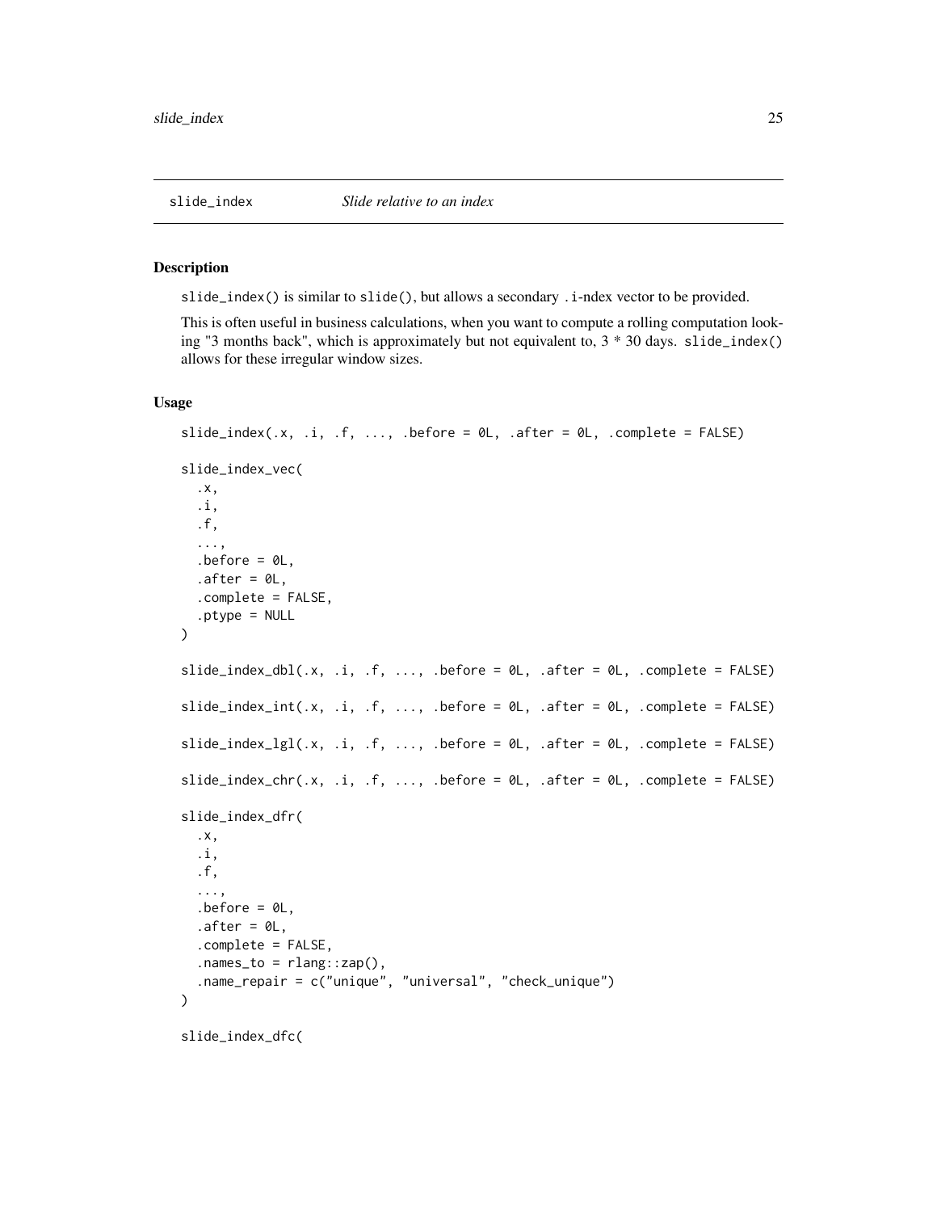## slide_index — *Slide relative to an index*

### Description

slide_index() is similar to slide(), but allows a secondary .i-ndex vector to be provided.

This is often useful in business calculations, when you want to compute a rolling computation looking "3 months back", which is approximately but not equivalent to, 3 * 30 days. slide_index() allows for these irregular window sizes.

### Usage

```
slide_index(.x, .i, .f, ..., .before = 0L, .after = 0L, .complete = FALSE)

slide_index_vec(
  .x,
  .i,
  .f,
  ...,
  .before = 0L,
  .after = 0L,
  .complete = FALSE,
  .ptype = NULL
)

slide_index_dbl(.x, .i, .f, ..., .before = 0L, .after = 0L, .complete = FALSE)

slide_index_int(.x, .i, .f, ..., .before = 0L, .after = 0L, .complete = FALSE)

slide_index_lgl(.x, .i, .f, ..., .before = 0L, .after = 0L, .complete = FALSE)

slide_index_chr(.x, .i, .f, ..., .before = 0L, .after = 0L, .complete = FALSE)

slide_index_dfr(
  .x,
  .i,
  .f,
  ...,
  .before = 0L,
  .after = 0L,
  .complete = FALSE,
  .names_to = rlang::zap(),
  .name_repair = c("unique", "universal", "check_unique")
)

slide_index_dfc(
```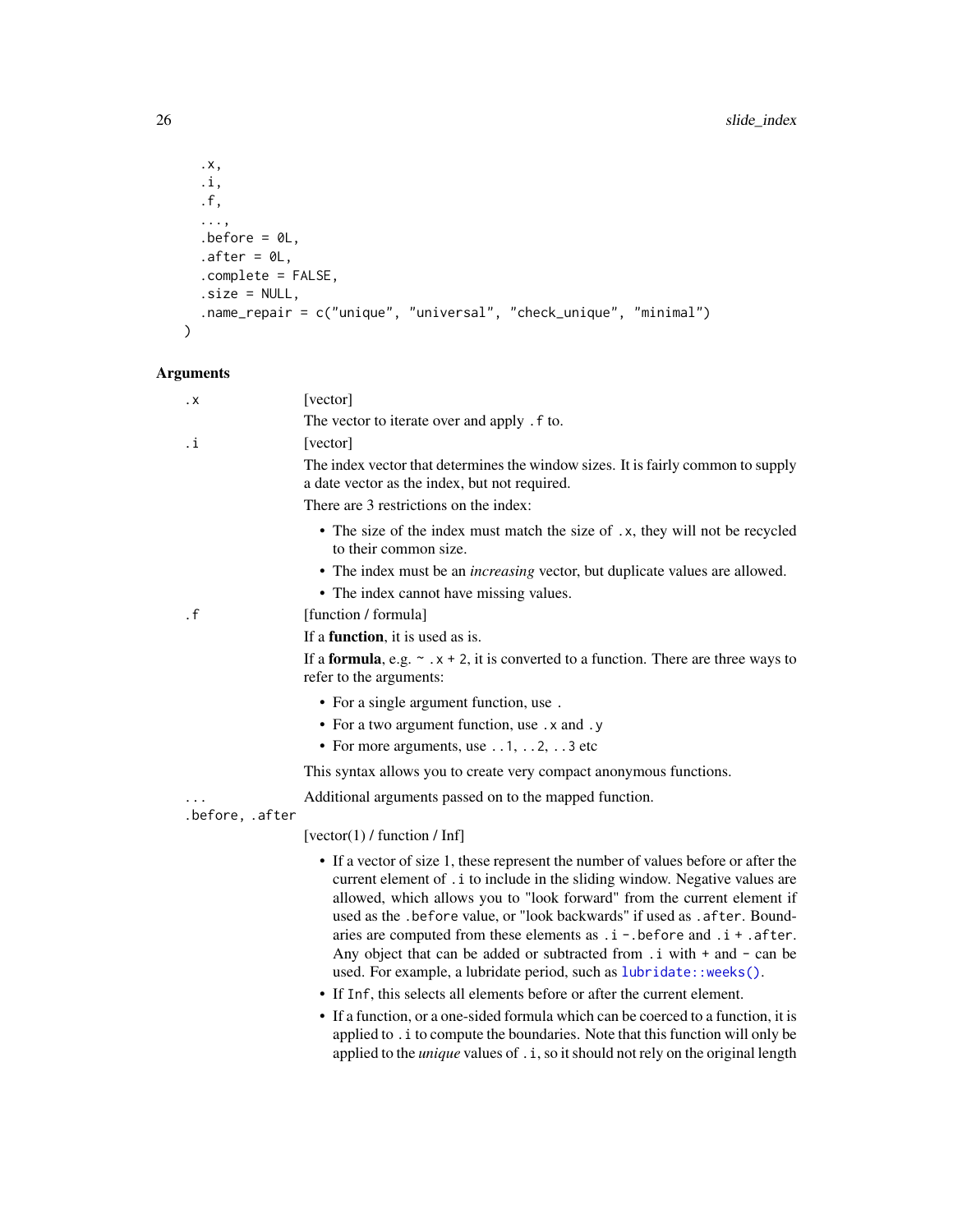```
  .x,
  .i,
  .f,
  ...,
  .before = 0L,
  .after = 0L,
  .complete = FALSE,
  .size = NULL,
  .name_repair = c("unique", "universal", "check_unique", "minimal")
)
```

### Arguments

`.x` [vector]

The vector to iterate over and apply `.f` to.

`.i` [vector]

The index vector that determines the window sizes. It is fairly common to supply a date vector as the index, but not required.

There are 3 restrictions on the index:

- The size of the index must match the size of `.x`, they will not be recycled to their common size.
- The index must be an *increasing* vector, but duplicate values are allowed.
- The index cannot have missing values.

`.f` [function / formula]

If a **function**, it is used as is.

If a **formula**, e.g. `~ .x + 2`, it is converted to a function. There are three ways to refer to the arguments:

- For a single argument function, use `.`
- For a two argument function, use `.x` and `.y`
- For more arguments, use `..1`, `..2`, `..3` etc

This syntax allows you to create very compact anonymous functions.

`...` Additional arguments passed on to the mapped function.

`.before, .after`

[vector(1) / function / Inf]

- If a vector of size 1, these represent the number of values before or after the current element of `.i` to include in the sliding window. Negative values are allowed, which allows you to "look forward" from the current element if used as the `.before` value, or "look backwards" if used as `.after`. Boundaries are computed from these elements as `.i - .before` and `.i + .after`. Any object that can be added or subtracted from `.i` with `+` and `-` can be used. For example, a lubridate period, such as `lubridate::weeks()`.
- If `Inf`, this selects all elements before or after the current element.
- If a function, or a one-sided formula which can be coerced to a function, it is applied to `.i` to compute the boundaries. Note that this function will only be applied to the *unique* values of `.i`, so it should not rely on the original length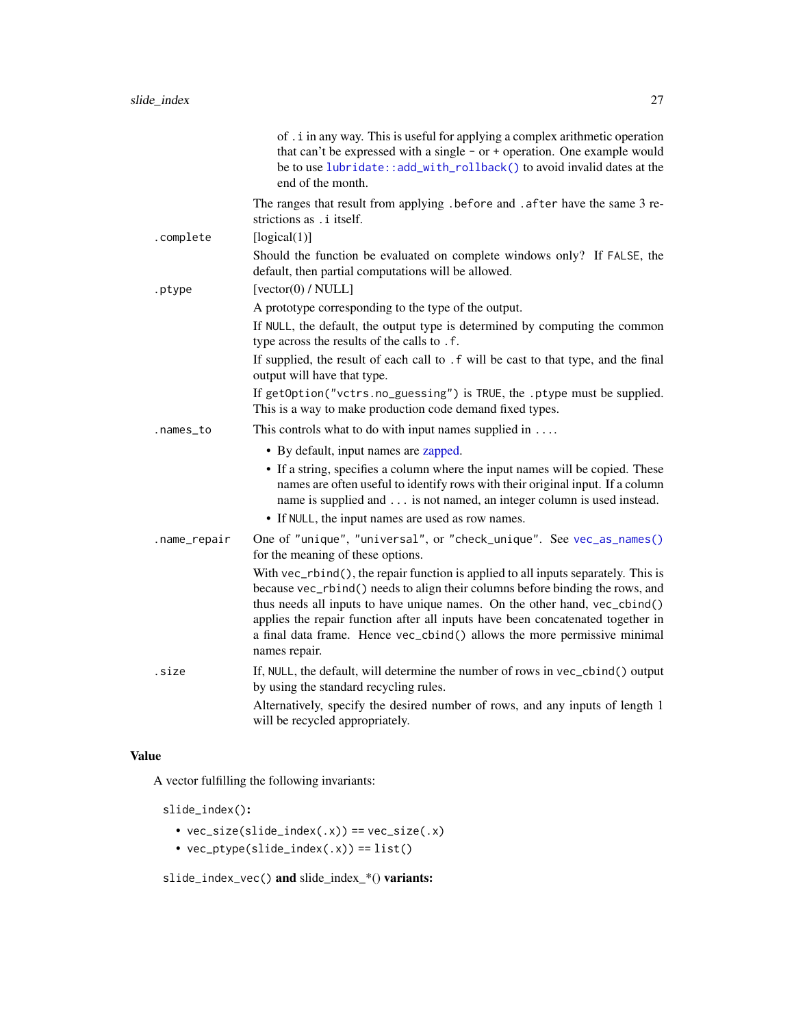of `.i` in any way. This is useful for applying a complex arithmetic operation that can't be expressed with a single `-` or `+` operation. One example would be to use `lubridate::add_with_rollback()` to avoid invalid dates at the end of the month.

The ranges that result from applying `.before` and `.after` have the same 3 restrictions as `.i` itself.

`.complete`
: [logical(1)]

  Should the function be evaluated on complete windows only? If `FALSE`, the default, then partial computations will be allowed.

`.ptype`
: [vector(0) / NULL]

  A prototype corresponding to the type of the output.

  If `NULL`, the default, the output type is determined by computing the common type across the results of the calls to `.f`.

  If supplied, the result of each call to `.f` will be cast to that type, and the final output will have that type.

  If `getOption("vctrs.no_guessing")` is `TRUE`, the `.ptype` must be supplied. This is a way to make production code demand fixed types.

`.names_to`
: This controls what to do with input names supplied in `...`.

  - By default, input names are zapped.
  - If a string, specifies a column where the input names will be copied. These names are often useful to identify rows with their original input. If a column name is supplied and `...` is not named, an integer column is used instead.
  - If `NULL`, the input names are used as row names.

`.name_repair`
: One of `"unique"`, `"universal"`, or `"check_unique"`. See `vec_as_names()` for the meaning of these options.

  With `vec_rbind()`, the repair function is applied to all inputs separately. This is because `vec_rbind()` needs to align their columns before binding the rows, and thus needs all inputs to have unique names. On the other hand, `vec_cbind()` applies the repair function after all inputs have been concatenated together in a final data frame. Hence `vec_cbind()` allows the more permissive minimal names repair.

`.size`
: If, `NULL`, the default, will determine the number of rows in `vec_cbind()` output by using the standard recycling rules.

  Alternatively, specify the desired number of rows, and any inputs of length 1 will be recycled appropriately.

## Value

A vector fulfilling the following invariants:

**`slide_index()`:**

- `vec_size(slide_index(.x)) == vec_size(.x)`
- `vec_ptype(slide_index(.x)) == list()`

**`slide_index_vec()` and slide_index_*() variants:**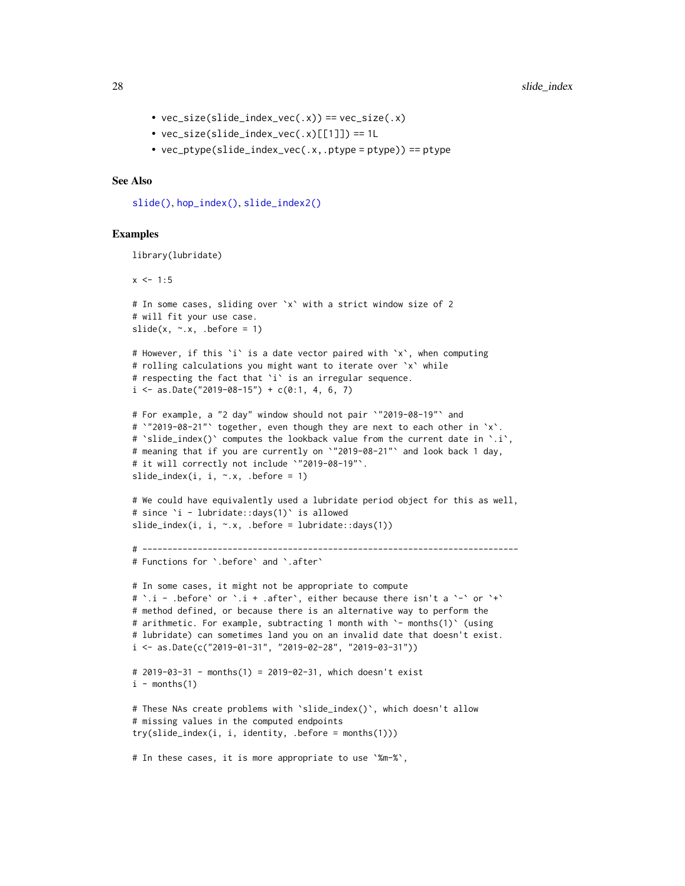- vec_size(slide_index_vec(.x)) == vec_size(.x)
- vec_size(slide_index_vec(.x)[[1]]) == 1L
- vec_ptype(slide_index_vec(.x, .ptype = ptype)) == ptype

## See Also

slide(), hop_index(), slide_index2()

## Examples

```
library(lubridate)

x <- 1:5

# In some cases, sliding over `x` with a strict window size of 2
# will fit your use case.
slide(x, ~.x, .before = 1)

# However, if this `i` is a date vector paired with `x`, when computing
# rolling calculations you might want to iterate over `x` while
# respecting the fact that `i` is an irregular sequence.
i <- as.Date("2019-08-15") + c(0:1, 4, 6, 7)

# For example, a "2 day" window should not pair `"2019-08-19"` and
# `"2019-08-21"` together, even though they are next to each other in `x`.
# `slide_index()` computes the lookback value from the current date in `.i`,
# meaning that if you are currently on `"2019-08-21"` and look back 1 day,
# it will correctly not include `"2019-08-19"`.
slide_index(i, i, ~.x, .before = 1)

# We could have equivalently used a lubridate period object for this as well,
# since `i - lubridate::days(1)` is allowed
slide_index(i, i, ~.x, .before = lubridate::days(1))

# ---------------------------------------------------------------------------
# Functions for `.before` and `.after`

# In some cases, it might not be appropriate to compute
# `.i - .before` or `.i + .after`, either because there isn't a `-` or `+`
# method defined, or because there is an alternative way to perform the
# arithmetic. For example, subtracting 1 month with `- months(1)` (using
# lubridate) can sometimes land you on an invalid date that doesn't exist.
i <- as.Date(c("2019-01-31", "2019-02-28", "2019-03-31"))

# 2019-03-31 - months(1) = 2019-02-31, which doesn't exist
i - months(1)

# These NAs create problems with `slide_index()`, which doesn't allow
# missing values in the computed endpoints
try(slide_index(i, i, identity, .before = months(1)))

# In these cases, it is more appropriate to use `%m-%`,
```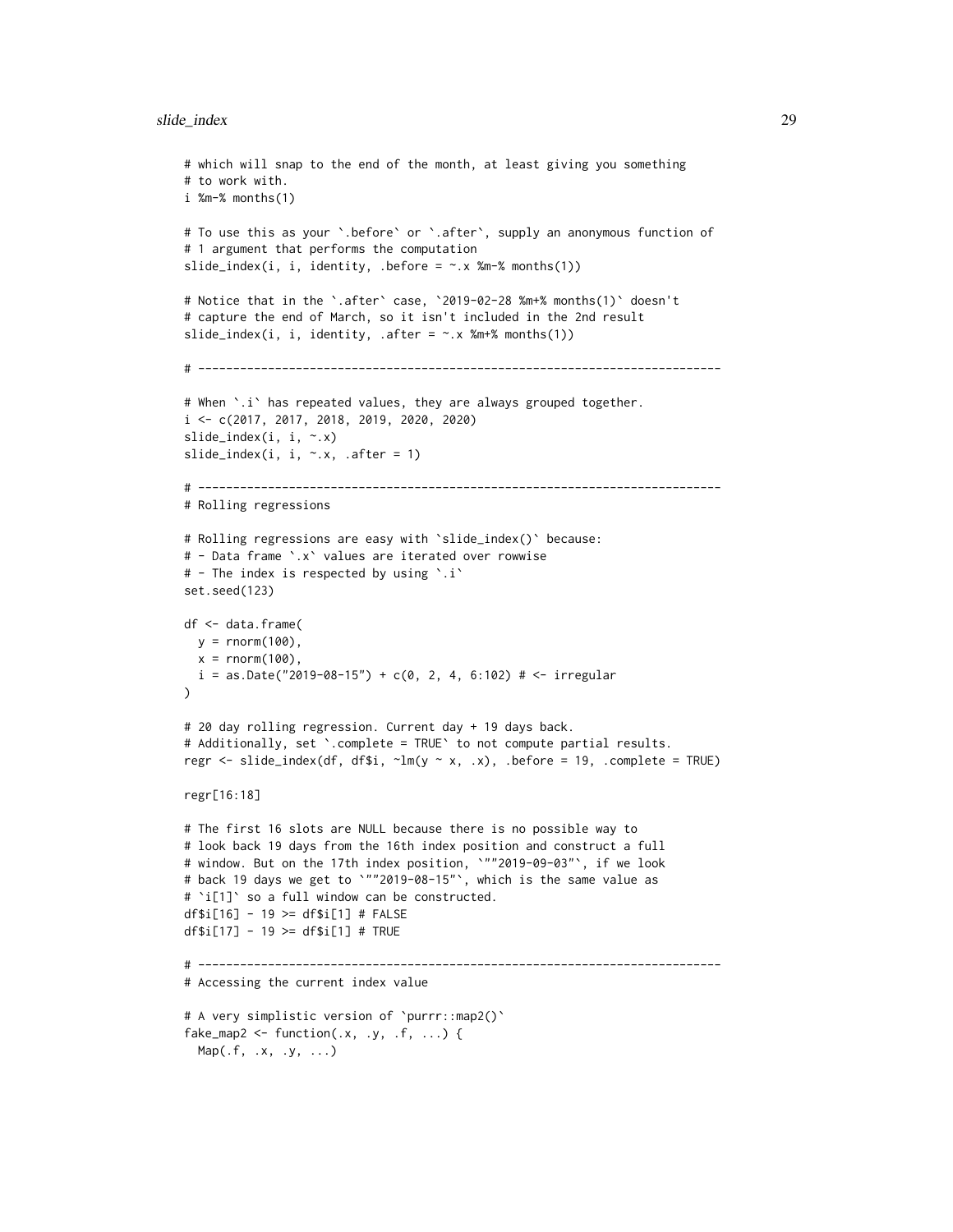```
# which will snap to the end of the month, at least giving you something
# to work with.
i %m-% months(1)

# To use this as your `.before` or `.after`, supply an anonymous function of
# 1 argument that performs the computation
slide_index(i, i, identity, .before = ~.x %m-% months(1))

# Notice that in the `.after` case, `2019-02-28 %m+% months(1)` doesn't
# capture the end of March, so it isn't included in the 2nd result
slide_index(i, i, identity, .after = ~.x %m+% months(1))

# ---------------------------------------------------------------------------

# When `.i` has repeated values, they are always grouped together.
i <- c(2017, 2017, 2018, 2019, 2020, 2020)
slide_index(i, i, ~.x)
slide_index(i, i, ~.x, .after = 1)

# ---------------------------------------------------------------------------
# Rolling regressions

# Rolling regressions are easy with `slide_index()` because:
# - Data frame `.x` values are iterated over rowwise
# - The index is respected by using `.i`
set.seed(123)

df <- data.frame(
  y = rnorm(100),
  x = rnorm(100),
  i = as.Date("2019-08-15") + c(0, 2, 4, 6:102) # <- irregular
)

# 20 day rolling regression. Current day + 19 days back.
# Additionally, set `.complete = TRUE` to not compute partial results.
regr <- slide_index(df, df$i, ~lm(y ~ x, .x), .before = 19, .complete = TRUE)

regr[16:18]

# The first 16 slots are NULL because there is no possible way to
# look back 19 days from the 16th index position and construct a full
# window. But on the 17th index position, `""2019-09-03"`, if we look
# back 19 days we get to `""2019-08-15"`, which is the same value as
# `i[1]` so a full window can be constructed.
df$i[16] - 19 >= df$i[1] # FALSE
df$i[17] - 19 >= df$i[1] # TRUE

# ---------------------------------------------------------------------------
# Accessing the current index value

# A very simplistic version of `purrr::map2()`
fake_map2 <- function(.x, .y, .f, ...) {
  Map(.f, .x, .y, ...)
```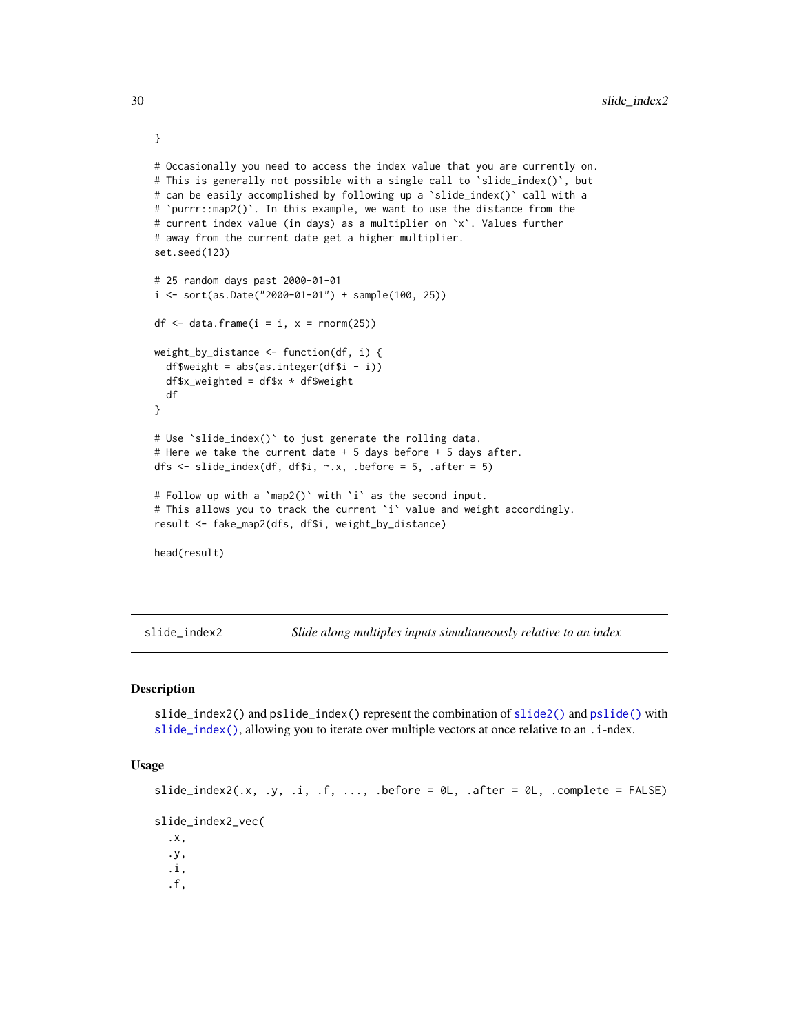```
}

# Occasionally you need to access the index value that you are currently on.
# This is generally not possible with a single call to `slide_index()`, but
# can be easily accomplished by following up a `slide_index()` call with a
# `purrr::map2()`. In this example, we want to use the distance from the
# current index value (in days) as a multiplier on `x`. Values further
# away from the current date get a higher multiplier.
set.seed(123)

# 25 random days past 2000-01-01
i <- sort(as.Date("2000-01-01") + sample(100, 25))

df <- data.frame(i = i, x = rnorm(25))

weight_by_distance <- function(df, i) {
  df$weight = abs(as.integer(df$i - i))
  df$x_weighted = df$x * df$weight
  df
}

# Use `slide_index()` to just generate the rolling data.
# Here we take the current date + 5 days before + 5 days after.
dfs <- slide_index(df, df$i, ~.x, .before = 5, .after = 5)

# Follow up with a `map2()` with `i` as the second input.
# This allows you to track the current `i` value and weight accordingly.
result <- fake_map2(dfs, df$i, weight_by_distance)

head(result)
```

## slide_index2 — *Slide along multiples inputs simultaneously relative to an index*

### Description

`slide_index2()` and `pslide_index()` represent the combination of `slide2()` and `pslide()` with `slide_index()`, allowing you to iterate over multiple vectors at once relative to an `.i`-ndex.

### Usage

```
slide_index2(.x, .y, .i, .f, ..., .before = 0L, .after = 0L, .complete = FALSE)

slide_index2_vec(
  .x,
  .y,
  .i,
  .f,
```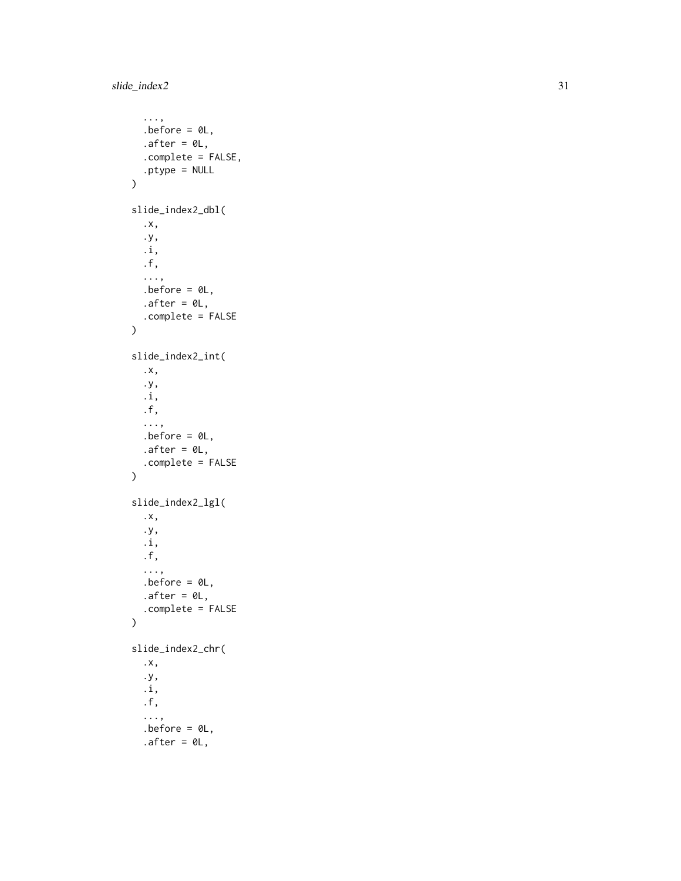```
  ...,
  .before = 0L,
  .after = 0L,
  .complete = FALSE,
  .ptype = NULL
)

slide_index2_dbl(
  .x,
  .y,
  .i,
  .f,
  ...,
  .before = 0L,
  .after = 0L,
  .complete = FALSE
)

slide_index2_int(
  .x,
  .y,
  .i,
  .f,
  ...,
  .before = 0L,
  .after = 0L,
  .complete = FALSE
)

slide_index2_lgl(
  .x,
  .y,
  .i,
  .f,
  ...,
  .before = 0L,
  .after = 0L,
  .complete = FALSE
)

slide_index2_chr(
  .x,
  .y,
  .i,
  .f,
  ...,
  .before = 0L,
  .after = 0L,
```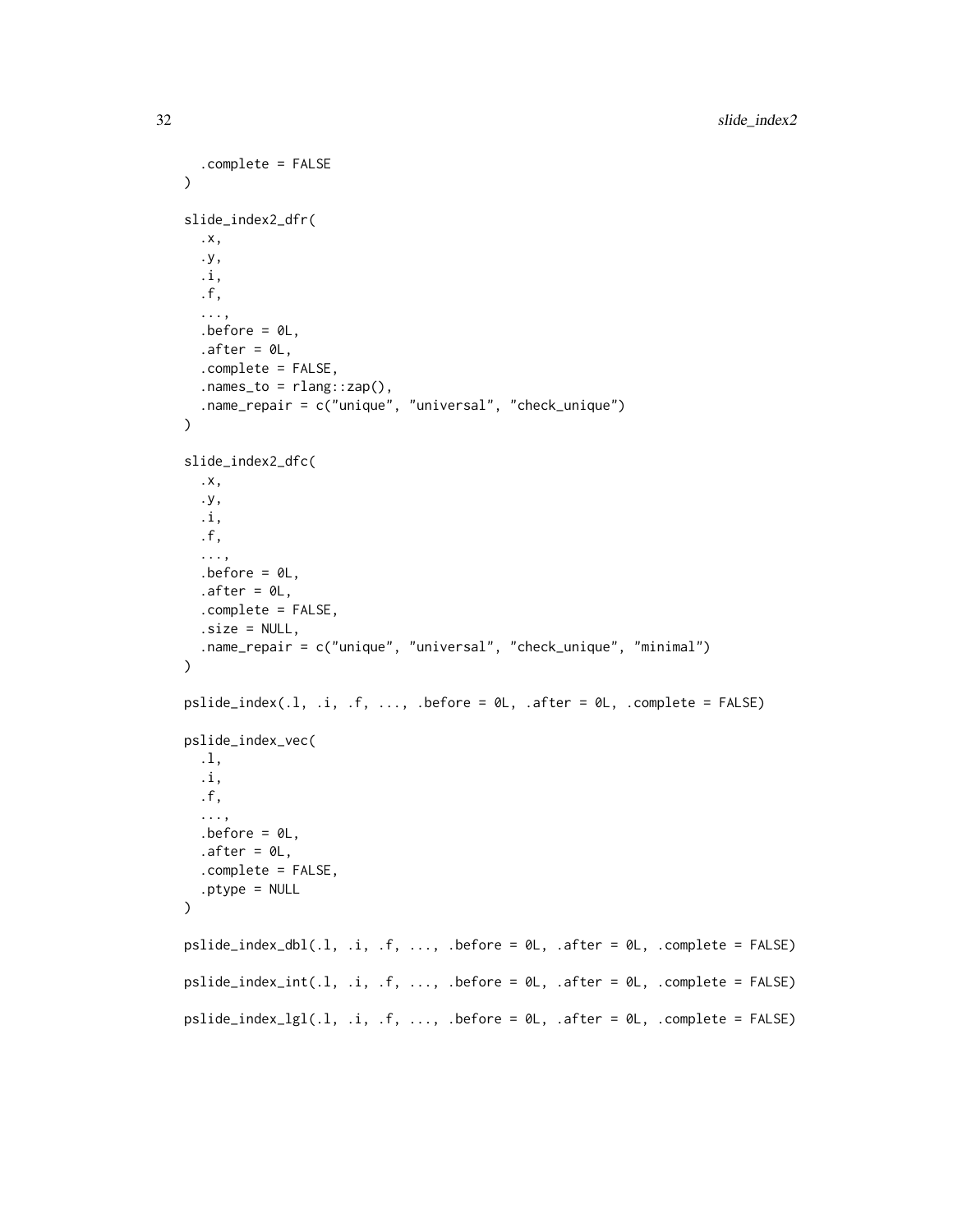```
  .complete = FALSE
)

slide_index2_dfr(
  .x,
  .y,
  .i,
  .f,
  ...,
  .before = 0L,
  .after = 0L,
  .complete = FALSE,
  .names_to = rlang::zap(),
  .name_repair = c("unique", "universal", "check_unique")
)

slide_index2_dfc(
  .x,
  .y,
  .i,
  .f,
  ...,
  .before = 0L,
  .after = 0L,
  .complete = FALSE,
  .size = NULL,
  .name_repair = c("unique", "universal", "check_unique", "minimal")
)

pslide_index(.l, .i, .f, ..., .before = 0L, .after = 0L, .complete = FALSE)

pslide_index_vec(
  .l,
  .i,
  .f,
  ...,
  .before = 0L,
  .after = 0L,
  .complete = FALSE,
  .ptype = NULL
)

pslide_index_dbl(.l, .i, .f, ..., .before = 0L, .after = 0L, .complete = FALSE)

pslide_index_int(.l, .i, .f, ..., .before = 0L, .after = 0L, .complete = FALSE)

pslide_index_lgl(.l, .i, .f, ..., .before = 0L, .after = 0L, .complete = FALSE)
```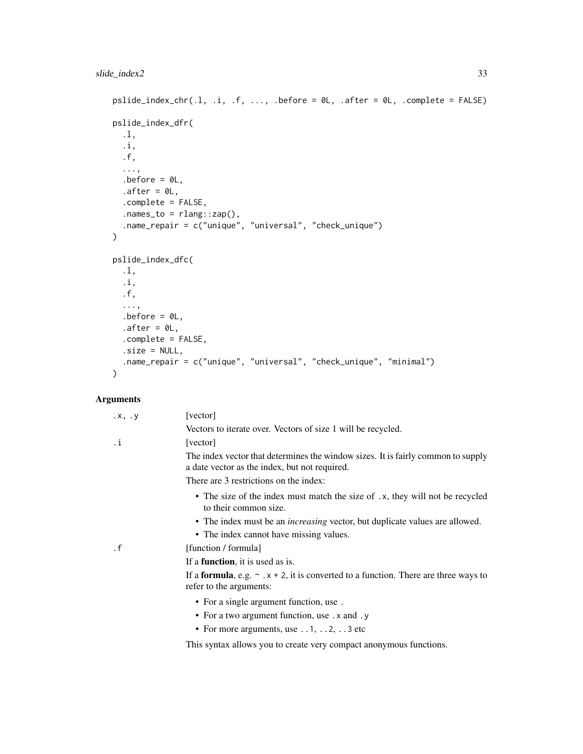```
pslide_index_chr(.l, .i, .f, ..., .before = 0L, .after = 0L, .complete = FALSE)

pslide_index_dfr(
  .l,
  .i,
  .f,
  ...,
  .before = 0L,
  .after = 0L,
  .complete = FALSE,
  .names_to = rlang::zap(),
  .name_repair = c("unique", "universal", "check_unique")
)

pslide_index_dfc(
  .l,
  .i,
  .f,
  ...,
  .before = 0L,
  .after = 0L,
  .complete = FALSE,
  .size = NULL,
  .name_repair = c("unique", "universal", "check_unique", "minimal")
)
```

## Arguments

`.x, .y`
: [vector]

  Vectors to iterate over. Vectors of size 1 will be recycled.

`.i`
: [vector]

  The index vector that determines the window sizes. It is fairly common to supply a date vector as the index, but not required.

  There are 3 restrictions on the index:

  - The size of the index must match the size of `.x`, they will not be recycled to their common size.
  - The index must be an *increasing* vector, but duplicate values are allowed.
  - The index cannot have missing values.

`.f`
: [function / formula]

  If a **function**, it is used as is.

  If a **formula**, e.g. `~ .x + 2`, it is converted to a function. There are three ways to refer to the arguments:

  - For a single argument function, use `.`
  - For a two argument function, use `.x` and `.y`
  - For more arguments, use `..1`, `..2`, `..3` etc

  This syntax allows you to create very compact anonymous functions.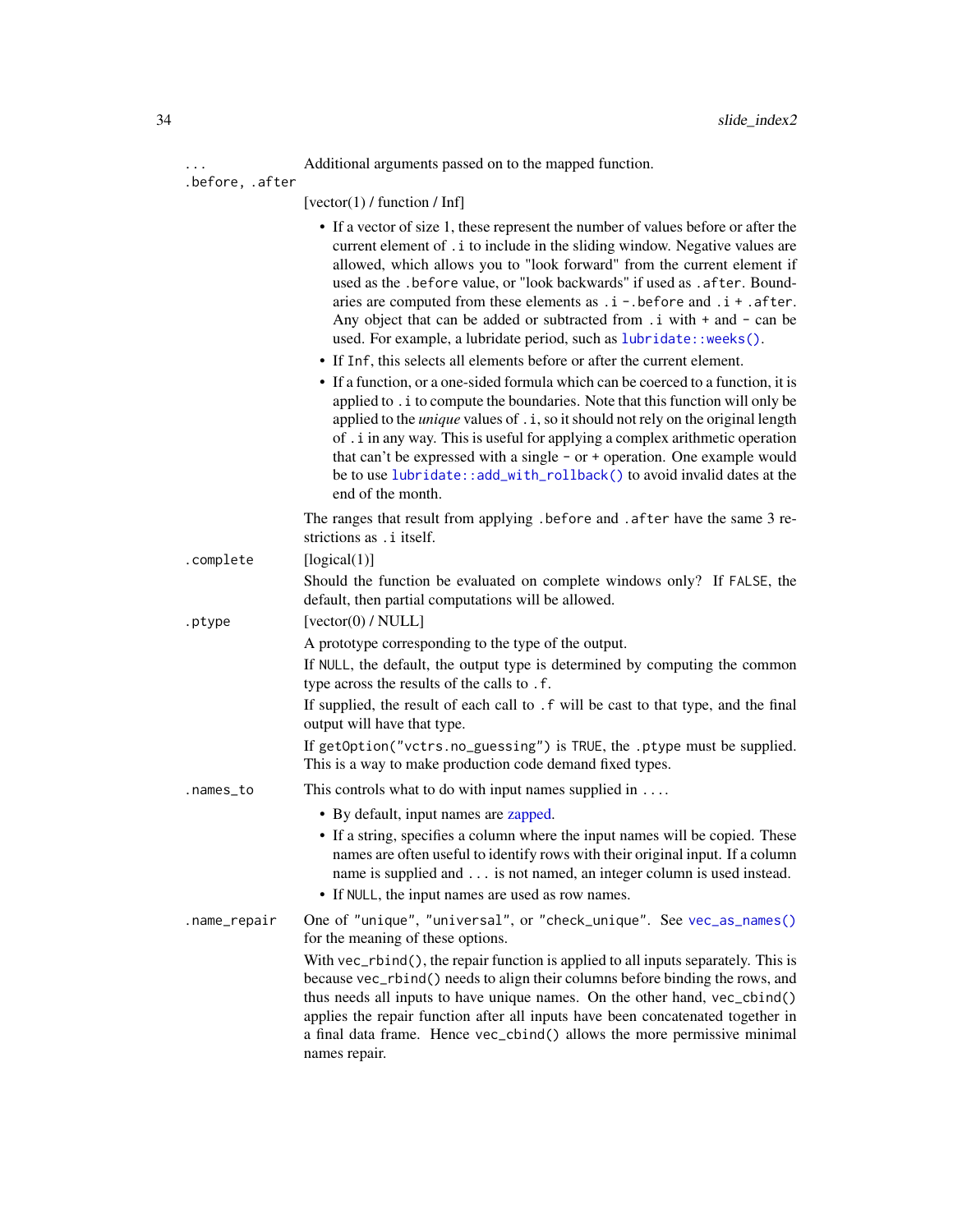`...` Additional arguments passed on to the mapped function.

`.before, .after`

[vector(1) / function / Inf]

- If a vector of size 1, these represent the number of values before or after the current element of `.i` to include in the sliding window. Negative values are allowed, which allows you to "look forward" from the current element if used as the `.before` value, or "look backwards" if used as `.after`. Boundaries are computed from these elements as `.i - .before` and `.i + .after`. Any object that can be added or subtracted from `.i` with `+` and `-` can be used. For example, a lubridate period, such as `lubridate::weeks()`.
- If `Inf`, this selects all elements before or after the current element.
- If a function, or a one-sided formula which can be coerced to a function, it is applied to `.i` to compute the boundaries. Note that this function will only be applied to the *unique* values of `.i`, so it should not rely on the original length of `.i` in any way. This is useful for applying a complex arithmetic operation that can't be expressed with a single `-` or `+` operation. One example would be to use `lubridate::add_with_rollback()` to avoid invalid dates at the end of the month.

The ranges that result from applying `.before` and `.after` have the same 3 restrictions as `.i` itself.

`.complete`

[logical(1)]

Should the function be evaluated on complete windows only? If `FALSE`, the default, then partial computations will be allowed.

`.ptype`

[vector(0) / NULL]

A prototype corresponding to the type of the output.

If `NULL`, the default, the output type is determined by computing the common type across the results of the calls to `.f`.

If supplied, the result of each call to `.f` will be cast to that type, and the final output will have that type.

If `getOption("vctrs.no_guessing")` is `TRUE`, the `.ptype` must be supplied. This is a way to make production code demand fixed types.

`.names_to`

This controls what to do with input names supplied in `...`.

- By default, input names are zapped.
- If a string, specifies a column where the input names will be copied. These names are often useful to identify rows with their original input. If a column name is supplied and `...` is not named, an integer column is used instead.
- If `NULL`, the input names are used as row names.

`.name_repair`

One of `"unique"`, `"universal"`, or `"check_unique"`. See `vec_as_names()` for the meaning of these options.

With `vec_rbind()`, the repair function is applied to all inputs separately. This is because `vec_rbind()` needs to align their columns before binding the rows, and thus needs all inputs to have unique names. On the other hand, `vec_cbind()` applies the repair function after all inputs have been concatenated together in a final data frame. Hence `vec_cbind()` allows the more permissive minimal names repair.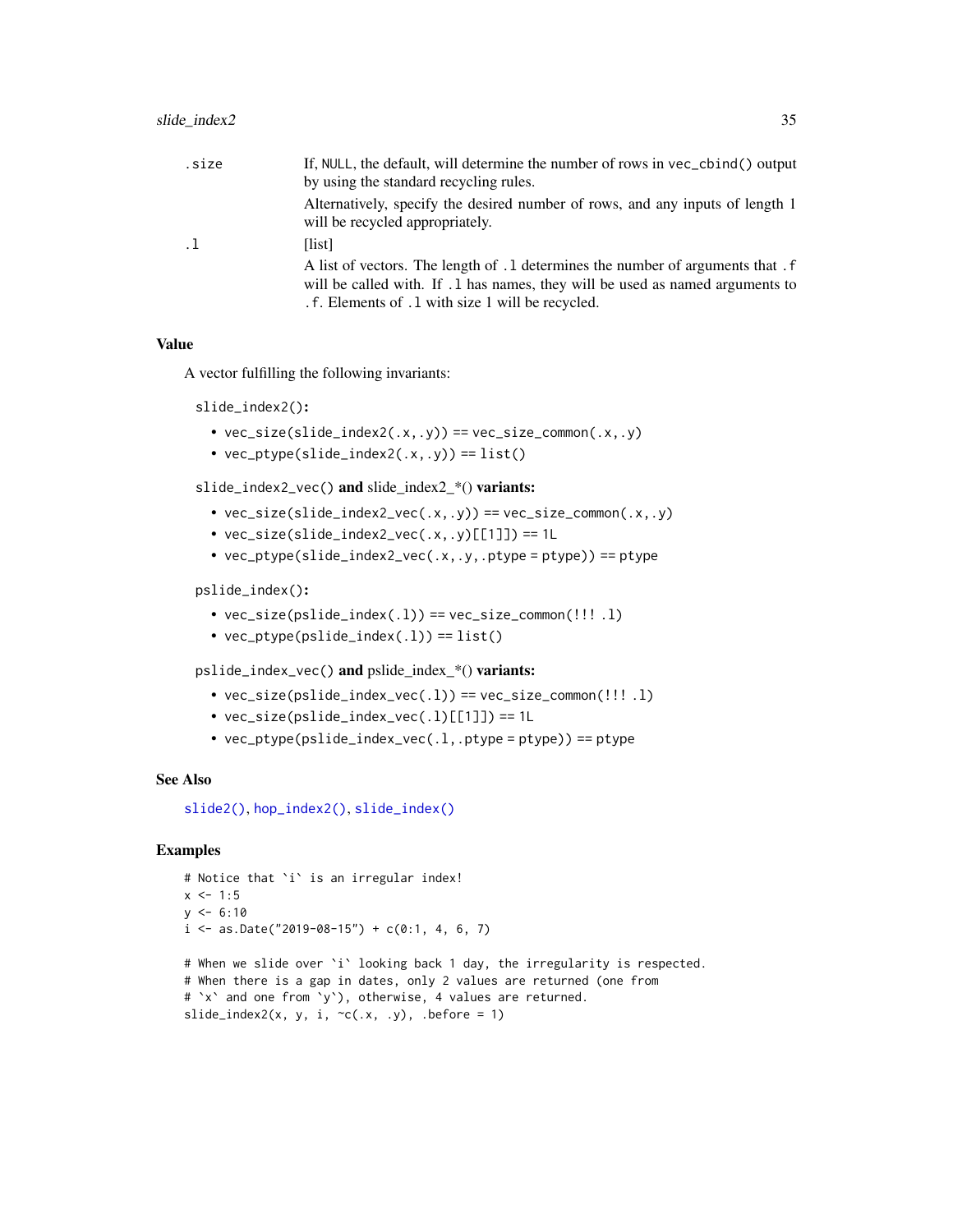| | |
|---|---|
| `.size` | If, `NULL`, the default, will determine the number of rows in `vec_cbind()` output by using the standard recycling rules.<br><br>Alternatively, specify the desired number of rows, and any inputs of length 1 will be recycled appropriately. |
| `.l` | [list]<br><br>A list of vectors. The length of `.l` determines the number of arguments that `.f` will be called with. If `.l` has names, they will be used as named arguments to `.f`. Elements of `.l` with size 1 will be recycled. |

## Value

A vector fulfilling the following invariants:

**`slide_index2()`:**

- `vec_size(slide_index2(.x, .y)) == vec_size_common(.x, .y)`
- `vec_ptype(slide_index2(.x, .y)) == list()`

**`slide_index2_vec()` and slide_index2_*() variants:**

- `vec_size(slide_index2_vec(.x, .y)) == vec_size_common(.x, .y)`
- `vec_size(slide_index2_vec(.x, .y)[[1]]) == 1L`
- `vec_ptype(slide_index2_vec(.x, .y, .ptype = ptype)) == ptype`

**`pslide_index()`:**

- `vec_size(pslide_index(.l)) == vec_size_common(!!! .l)`
- `vec_ptype(pslide_index(.l)) == list()`

**`pslide_index_vec()` and pslide_index_*() variants:**

- `vec_size(pslide_index_vec(.l)) == vec_size_common(!!! .l)`
- `vec_size(pslide_index_vec(.l)[[1]]) == 1L`
- `vec_ptype(pslide_index_vec(.l, .ptype = ptype)) == ptype`

## See Also

`slide2()`, `hop_index2()`, `slide_index()`

## Examples

```
# Notice that `i` is an irregular index!
x <- 1:5
y <- 6:10
i <- as.Date("2019-08-15") + c(0:1, 4, 6, 7)

# When we slide over `i` looking back 1 day, the irregularity is respected.
# When there is a gap in dates, only 2 values are returned (one from
# `x` and one from `y`), otherwise, 4 values are returned.
slide_index2(x, y, i, ~c(.x, .y), .before = 1)
```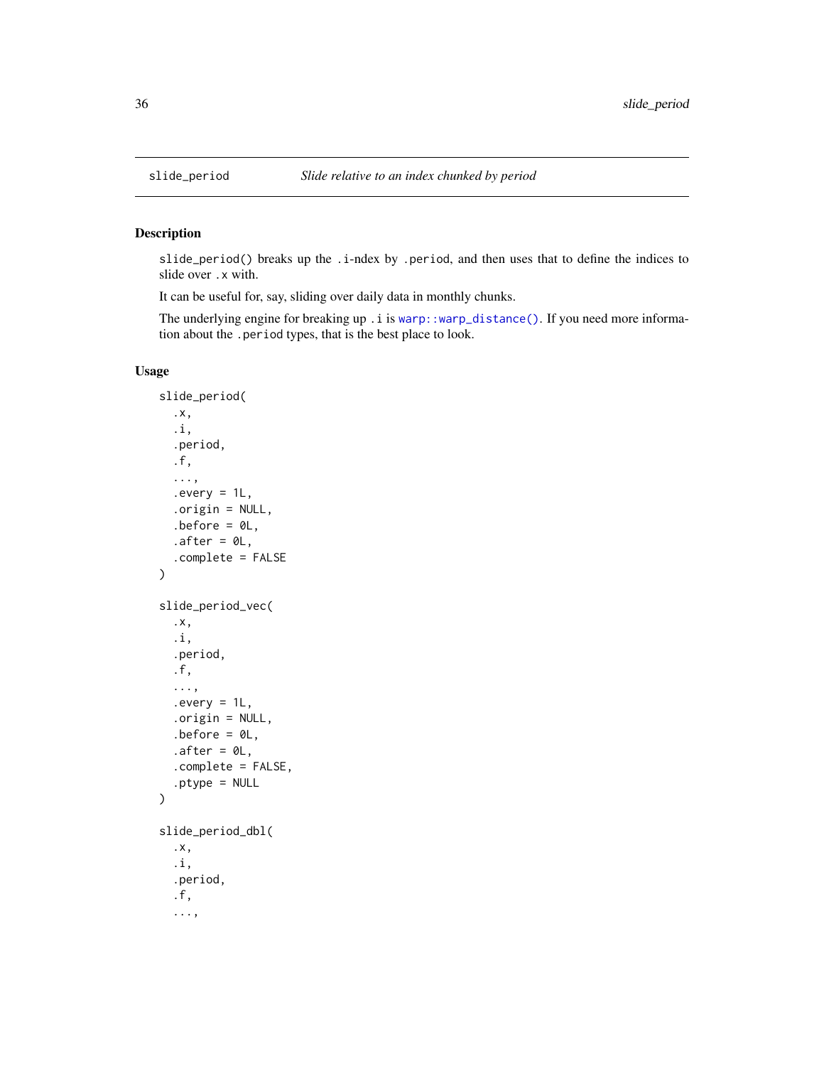## slide_period *Slide relative to an index chunked by period*

### Description

`slide_period()` breaks up the `.i`-ndex by `.period`, and then uses that to define the indices to slide over `.x` with.

It can be useful for, say, sliding over daily data in monthly chunks.

The underlying engine for breaking up `.i` is `warp::warp_distance()`. If you need more information about the `.period` types, that is the best place to look.

### Usage

```
slide_period(
  .x,
  .i,
  .period,
  .f,
  ...,
  .every = 1L,
  .origin = NULL,
  .before = 0L,
  .after = 0L,
  .complete = FALSE
)

slide_period_vec(
  .x,
  .i,
  .period,
  .f,
  ...,
  .every = 1L,
  .origin = NULL,
  .before = 0L,
  .after = 0L,
  .complete = FALSE,
  .ptype = NULL
)

slide_period_dbl(
  .x,
  .i,
  .period,
  .f,
  ...,
```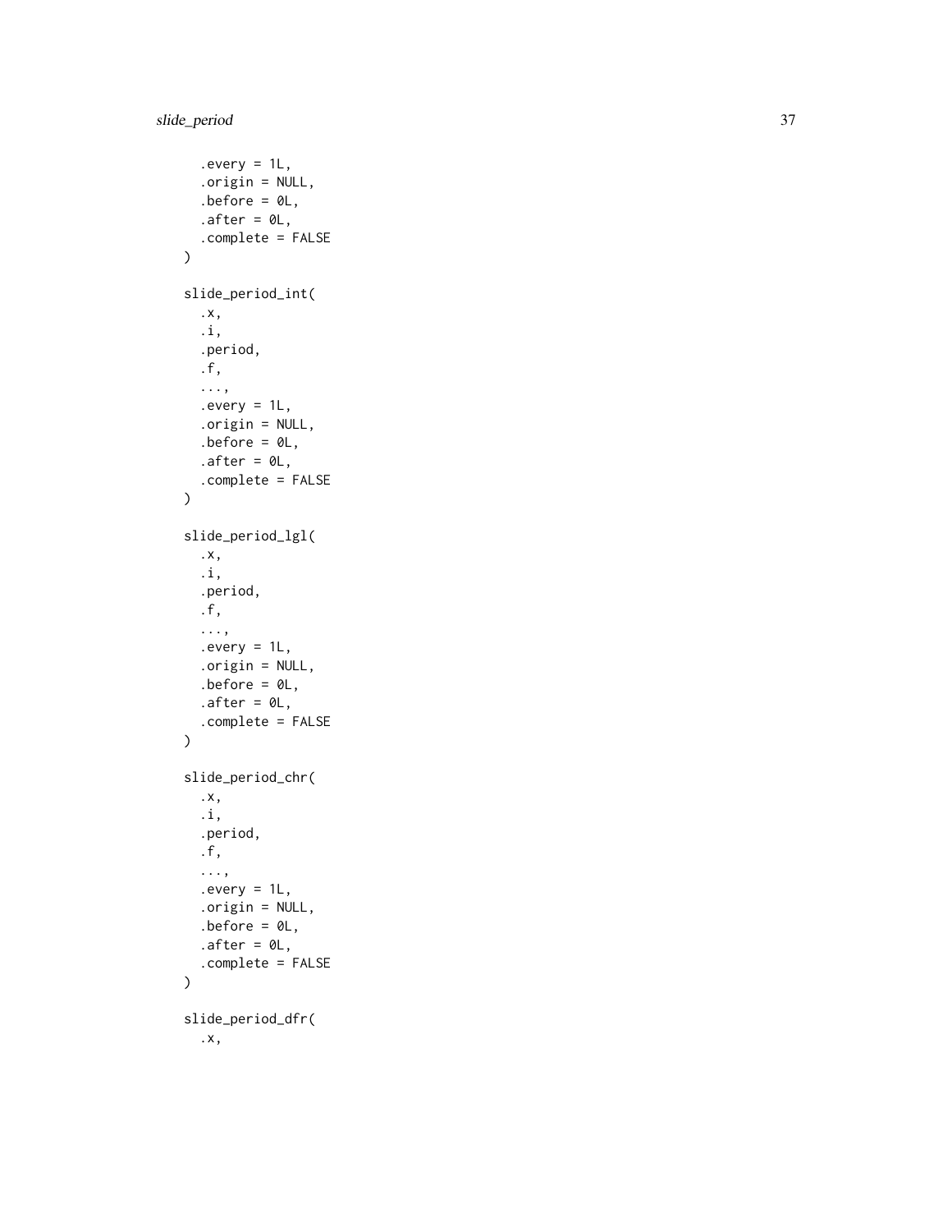```
  .every = 1L,
  .origin = NULL,
  .before = 0L,
  .after = 0L,
  .complete = FALSE
)

slide_period_int(
  .x,
  .i,
  .period,
  .f,
  ...,
  .every = 1L,
  .origin = NULL,
  .before = 0L,
  .after = 0L,
  .complete = FALSE
)

slide_period_lgl(
  .x,
  .i,
  .period,
  .f,
  ...,
  .every = 1L,
  .origin = NULL,
  .before = 0L,
  .after = 0L,
  .complete = FALSE
)

slide_period_chr(
  .x,
  .i,
  .period,
  .f,
  ...,
  .every = 1L,
  .origin = NULL,
  .before = 0L,
  .after = 0L,
  .complete = FALSE
)

slide_period_dfr(
  .x,
```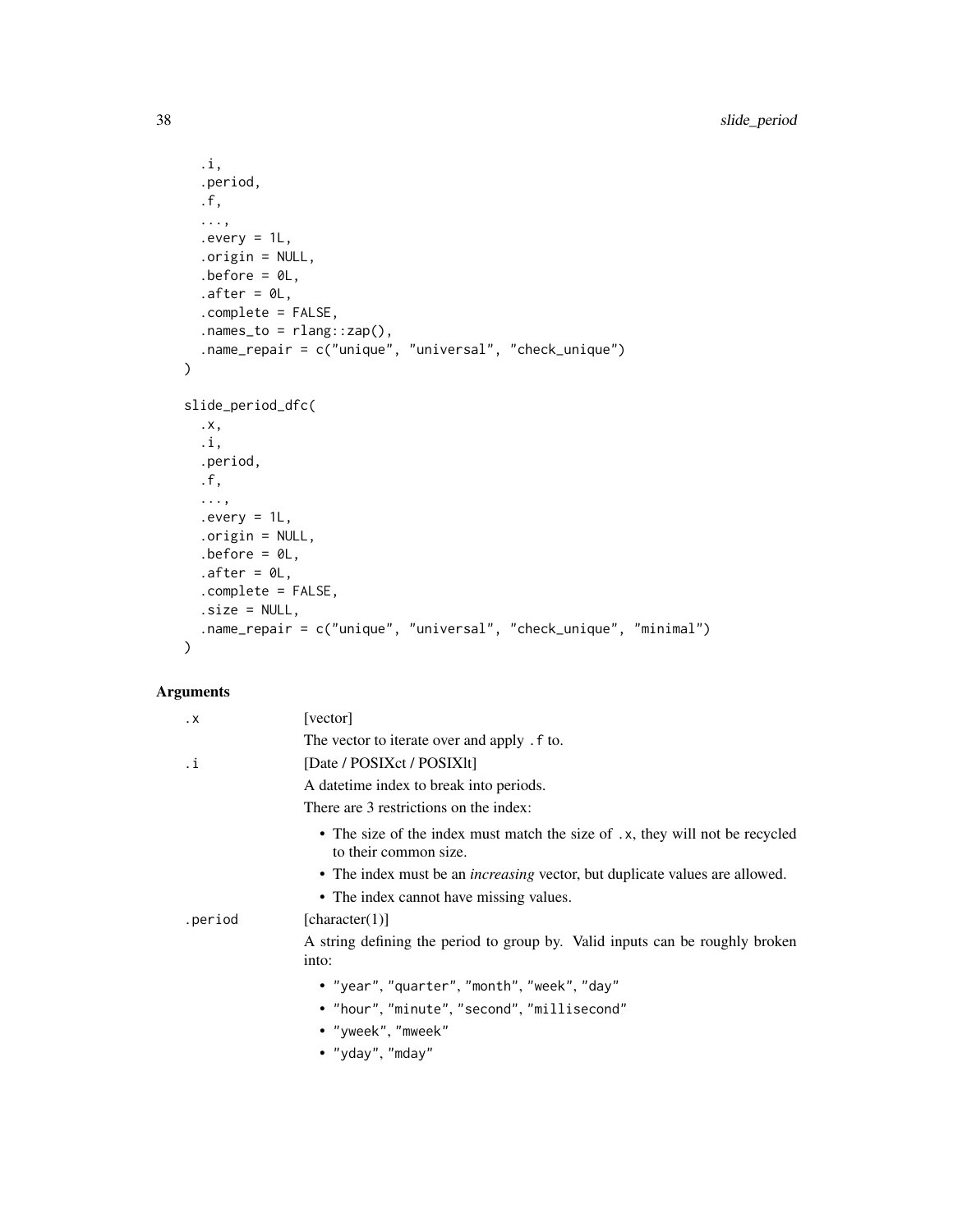```
  .i,
  .period,
  .f,
  ...,
  .every = 1L,
  .origin = NULL,
  .before = 0L,
  .after = 0L,
  .complete = FALSE,
  .names_to = rlang::zap(),
  .name_repair = c("unique", "universal", "check_unique")
)

slide_period_dfc(
  .x,
  .i,
  .period,
  .f,
  ...,
  .every = 1L,
  .origin = NULL,
  .before = 0L,
  .after = 0L,
  .complete = FALSE,
  .size = NULL,
  .name_repair = c("unique", "universal", "check_unique", "minimal")
)
```

## Arguments

`.x` [vector]

The vector to iterate over and apply `.f` to.

`.i` [Date / POSIXct / POSIXlt]

A datetime index to break into periods.

There are 3 restrictions on the index:

- The size of the index must match the size of `.x`, they will not be recycled to their common size.
- The index must be an *increasing* vector, but duplicate values are allowed.
- The index cannot have missing values.

`.period` [character(1)]

A string defining the period to group by. Valid inputs can be roughly broken into:

- `"year"`, `"quarter"`, `"month"`, `"week"`, `"day"`
- `"hour"`, `"minute"`, `"second"`, `"millisecond"`
- `"yweek"`, `"mweek"`
- `"yday"`, `"mday"`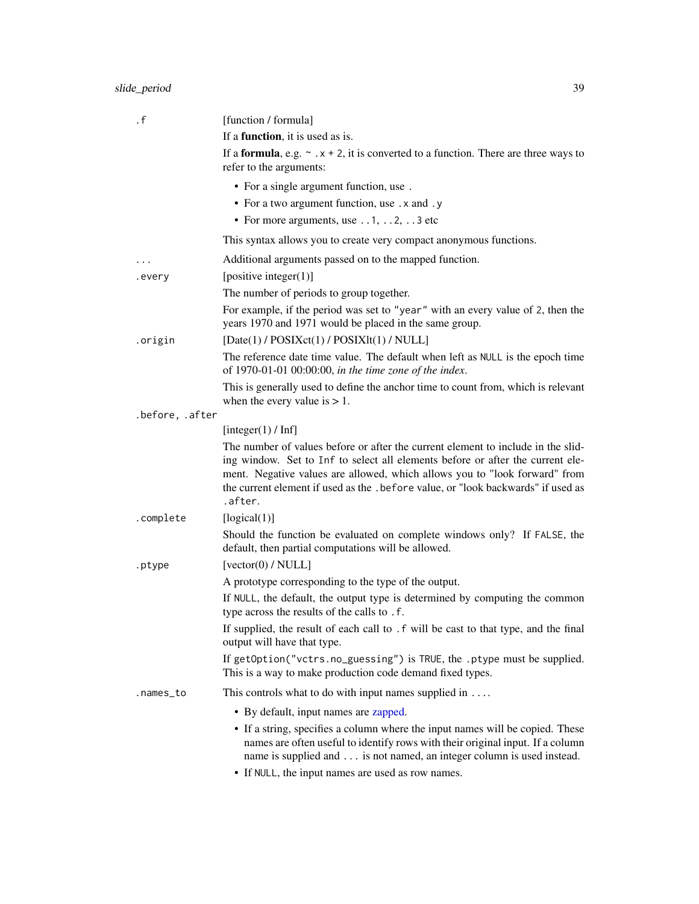`.f` [function / formula]

If a **function**, it is used as is.

If a **formula**, e.g. `~ .x + 2`, it is converted to a function. There are three ways to refer to the arguments:

- For a single argument function, use `.`
- For a two argument function, use `.x` and `.y`
- For more arguments, use `..1`, `..2`, `..3` etc

This syntax allows you to create very compact anonymous functions.

`...` Additional arguments passed on to the mapped function.

`.every` [positive integer(1)]

The number of periods to group together.

For example, if the period was set to `"year"` with an every value of `2`, then the years 1970 and 1971 would be placed in the same group.

`.origin` [Date(1) / POSIXct(1) / POSIXlt(1) / NULL]

The reference date time value. The default when left as `NULL` is the epoch time of 1970-01-01 00:00:00, *in the time zone of the index*.

This is generally used to define the anchor time to count from, which is relevant when the every value is > 1.

`.before, .after`

[integer(1) / Inf]

The number of values before or after the current element to include in the sliding window. Set to `Inf` to select all elements before or after the current element. Negative values are allowed, which allows you to "look forward" from the current element if used as the `.before` value, or "look backwards" if used as `.after`.

`.complete` [logical(1)]

Should the function be evaluated on complete windows only? If `FALSE`, the default, then partial computations will be allowed.

`.ptype` [vector(0) / NULL]

A prototype corresponding to the type of the output.

If `NULL`, the default, the output type is determined by computing the common type across the results of the calls to `.f`.

If supplied, the result of each call to `.f` will be cast to that type, and the final output will have that type.

If `getOption("vctrs.no_guessing")` is `TRUE`, the `.ptype` must be supplied. This is a way to make production code demand fixed types.

`.names_to` This controls what to do with input names supplied in `...`.

- By default, input names are zapped.
- If a string, specifies a column where the input names will be copied. These names are often useful to identify rows with their original input. If a column name is supplied and `...` is not named, an integer column is used instead.
- If `NULL`, the input names are used as row names.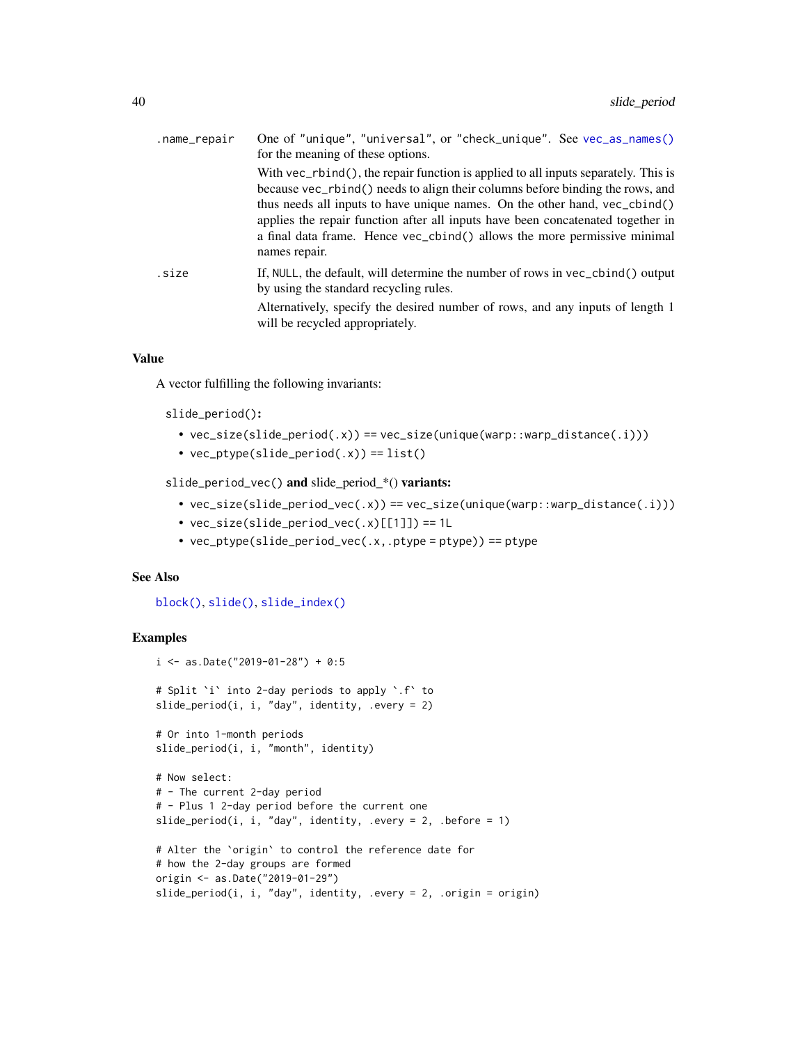| | |
|---|---|
| .name_repair | One of "unique", "universal", or "check_unique". See vec_as_names() for the meaning of these options.<br><br>With vec_rbind(), the repair function is applied to all inputs separately. This is because vec_rbind() needs to align their columns before binding the rows, and thus needs all inputs to have unique names. On the other hand, vec_cbind() applies the repair function after all inputs have been concatenated together in a final data frame. Hence vec_cbind() allows the more permissive minimal names repair. |
| .size | If, NULL, the default, will determine the number of rows in vec_cbind() output by using the standard recycling rules.<br><br>Alternatively, specify the desired number of rows, and any inputs of length 1 will be recycled appropriately. |

## Value

A vector fulfilling the following invariants:

**slide_period():**

- vec_size(slide_period(.x)) == vec_size(unique(warp::warp_distance(.i)))
- vec_ptype(slide_period(.x)) == list()

**slide_period_vec() and slide_period_*() variants:**

- vec_size(slide_period_vec(.x)) == vec_size(unique(warp::warp_distance(.i)))
- vec_size(slide_period_vec(.x)[[1]]) == 1L
- vec_ptype(slide_period_vec(.x, .ptype = ptype)) == ptype

## See Also

block(), slide(), slide_index()

## Examples

```
i <- as.Date("2019-01-28") + 0:5

# Split `i` into 2-day periods to apply `.f` to
slide_period(i, i, "day", identity, .every = 2)

# Or into 1-month periods
slide_period(i, i, "month", identity)

# Now select:
# - The current 2-day period
# - Plus 1 2-day period before the current one
slide_period(i, i, "day", identity, .every = 2, .before = 1)

# Alter the `origin` to control the reference date for
# how the 2-day groups are formed
origin <- as.Date("2019-01-29")
slide_period(i, i, "day", identity, .every = 2, .origin = origin)
```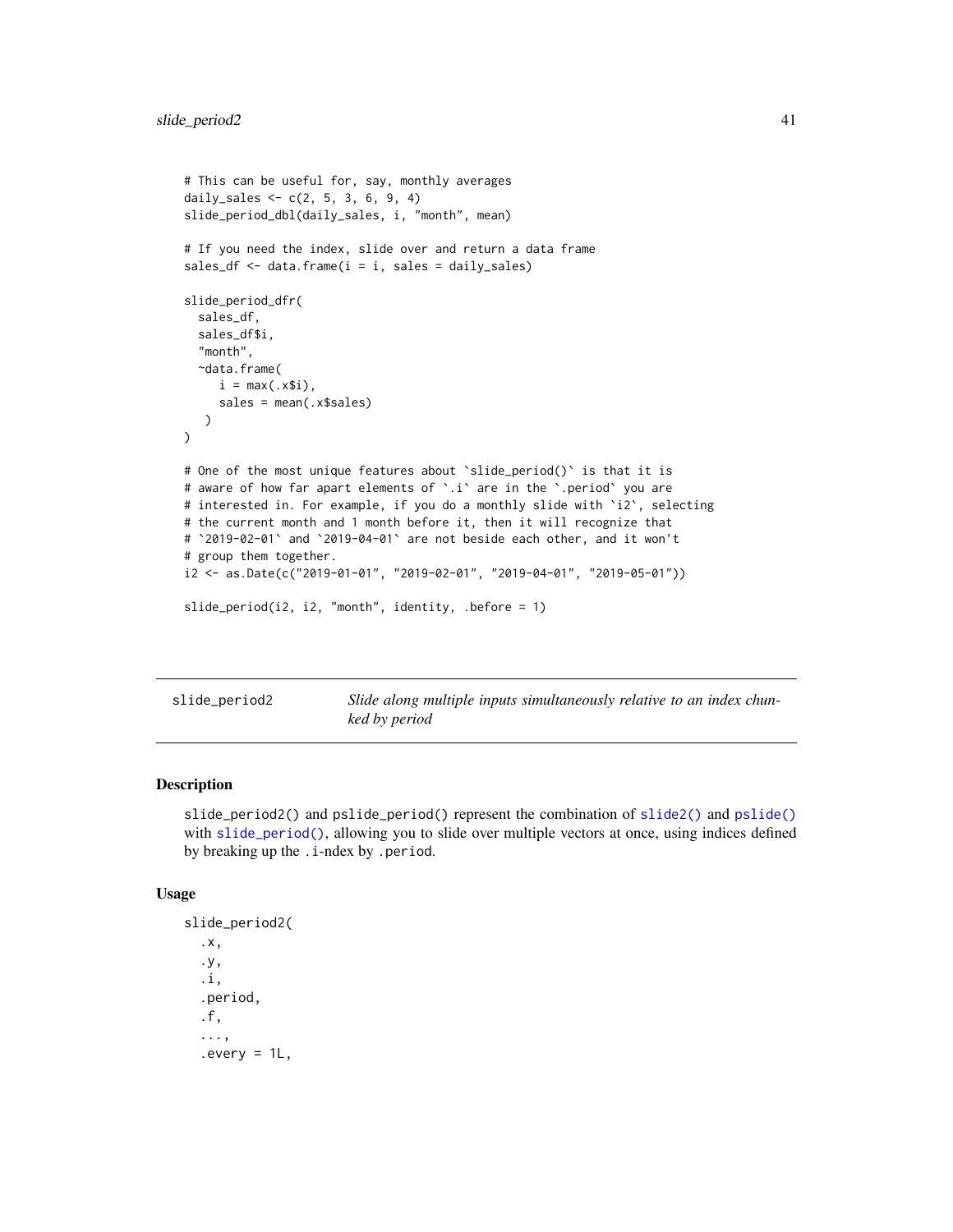```
# This can be useful for, say, monthly averages
daily_sales <- c(2, 5, 3, 6, 9, 4)
slide_period_dbl(daily_sales, i, "month", mean)

# If you need the index, slide over and return a data frame
sales_df <- data.frame(i = i, sales = daily_sales)

slide_period_dfr(
  sales_df,
  sales_df$i,
  "month",
  ~data.frame(
     i = max(.x$i),
     sales = mean(.x$sales)
   )
)

# One of the most unique features about `slide_period()` is that it is
# aware of how far apart elements of `.i` are in the `.period` you are
# interested in. For example, if you do a monthly slide with `i2`, selecting
# the current month and 1 month before it, then it will recognize that
# `2019-02-01` and `2019-04-01` are not beside each other, and it won't
# group them together.
i2 <- as.Date(c("2019-01-01", "2019-02-01", "2019-04-01", "2019-05-01"))

slide_period(i2, i2, "month", identity, .before = 1)
```

---

## slide_period2 — *Slide along multiple inputs simultaneously relative to an index chunked by period*

---

### Description

slide_period2() and pslide_period() represent the combination of slide2() and pslide() with slide_period(), allowing you to slide over multiple vectors at once, using indices defined by breaking up the .i-ndex by .period.

### Usage

```
slide_period2(
  .x,
  .y,
  .i,
  .period,
  .f,
  ...,
  .every = 1L,
```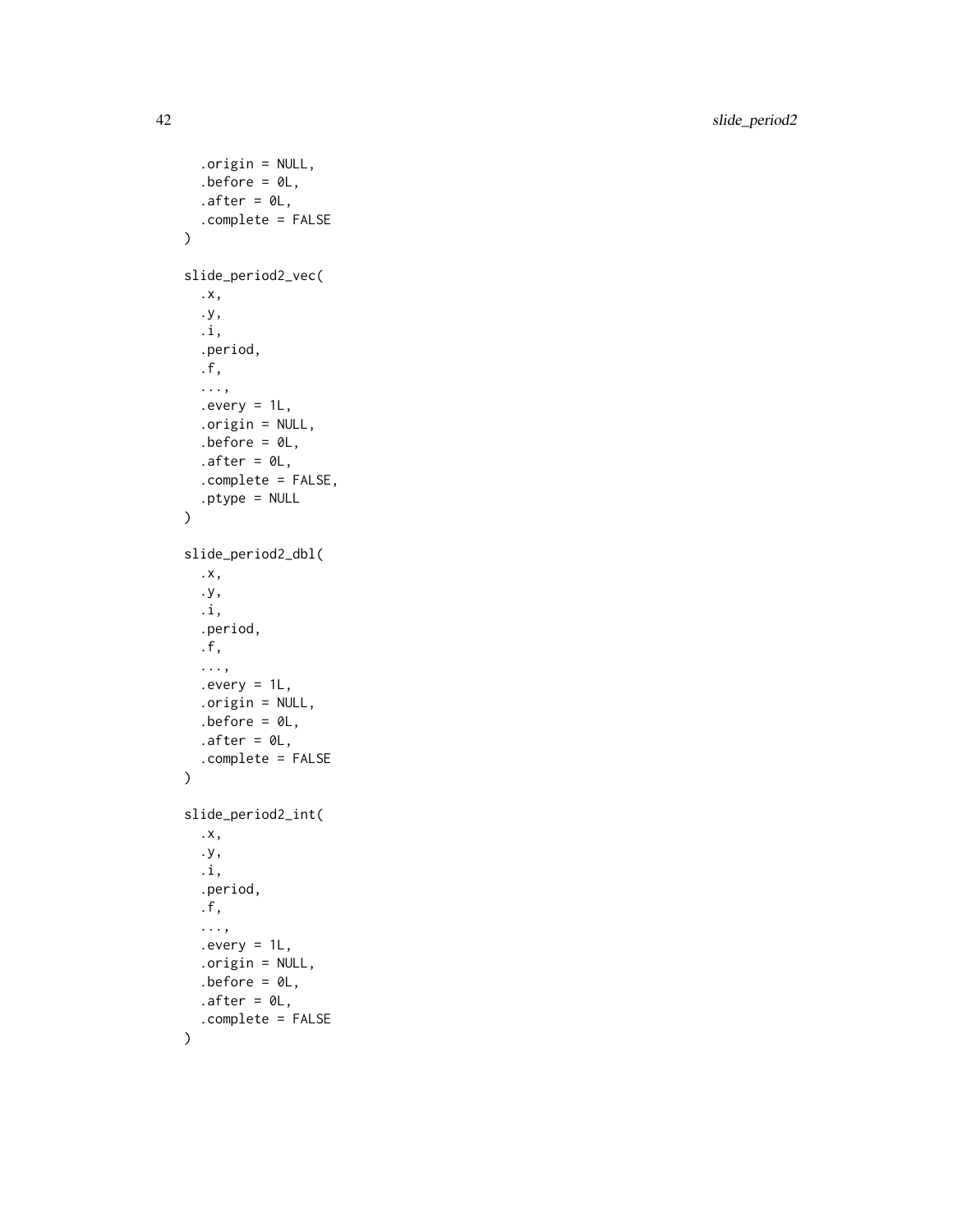```
  .origin = NULL,
  .before = 0L,
  .after = 0L,
  .complete = FALSE
)

slide_period2_vec(
  .x,
  .y,
  .i,
  .period,
  .f,
  ...,
  .every = 1L,
  .origin = NULL,
  .before = 0L,
  .after = 0L,
  .complete = FALSE,
  .ptype = NULL
)

slide_period2_dbl(
  .x,
  .y,
  .i,
  .period,
  .f,
  ...,
  .every = 1L,
  .origin = NULL,
  .before = 0L,
  .after = 0L,
  .complete = FALSE
)

slide_period2_int(
  .x,
  .y,
  .i,
  .period,
  .f,
  ...,
  .every = 1L,
  .origin = NULL,
  .before = 0L,
  .after = 0L,
  .complete = FALSE
)
```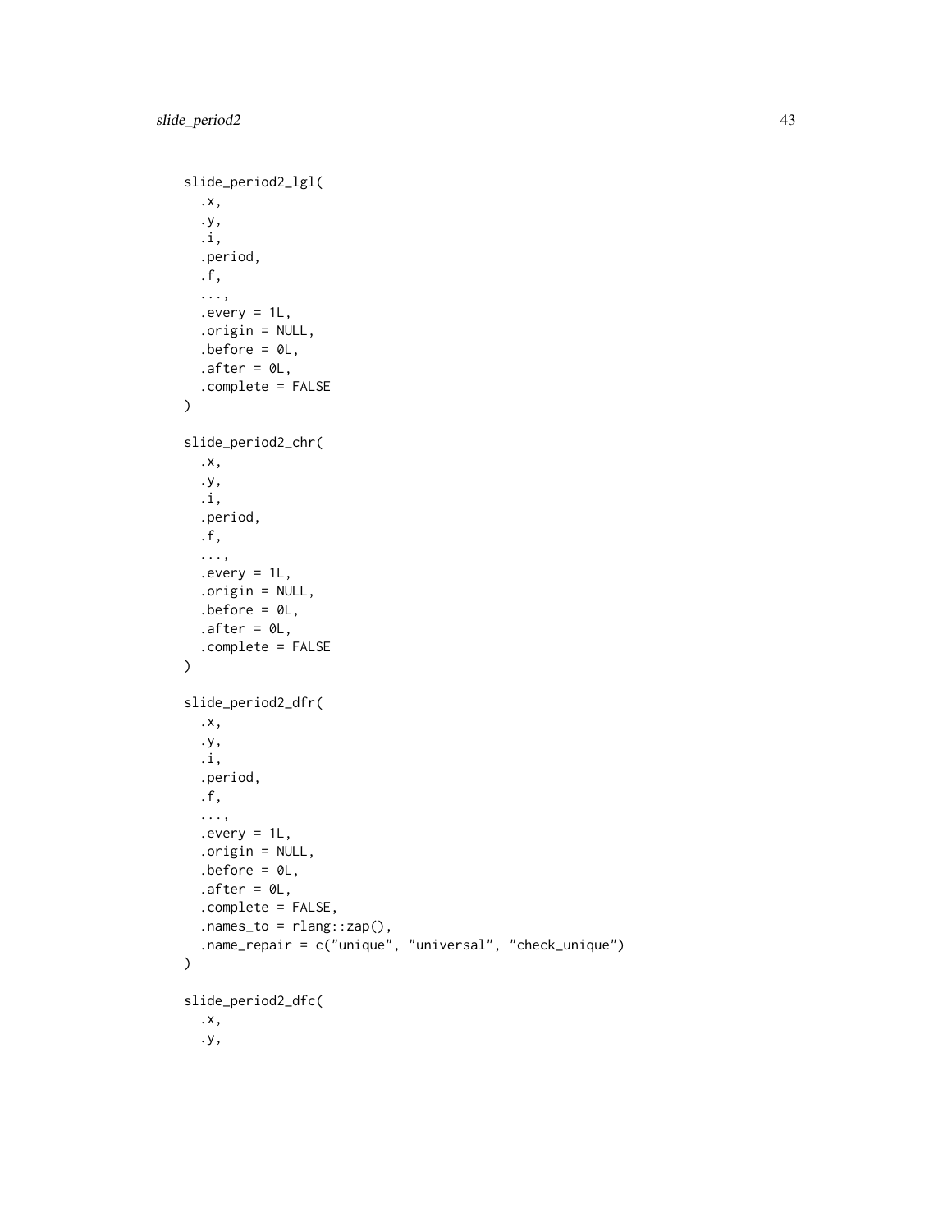```
slide_period2_lgl(
  .x,
  .y,
  .i,
  .period,
  .f,
  ...,
  .every = 1L,
  .origin = NULL,
  .before = 0L,
  .after = 0L,
  .complete = FALSE
)

slide_period2_chr(
  .x,
  .y,
  .i,
  .period,
  .f,
  ...,
  .every = 1L,
  .origin = NULL,
  .before = 0L,
  .after = 0L,
  .complete = FALSE
)

slide_period2_dfr(
  .x,
  .y,
  .i,
  .period,
  .f,
  ...,
  .every = 1L,
  .origin = NULL,
  .before = 0L,
  .after = 0L,
  .complete = FALSE,
  .names_to = rlang::zap(),
  .name_repair = c("unique", "universal", "check_unique")
)

slide_period2_dfc(
  .x,
  .y,
```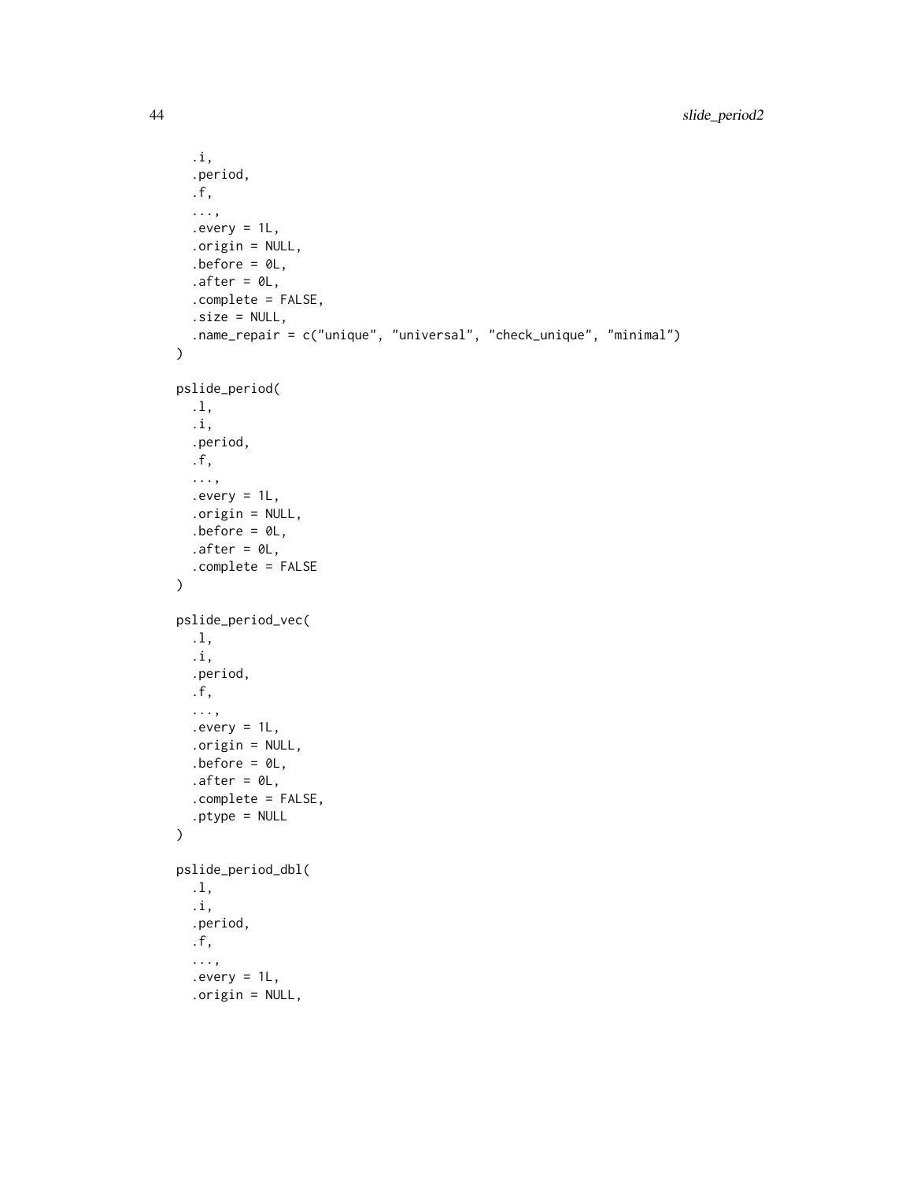```
  .i,
  .period,
  .f,
  ...,
  .every = 1L,
  .origin = NULL,
  .before = 0L,
  .after = 0L,
  .complete = FALSE,
  .size = NULL,
  .name_repair = c("unique", "universal", "check_unique", "minimal")
)

pslide_period(
  .l,
  .i,
  .period,
  .f,
  ...,
  .every = 1L,
  .origin = NULL,
  .before = 0L,
  .after = 0L,
  .complete = FALSE
)

pslide_period_vec(
  .l,
  .i,
  .period,
  .f,
  ...,
  .every = 1L,
  .origin = NULL,
  .before = 0L,
  .after = 0L,
  .complete = FALSE,
  .ptype = NULL
)

pslide_period_dbl(
  .l,
  .i,
  .period,
  .f,
  ...,
  .every = 1L,
  .origin = NULL,
```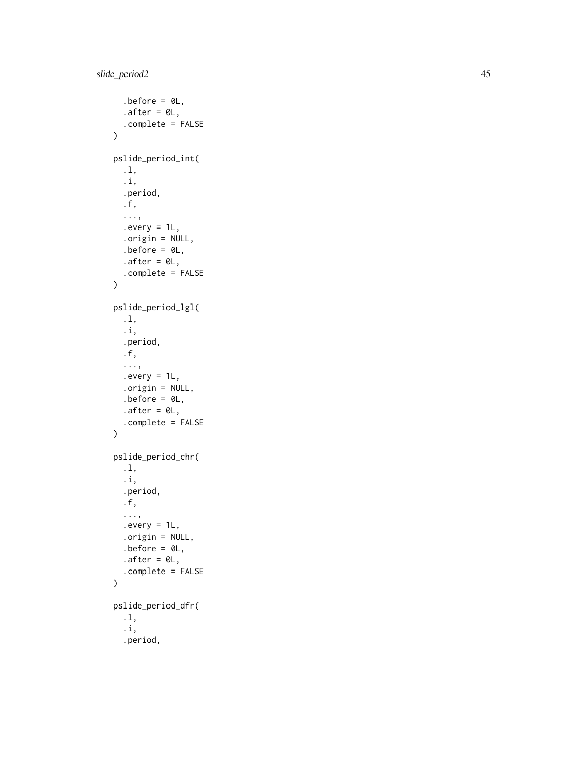```
  .before = 0L,
  .after = 0L,
  .complete = FALSE
)

pslide_period_int(
  .l,
  .i,
  .period,
  .f,
  ...,
  .every = 1L,
  .origin = NULL,
  .before = 0L,
  .after = 0L,
  .complete = FALSE
)

pslide_period_lgl(
  .l,
  .i,
  .period,
  .f,
  ...,
  .every = 1L,
  .origin = NULL,
  .before = 0L,
  .after = 0L,
  .complete = FALSE
)

pslide_period_chr(
  .l,
  .i,
  .period,
  .f,
  ...,
  .every = 1L,
  .origin = NULL,
  .before = 0L,
  .after = 0L,
  .complete = FALSE
)

pslide_period_dfr(
  .l,
  .i,
  .period,
```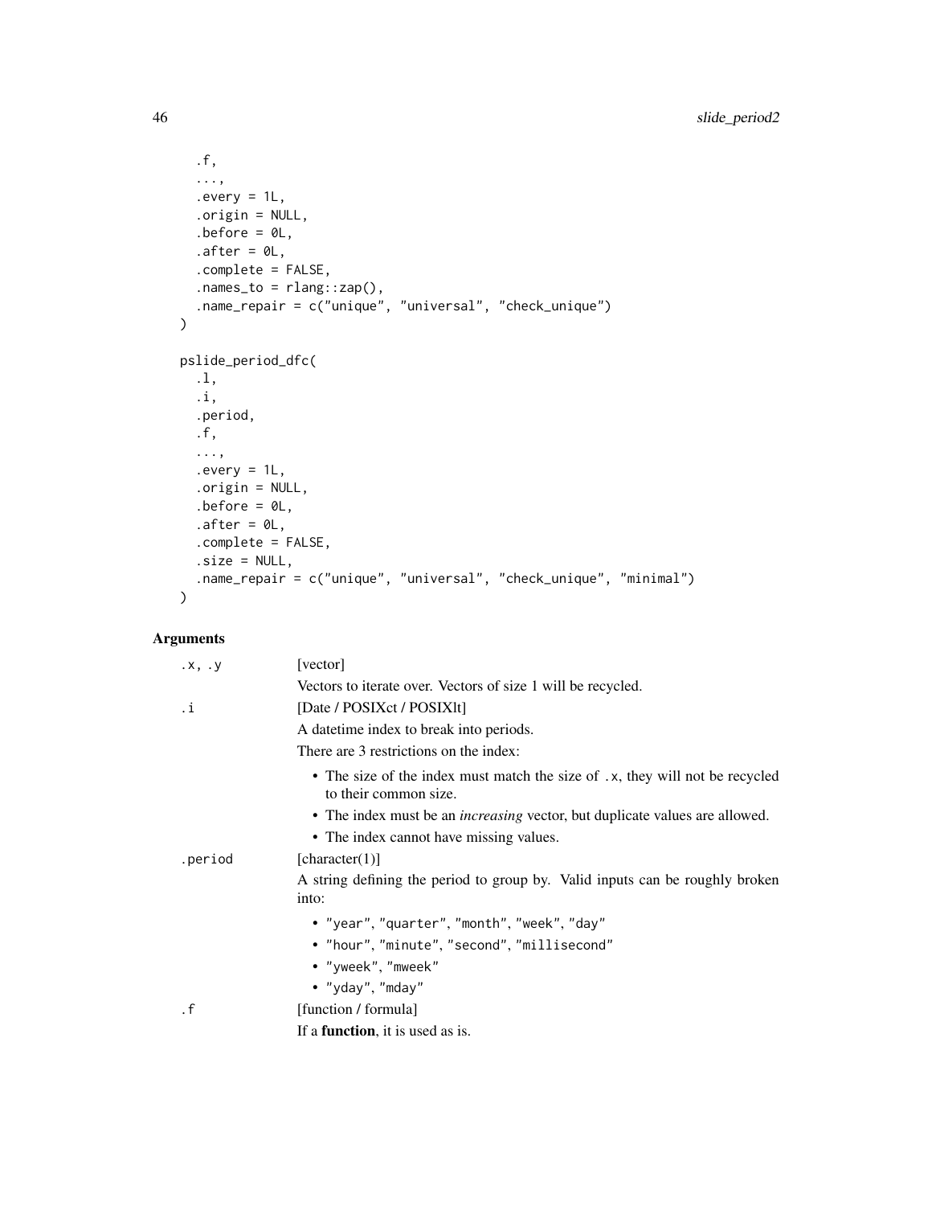```
  .f,
  ...,
  .every = 1L,
  .origin = NULL,
  .before = 0L,
  .after = 0L,
  .complete = FALSE,
  .names_to = rlang::zap(),
  .name_repair = c("unique", "universal", "check_unique")
)

pslide_period_dfc(
  .l,
  .i,
  .period,
  .f,
  ...,
  .every = 1L,
  .origin = NULL,
  .before = 0L,
  .after = 0L,
  .complete = FALSE,
  .size = NULL,
  .name_repair = c("unique", "universal", "check_unique", "minimal")
)
```

## Arguments

`.x, .y` [vector]

Vectors to iterate over. Vectors of size 1 will be recycled.

`.i` [Date / POSIXct / POSIXlt]

A datetime index to break into periods.

There are 3 restrictions on the index:

- The size of the index must match the size of `.x`, they will not be recycled to their common size.
- The index must be an *increasing* vector, but duplicate values are allowed.
- The index cannot have missing values.

`.period` [character(1)]

A string defining the period to group by. Valid inputs can be roughly broken into:

- `"year"`, `"quarter"`, `"month"`, `"week"`, `"day"`
- `"hour"`, `"minute"`, `"second"`, `"millisecond"`
- `"yweek"`, `"mweek"`
- `"yday"`, `"mday"`

`.f` [function / formula]

If a **function**, it is used as is.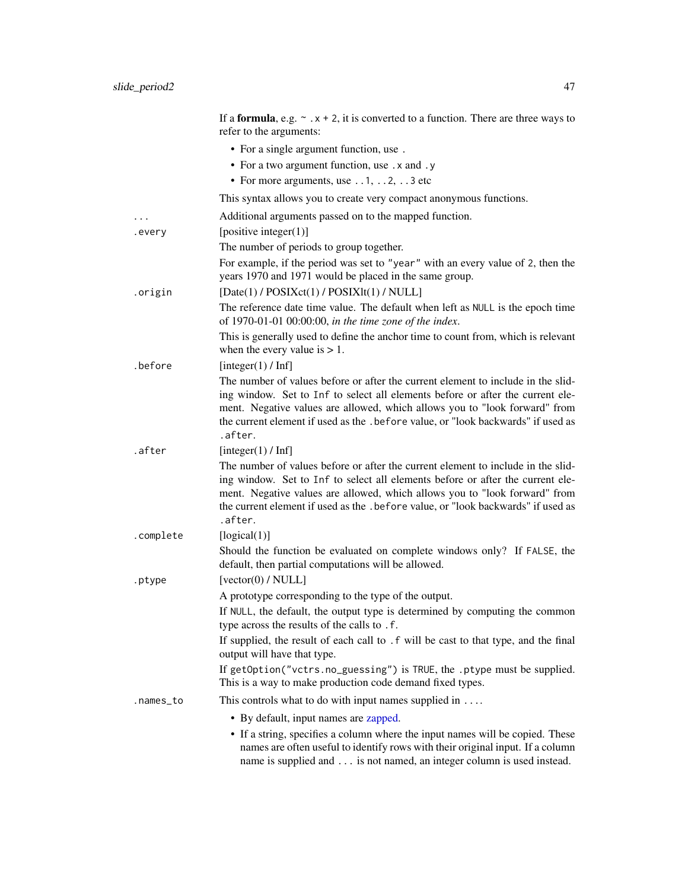If a **formula**, e.g. `~ .x + 2`, it is converted to a function. There are three ways to refer to the arguments:

- For a single argument function, use `.`
- For a two argument function, use `.x` and `.y`
- For more arguments, use `..1`, `..2`, `..3` etc

This syntax allows you to create very compact anonymous functions.

`...` Additional arguments passed on to the mapped function.

`.every` [positive integer(1)]

The number of periods to group together.

For example, if the period was set to `"year"` with an every value of `2`, then the years 1970 and 1971 would be placed in the same group.

`.origin` [Date(1) / POSIXct(1) / POSIXlt(1) / NULL]

The reference date time value. The default when left as `NULL` is the epoch time of 1970-01-01 00:00:00, *in the time zone of the index*.

This is generally used to define the anchor time to count from, which is relevant when the every value is > 1.

`.before` [integer(1) / Inf]

The number of values before or after the current element to include in the sliding window. Set to `Inf` to select all elements before or after the current element. Negative values are allowed, which allows you to "look forward" from the current element if used as the `.before` value, or "look backwards" if used as `.after`.

`.after` [integer(1) / Inf]

The number of values before or after the current element to include in the sliding window. Set to `Inf` to select all elements before or after the current element. Negative values are allowed, which allows you to "look forward" from the current element if used as the `.before` value, or "look backwards" if used as `.after`.

`.complete` [logical(1)]

Should the function be evaluated on complete windows only? If `FALSE`, the default, then partial computations will be allowed.

`.ptype` [vector(0) / NULL]

A prototype corresponding to the type of the output.

If `NULL`, the default, the output type is determined by computing the common type across the results of the calls to `.f`.

If supplied, the result of each call to `.f` will be cast to that type, and the final output will have that type.

If `getOption("vctrs.no_guessing")` is `TRUE`, the `.ptype` must be supplied. This is a way to make production code demand fixed types.

`.names_to` This controls what to do with input names supplied in `...`.

- By default, input names are zapped.
- If a string, specifies a column where the input names will be copied. These names are often useful to identify rows with their original input. If a column name is supplied and `...` is not named, an integer column is used instead.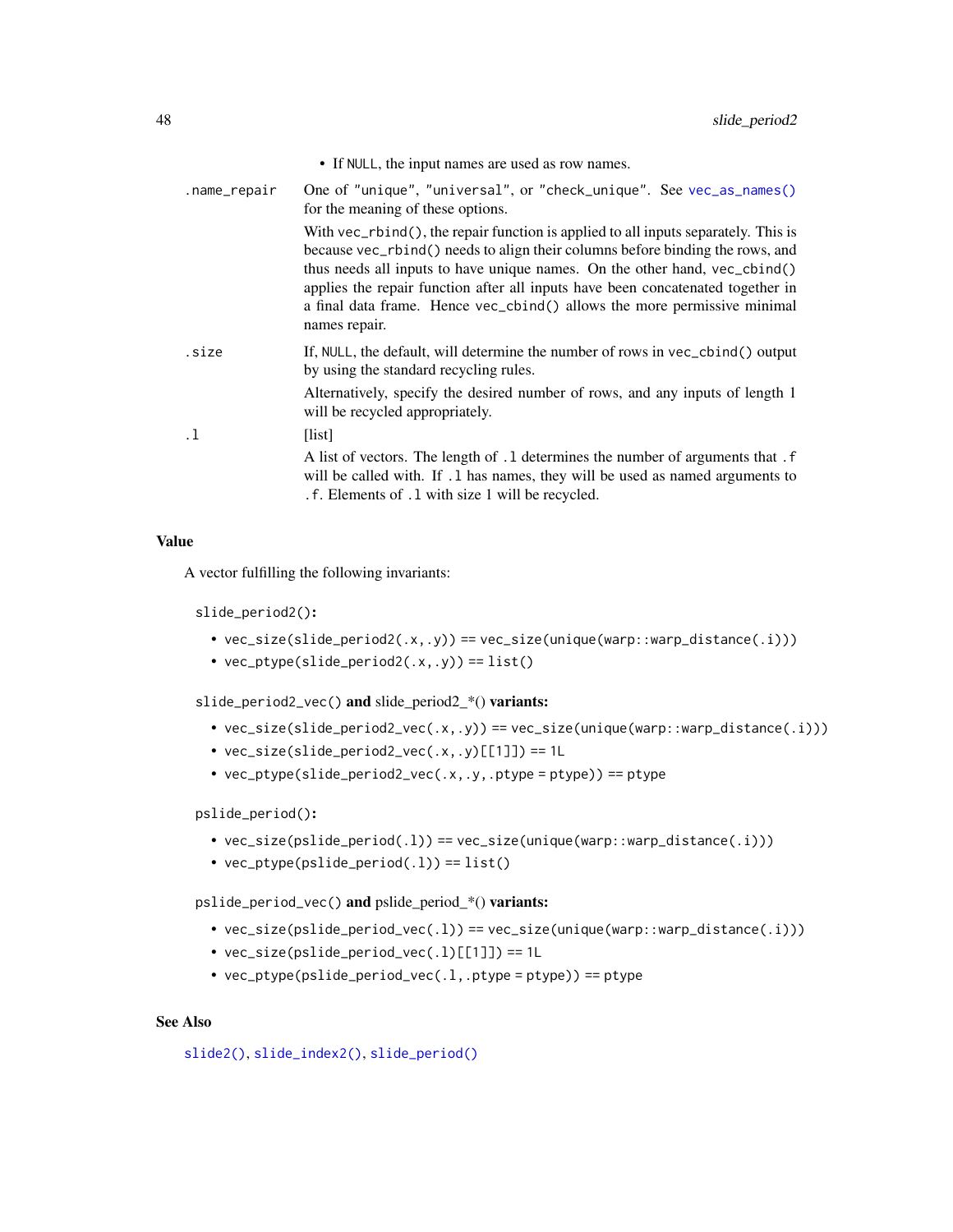- If NULL, the input names are used as row names.

`.name_repair` One of "unique", "universal", or "check_unique". See `vec_as_names()` for the meaning of these options.

With `vec_rbind()`, the repair function is applied to all inputs separately. This is because `vec_rbind()` needs to align their columns before binding the rows, and thus needs all inputs to have unique names. On the other hand, `vec_cbind()` applies the repair function after all inputs have been concatenated together in a final data frame. Hence `vec_cbind()` allows the more permissive minimal names repair.

`.size` If, NULL, the default, will determine the number of rows in `vec_cbind()` output by using the standard recycling rules.

Alternatively, specify the desired number of rows, and any inputs of length 1 will be recycled appropriately.

`.l` [list]

A list of vectors. The length of `.l` determines the number of arguments that `.f` will be called with. If `.l` has names, they will be used as named arguments to `.f`. Elements of `.l` with size 1 will be recycled.

## Value

A vector fulfilling the following invariants:

**`slide_period2()`:**

- `vec_size(slide_period2(.x, .y)) == vec_size(unique(warp::warp_distance(.i)))`
- `vec_ptype(slide_period2(.x, .y)) == list()`

**`slide_period2_vec()` and `slide_period2_*()` variants:**

- `vec_size(slide_period2_vec(.x, .y)) == vec_size(unique(warp::warp_distance(.i)))`
- `vec_size(slide_period2_vec(.x, .y)[[1]]) == 1L`
- `vec_ptype(slide_period2_vec(.x, .y, .ptype = ptype)) == ptype`

**`pslide_period()`:**

- `vec_size(pslide_period(.l)) == vec_size(unique(warp::warp_distance(.i)))`
- `vec_ptype(pslide_period(.l)) == list()`

**`pslide_period_vec()` and `pslide_period_*()` variants:**

- `vec_size(pslide_period_vec(.l)) == vec_size(unique(warp::warp_distance(.i)))`
- `vec_size(pslide_period_vec(.l)[[1]]) == 1L`
- `vec_ptype(pslide_period_vec(.l, .ptype = ptype)) == ptype`

## See Also

`slide2()`, `slide_index2()`, `slide_period()`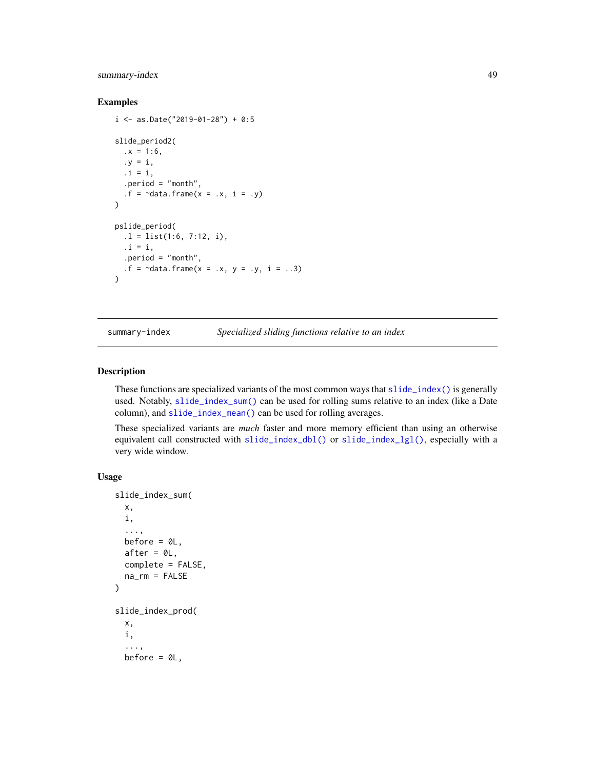## Examples

```
i <- as.Date("2019-01-28") + 0:5

slide_period2(
  .x = 1:6,
  .y = i,
  .i = i,
  .period = "month",
  .f = ~data.frame(x = .x, i = .y)
)

pslide_period(
  .l = list(1:6, 7:12, i),
  .i = i,
  .period = "month",
  .f = ~data.frame(x = .x, y = .y, i = ..3)
)
```

---

summary-index &nbsp;&nbsp;&nbsp;&nbsp; *Specialized sliding functions relative to an index*

---

## Description

These functions are specialized variants of the most common ways that `slide_index()` is generally used. Notably, `slide_index_sum()` can be used for rolling sums relative to an index (like a Date column), and `slide_index_mean()` can be used for rolling averages.

These specialized variants are *much* faster and more memory efficient than using an otherwise equivalent call constructed with `slide_index_dbl()` or `slide_index_lgl()`, especially with a very wide window.

## Usage

```
slide_index_sum(
  x,
  i,
  ...,
  before = 0L,
  after = 0L,
  complete = FALSE,
  na_rm = FALSE
)

slide_index_prod(
  x,
  i,
  ...,
  before = 0L,
```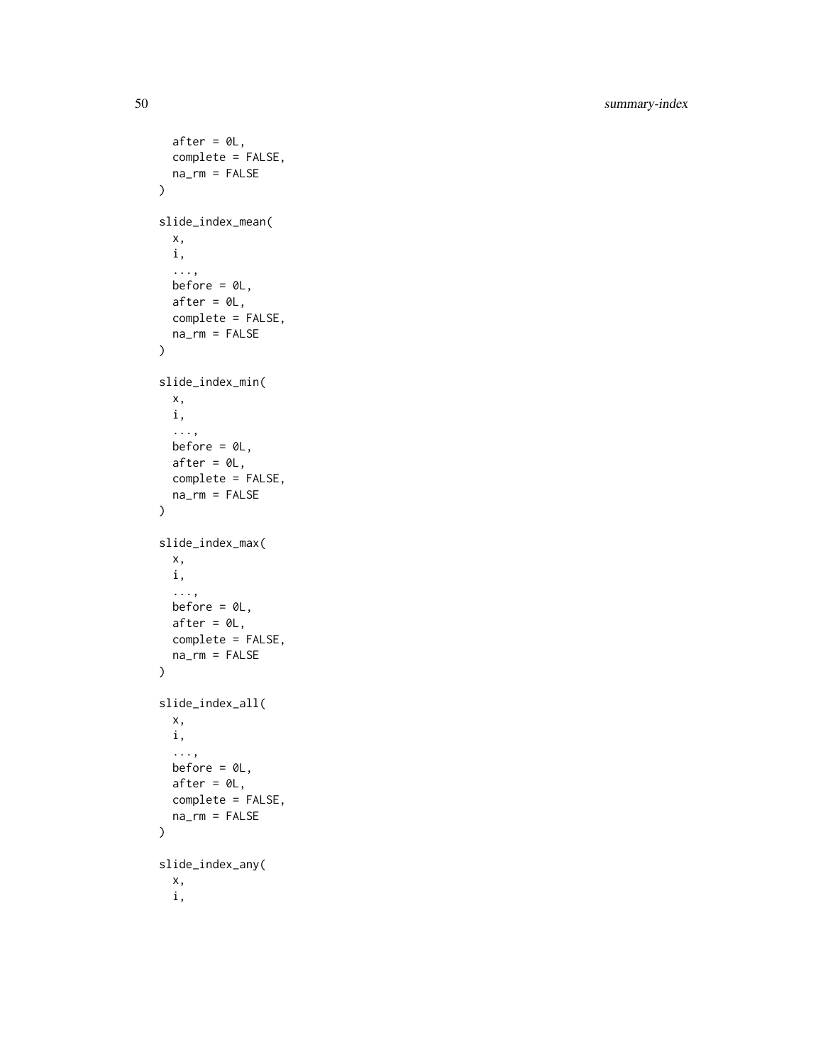```
  after = 0L,
  complete = FALSE,
  na_rm = FALSE
)

slide_index_mean(
  x,
  i,
  ...,
  before = 0L,
  after = 0L,
  complete = FALSE,
  na_rm = FALSE
)

slide_index_min(
  x,
  i,
  ...,
  before = 0L,
  after = 0L,
  complete = FALSE,
  na_rm = FALSE
)

slide_index_max(
  x,
  i,
  ...,
  before = 0L,
  after = 0L,
  complete = FALSE,
  na_rm = FALSE
)

slide_index_all(
  x,
  i,
  ...,
  before = 0L,
  after = 0L,
  complete = FALSE,
  na_rm = FALSE
)

slide_index_any(
  x,
  i,
```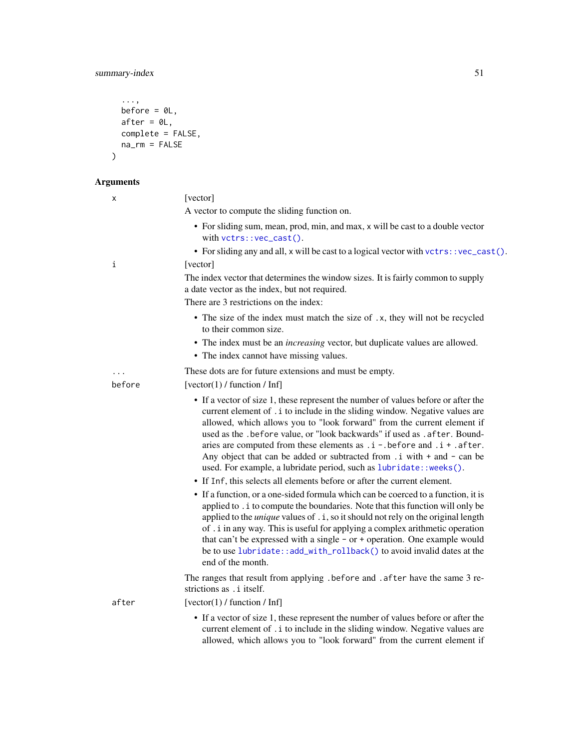```
  ...,
  before = 0L,
  after = 0L,
  complete = FALSE,
  na_rm = FALSE
)
```

## Arguments

`x` [vector]

A vector to compute the sliding function on.

- For sliding sum, mean, prod, min, and max, `x` will be cast to a double vector with `vctrs::vec_cast()`.
- For sliding any and all, `x` will be cast to a logical vector with `vctrs::vec_cast()`.

`i` [vector]

The index vector that determines the window sizes. It is fairly common to supply a date vector as the index, but not required.

There are 3 restrictions on the index:

- The size of the index must match the size of `.x`, they will not be recycled to their common size.
- The index must be an *increasing* vector, but duplicate values are allowed.
- The index cannot have missing values.

`...` These dots are for future extensions and must be empty.

`before` [vector(1) / function / Inf]

- If a vector of size 1, these represent the number of values before or after the current element of `.i` to include in the sliding window. Negative values are allowed, which allows you to "look forward" from the current element if used as the `.before` value, or "look backwards" if used as `.after`. Boundaries are computed from these elements as `.i - .before` and `.i + .after`. Any object that can be added or subtracted from `.i` with `+` and `-` can be used. For example, a lubridate period, such as `lubridate::weeks()`.
- If `Inf`, this selects all elements before or after the current element.
- If a function, or a one-sided formula which can be coerced to a function, it is applied to `.i` to compute the boundaries. Note that this function will only be applied to the *unique* values of `.i`, so it should not rely on the original length of `.i` in any way. This is useful for applying a complex arithmetic operation that can't be expressed with a single `-` or `+` operation. One example would be to use `lubridate::add_with_rollback()` to avoid invalid dates at the end of the month.

The ranges that result from applying `.before` and `.after` have the same 3 restrictions as `.i` itself.

`after` [vector(1) / function / Inf]

- If a vector of size 1, these represent the number of values before or after the current element of `.i` to include in the sliding window. Negative values are allowed, which allows you to "look forward" from the current element if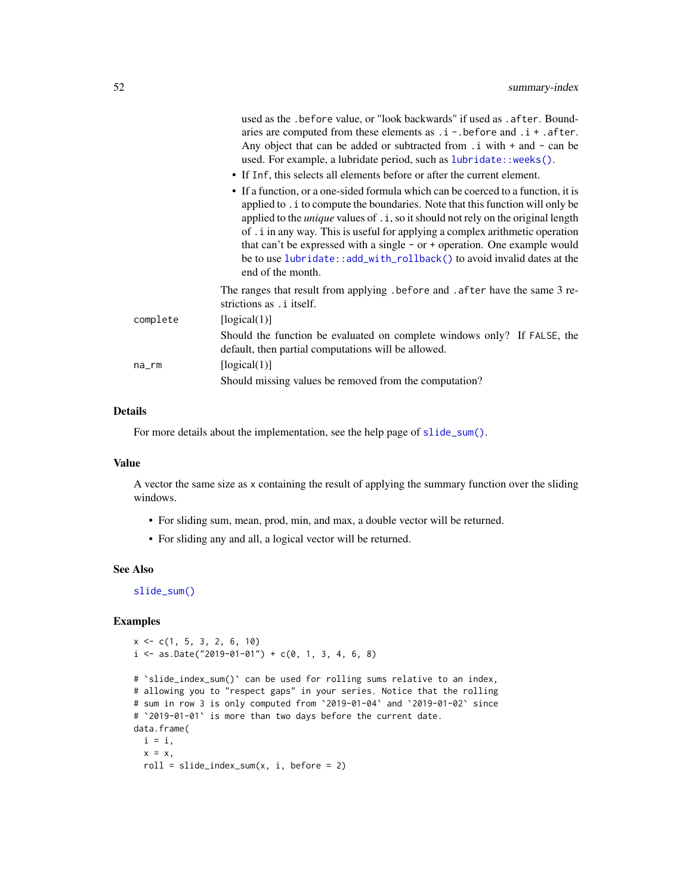used as the `.before` value, or "look backwards" if used as `.after`. Boundaries are computed from these elements as `.i - .before` and `.i + .after`. Any object that can be added or subtracted from `.i` with `+` and `-` can be used. For example, a lubridate period, such as `lubridate::weeks()`.

- If `Inf`, this selects all elements before or after the current element.
- If a function, or a one-sided formula which can be coerced to a function, it is applied to `.i` to compute the boundaries. Note that this function will only be applied to the *unique* values of `.i`, so it should not rely on the original length of `.i` in any way. This is useful for applying a complex arithmetic operation that can't be expressed with a single `-` or `+` operation. One example would be to use `lubridate::add_with_rollback()` to avoid invalid dates at the end of the month.

The ranges that result from applying `.before` and `.after` have the same 3 restrictions as `.i` itself.

`complete` [logical(1)]

Should the function be evaluated on complete windows only? If `FALSE`, the default, then partial computations will be allowed.

`na_rm` [logical(1)]

Should missing values be removed from the computation?

## Details

For more details about the implementation, see the help page of `slide_sum()`.

## Value

A vector the same size as `x` containing the result of applying the summary function over the sliding windows.

- For sliding sum, mean, prod, min, and max, a double vector will be returned.
- For sliding any and all, a logical vector will be returned.

## See Also

`slide_sum()`

## Examples

```
x <- c(1, 5, 3, 2, 6, 10)
i <- as.Date("2019-01-01") + c(0, 1, 3, 4, 6, 8)

# `slide_index_sum()` can be used for rolling sums relative to an index,
# allowing you to "respect gaps" in your series. Notice that the rolling
# sum in row 3 is only computed from `2019-01-04` and `2019-01-02` since
# `2019-01-01` is more than two days before the current date.
data.frame(
  i = i,
  x = x,
  roll = slide_index_sum(x, i, before = 2)
```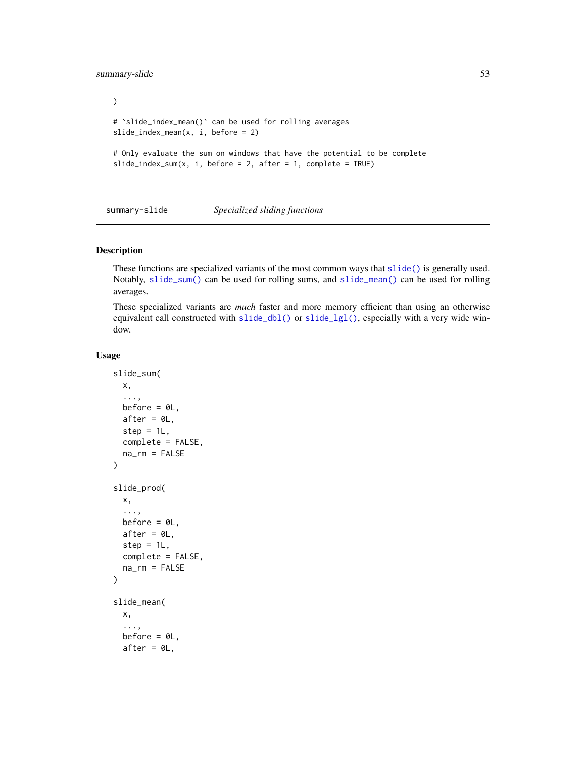```
)

# `slide_index_mean()` can be used for rolling averages
slide_index_mean(x, i, before = 2)

# Only evaluate the sum on windows that have the potential to be complete
slide_index_sum(x, i, before = 2, after = 1, complete = TRUE)
```

---

summary-slide    *Specialized sliding functions*

---

## Description

These functions are specialized variants of the most common ways that `slide()` is generally used. Notably, `slide_sum()` can be used for rolling sums, and `slide_mean()` can be used for rolling averages.

These specialized variants are *much* faster and more memory efficient than using an otherwise equivalent call constructed with `slide_dbl()` or `slide_lgl()`, especially with a very wide window.

## Usage

```
slide_sum(
  x,
  ...,
  before = 0L,
  after = 0L,
  step = 1L,
  complete = FALSE,
  na_rm = FALSE
)

slide_prod(
  x,
  ...,
  before = 0L,
  after = 0L,
  step = 1L,
  complete = FALSE,
  na_rm = FALSE
)

slide_mean(
  x,
  ...,
  before = 0L,
  after = 0L,
```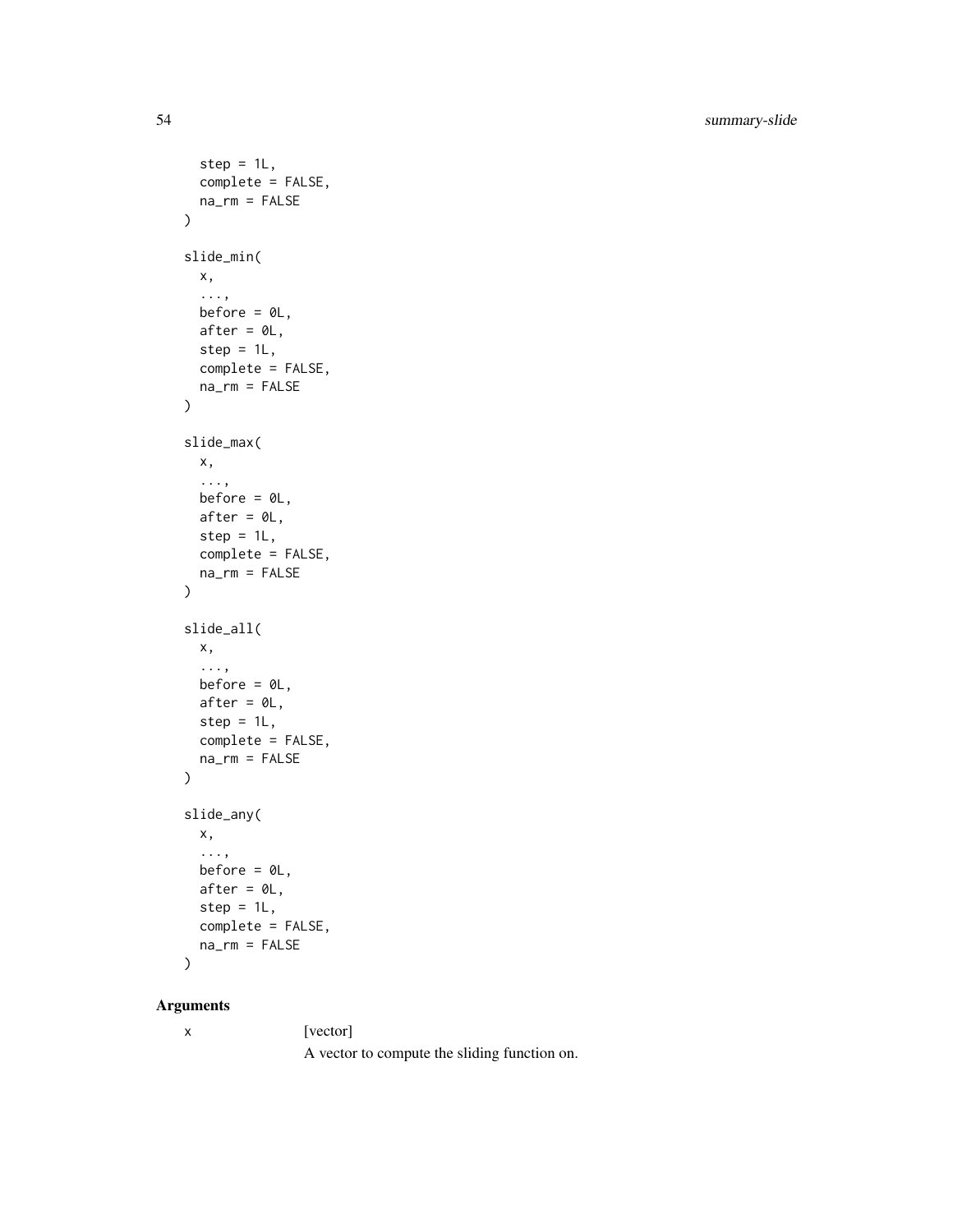```
  step = 1L,
  complete = FALSE,
  na_rm = FALSE
)

slide_min(
  x,
  ...,
  before = 0L,
  after = 0L,
  step = 1L,
  complete = FALSE,
  na_rm = FALSE
)

slide_max(
  x,
  ...,
  before = 0L,
  after = 0L,
  step = 1L,
  complete = FALSE,
  na_rm = FALSE
)

slide_all(
  x,
  ...,
  before = 0L,
  after = 0L,
  step = 1L,
  complete = FALSE,
  na_rm = FALSE
)

slide_any(
  x,
  ...,
  before = 0L,
  after = 0L,
  step = 1L,
  complete = FALSE,
  na_rm = FALSE
)
```

## Arguments

`x` [vector]

A vector to compute the sliding function on.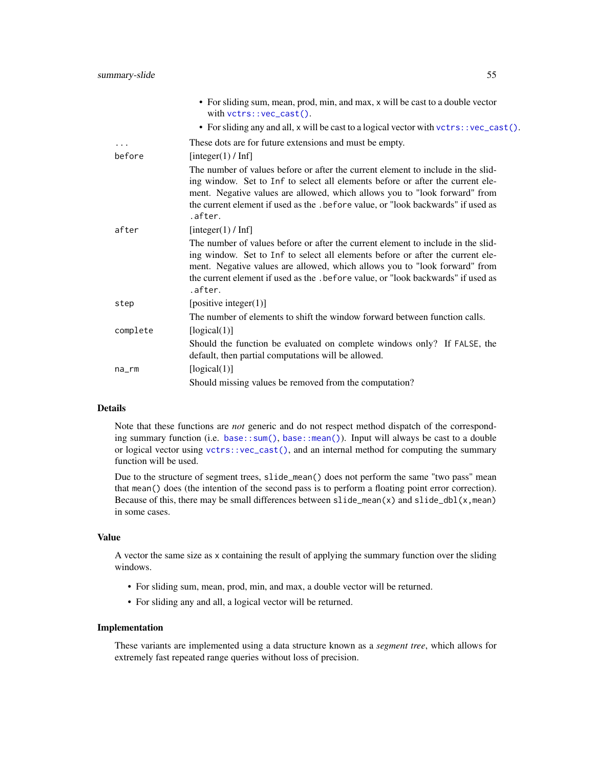- For sliding sum, mean, prod, min, and max, `x` will be cast to a double vector with `vctrs::vec_cast()`.
- For sliding any and all, `x` will be cast to a logical vector with `vctrs::vec_cast()`.

`...` These dots are for future extensions and must be empty.

`before` [integer(1) / Inf]

The number of values before or after the current element to include in the sliding window. Set to `Inf` to select all elements before or after the current element. Negative values are allowed, which allows you to "look forward" from the current element if used as the `.before` value, or "look backwards" if used as `.after`.

`after` [integer(1) / Inf]

The number of values before or after the current element to include in the sliding window. Set to `Inf` to select all elements before or after the current element. Negative values are allowed, which allows you to "look forward" from the current element if used as the `.before` value, or "look backwards" if used as `.after`.

`step` [positive integer(1)]

The number of elements to shift the window forward between function calls.

`complete` [logical(1)]

Should the function be evaluated on complete windows only? If `FALSE`, the default, then partial computations will be allowed.

`na_rm` [logical(1)]

Should missing values be removed from the computation?

## Details

Note that these functions are *not* generic and do not respect method dispatch of the corresponding summary function (i.e. `base::sum()`, `base::mean()`). Input will always be cast to a double or logical vector using `vctrs::vec_cast()`, and an internal method for computing the summary function will be used.

Due to the structure of segment trees, `slide_mean()` does not perform the same "two pass" mean that `mean()` does (the intention of the second pass is to perform a floating point error correction). Because of this, there may be small differences between `slide_mean(x)` and `slide_dbl(x,mean)` in some cases.

## Value

A vector the same size as `x` containing the result of applying the summary function over the sliding windows.

- For sliding sum, mean, prod, min, and max, a double vector will be returned.
- For sliding any and all, a logical vector will be returned.

## Implementation

These variants are implemented using a data structure known as a *segment tree*, which allows for extremely fast repeated range queries without loss of precision.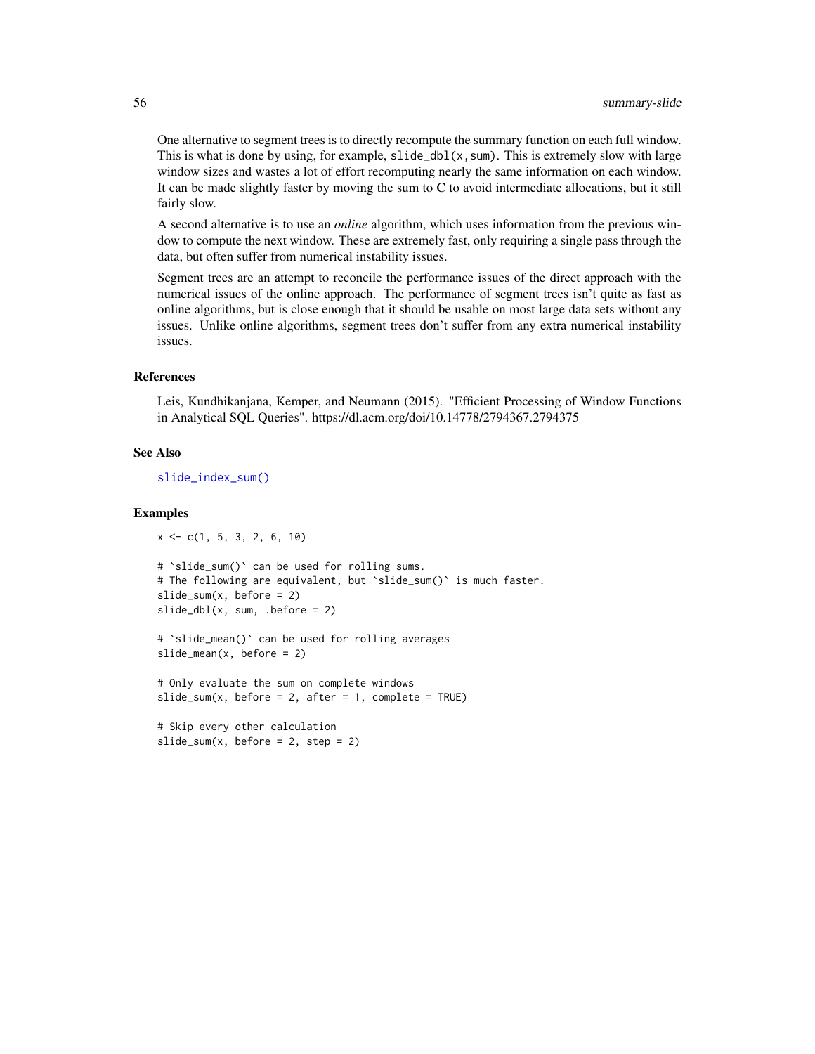One alternative to segment trees is to directly recompute the summary function on each full window. This is what is done by using, for example, `slide_dbl(x, sum)`. This is extremely slow with large window sizes and wastes a lot of effort recomputing nearly the same information on each window. It can be made slightly faster by moving the sum to C to avoid intermediate allocations, but it still fairly slow.

A second alternative is to use an *online* algorithm, which uses information from the previous window to compute the next window. These are extremely fast, only requiring a single pass through the data, but often suffer from numerical instability issues.

Segment trees are an attempt to reconcile the performance issues of the direct approach with the numerical issues of the online approach. The performance of segment trees isn't quite as fast as online algorithms, but is close enough that it should be usable on most large data sets without any issues. Unlike online algorithms, segment trees don't suffer from any extra numerical instability issues.

## References

Leis, Kundhikanjana, Kemper, and Neumann (2015). "Efficient Processing of Window Functions in Analytical SQL Queries". https://dl.acm.org/doi/10.14778/2794367.2794375

## See Also

`slide_index_sum()`

## Examples

```
x <- c(1, 5, 3, 2, 6, 10)

# `slide_sum()` can be used for rolling sums.
# The following are equivalent, but `slide_sum()` is much faster.
slide_sum(x, before = 2)
slide_dbl(x, sum, .before = 2)

# `slide_mean()` can be used for rolling averages
slide_mean(x, before = 2)

# Only evaluate the sum on complete windows
slide_sum(x, before = 2, after = 1, complete = TRUE)

# Skip every other calculation
slide_sum(x, before = 2, step = 2)
```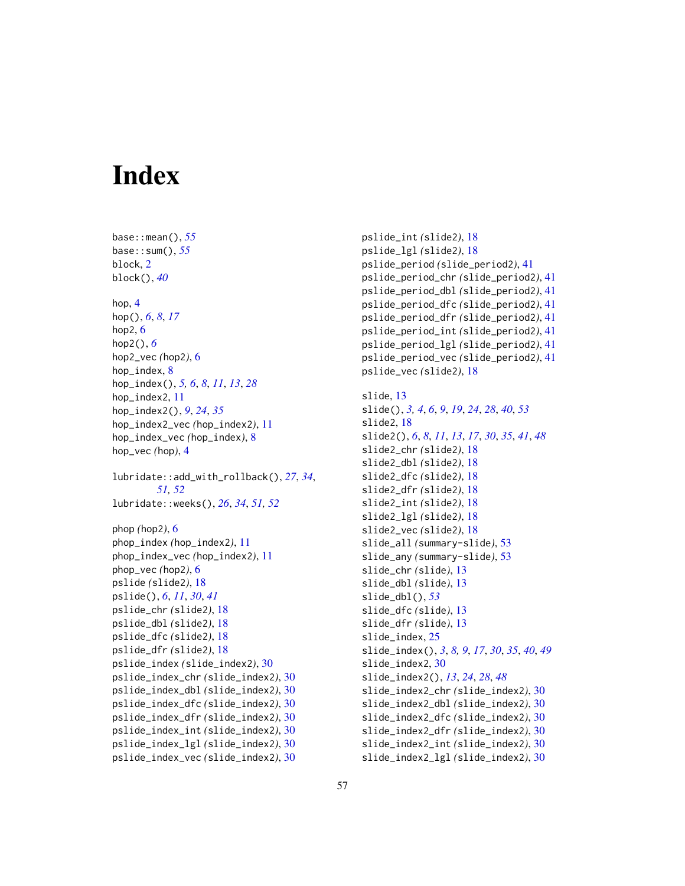# Index

base::mean(), *55*
base::sum(), *55*
block, 2
block(), *40*

hop, 4
hop(), *6*, *8*, *17*
hop2, 6
hop2(), *6*
hop2_vec *(hop2)*, 6
hop_index, 8
hop_index(), *5, 6*, *8*, *11*, *13*, *28*
hop_index2, 11
hop_index2(), *9*, *24*, *35*
hop_index2_vec *(hop_index2)*, 11
hop_index_vec *(hop_index)*, 8
hop_vec *(hop)*, 4

lubridate::add_with_rollback(), *27*, *34*, *51, 52*
lubridate::weeks(), *26*, *34*, *51, 52*

phop *(hop2)*, 6
phop_index *(hop_index2)*, 11
phop_index_vec *(hop_index2)*, 11
phop_vec *(hop2)*, 6
pslide *(slide2)*, 18
pslide(), *6*, *11*, *30*, *41*
pslide_chr *(slide2)*, 18
pslide_dbl *(slide2)*, 18
pslide_dfc *(slide2)*, 18
pslide_dfr *(slide2)*, 18
pslide_index *(slide_index2)*, 30
pslide_index_chr *(slide_index2)*, 30
pslide_index_dbl *(slide_index2)*, 30
pslide_index_dfc *(slide_index2)*, 30
pslide_index_dfr *(slide_index2)*, 30
pslide_index_int *(slide_index2)*, 30
pslide_index_lgl *(slide_index2)*, 30
pslide_index_vec *(slide_index2)*, 30
pslide_int *(slide2)*, 18
pslide_lgl *(slide2)*, 18
pslide_period *(slide_period2)*, 41
pslide_period_chr *(slide_period2)*, 41
pslide_period_dbl *(slide_period2)*, 41
pslide_period_dfc *(slide_period2)*, 41
pslide_period_dfr *(slide_period2)*, 41
pslide_period_int *(slide_period2)*, 41
pslide_period_lgl *(slide_period2)*, 41
pslide_period_vec *(slide_period2)*, 41
pslide_vec *(slide2)*, 18

slide, 13
slide(), *3, 4*, *6*, *9*, *19*, *24*, *28*, *40*, *53*
slide2, 18
slide2(), *6*, *8*, *11*, *13*, *17*, *30*, *35*, *41*, *48*
slide2_chr *(slide2)*, 18
slide2_dbl *(slide2)*, 18
slide2_dfc *(slide2)*, 18
slide2_dfr *(slide2)*, 18
slide2_int *(slide2)*, 18
slide2_lgl *(slide2)*, 18
slide2_vec *(slide2)*, 18
slide_all *(summary-slide)*, 53
slide_any *(summary-slide)*, 53
slide_chr *(slide)*, 13
slide_dbl *(slide)*, 13
slide_dbl(), *53*
slide_dfc *(slide)*, 13
slide_dfr *(slide)*, 13
slide_index, 25
slide_index(), *3*, *8, 9*, *17*, *30*, *35*, *40*, *49*
slide_index2, 30
slide_index2(), *13*, *24*, *28*, *48*
slide_index2_chr *(slide_index2)*, 30
slide_index2_dbl *(slide_index2)*, 30
slide_index2_dfc *(slide_index2)*, 30
slide_index2_dfr *(slide_index2)*, 30
slide_index2_int *(slide_index2)*, 30
slide_index2_lgl *(slide_index2)*, 30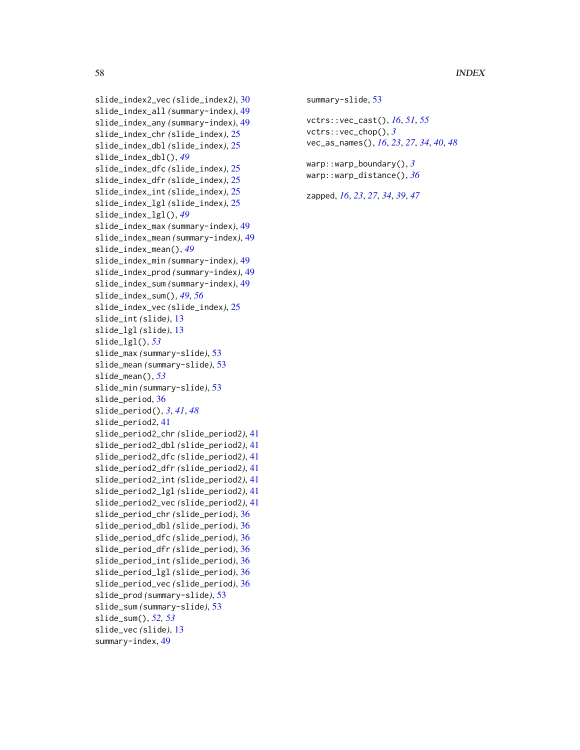slide_index2_vec (slide_index2), 30
slide_index_all (summary-index), 49
slide_index_any (summary-index), 49
slide_index_chr (slide_index), 25
slide_index_dbl (slide_index), 25
slide_index_dbl(), *49*
slide_index_dfc (slide_index), 25
slide_index_dfr (slide_index), 25
slide_index_int (slide_index), 25
slide_index_lgl (slide_index), 25
slide_index_lgl(), *49*
slide_index_max (summary-index), 49
slide_index_mean (summary-index), 49
slide_index_mean(), *49*
slide_index_min (summary-index), 49
slide_index_prod (summary-index), 49
slide_index_sum (summary-index), 49
slide_index_sum(), *49*, *56*
slide_index_vec (slide_index), 25
slide_int (slide), 13
slide_lgl (slide), 13
slide_lgl(), *53*
slide_max (summary-slide), 53
slide_mean (summary-slide), 53
slide_mean(), *53*
slide_min (summary-slide), 53
slide_period, 36
slide_period(), *3*, *41*, *48*
slide_period2, 41
slide_period2_chr (slide_period2), 41
slide_period2_dbl (slide_period2), 41
slide_period2_dfc (slide_period2), 41
slide_period2_dfr (slide_period2), 41
slide_period2_int (slide_period2), 41
slide_period2_lgl (slide_period2), 41
slide_period2_vec (slide_period2), 41
slide_period_chr (slide_period), 36
slide_period_dbl (slide_period), 36
slide_period_dfc (slide_period), 36
slide_period_dfr (slide_period), 36
slide_period_int (slide_period), 36
slide_period_lgl (slide_period), 36
slide_period_vec (slide_period), 36
slide_prod (summary-slide), 53
slide_sum (summary-slide), 53
slide_sum(), *52, 53*
slide_vec (slide), 13
summary-index, 49
summary-slide, 53

vctrs::vec_cast(), *16*, *51*, *55*
vctrs::vec_chop(), *3*
vec_as_names(), *16*, *23*, *27*, *34*, *40*, *48*

warp::warp_boundary(), *3*
warp::warp_distance(), *36*

zapped, *16*, *23*, *27*, *34*, *39*, *47*